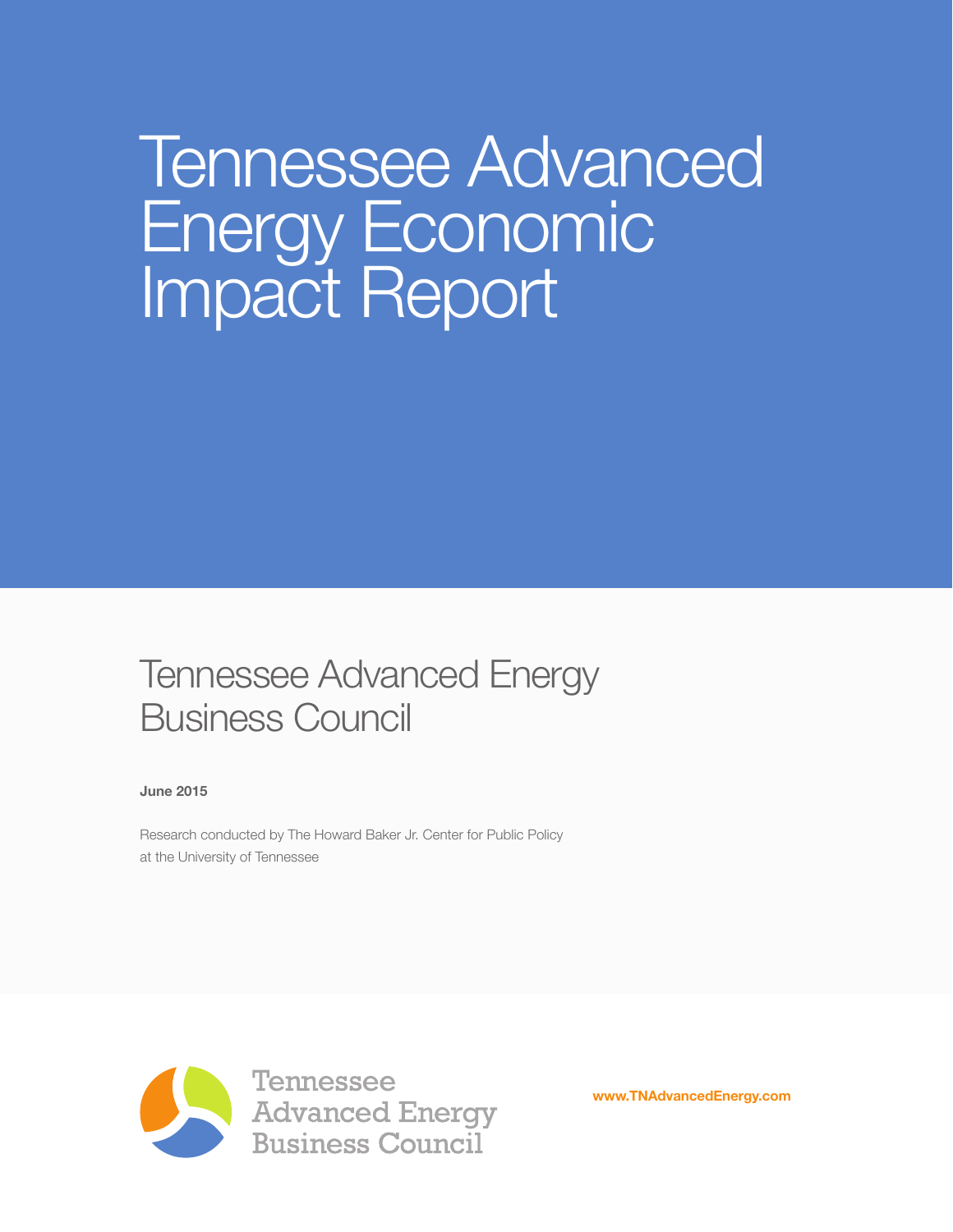# Tennessee Advanced Energy Economic Impact Report

## Tennessee Advanced Energy Business Council

**June 2015**

Research conducted by The Howard Baker Jr. Center for Public Policy at the University of Tennessee

Tennessee Advanced Energy Business Council

**www.TNAdvancedEnergy.com**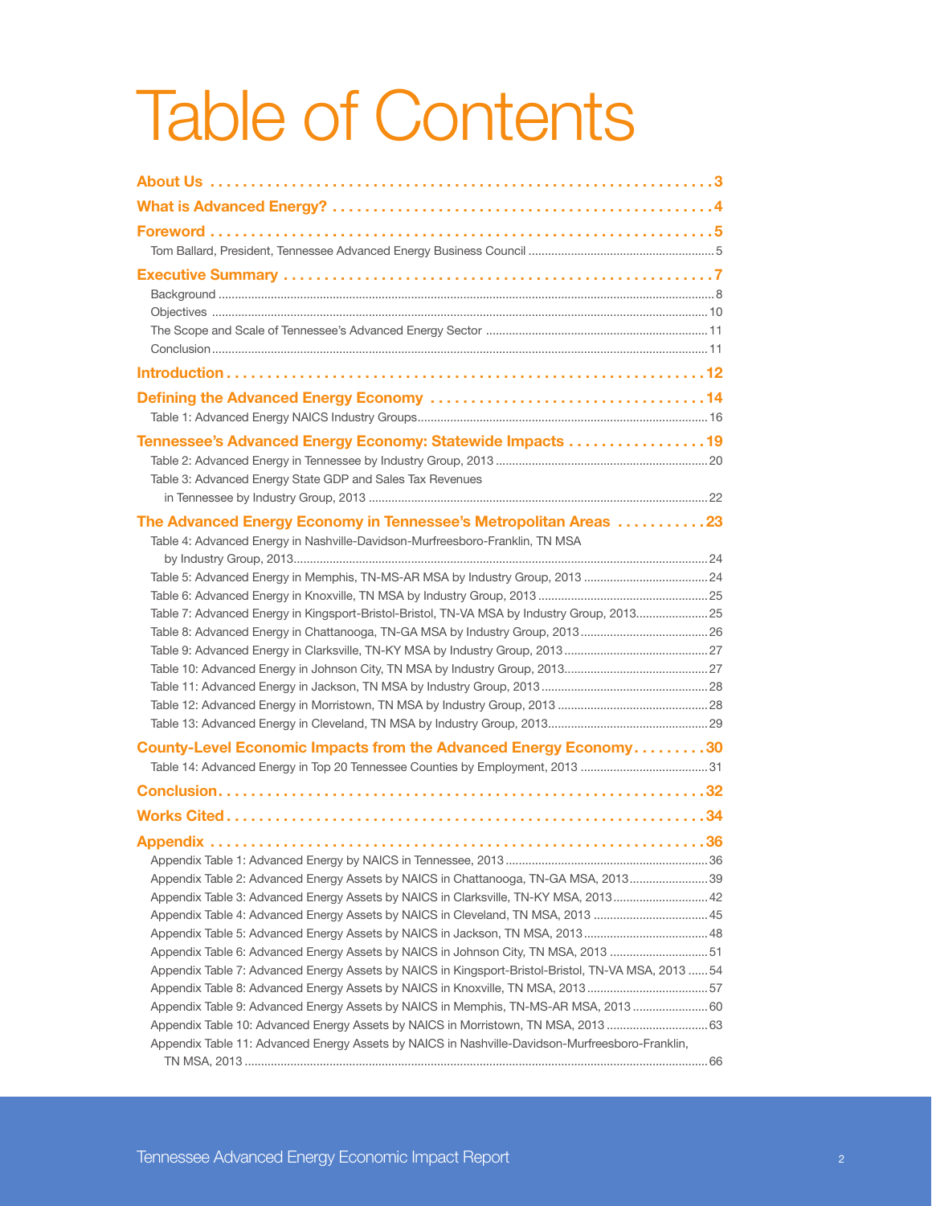# Table of Contents

**About Us** ... 3

**What is Advanced Energy?** ... 4

**Foreword** ... 5

Tom Ballard, President, Tennessee Advanced Energy Business Council ... 5

**Executive Summary** ... 7

Background ... 8

Objectives ... 10

The Scope and Scale of Tennessee's Advanced Energy Sector ... 11

Conclusion ... 11

**Introduction** ... 12

**Defining the Advanced Energy Economy** ... 14

Table 1: Advanced Energy NAICS Industry Groups ... 16

**Tennessee's Advanced Energy Economy: Statewide Impacts** ... 19

Table 2: Advanced Energy in Tennessee by Industry Group, 2013 ... 20

Table 3: Advanced Energy State GDP and Sales Tax Revenues in Tennessee by Industry Group, 2013 ... 22

**The Advanced Energy Economy in Tennessee's Metropolitan Areas** ... 23

Table 4: Advanced Energy in Nashville-Davidson-Murfreesboro-Franklin, TN MSA by Industry Group, 2013 ... 24

Table 5: Advanced Energy in Memphis, TN-MS-AR MSA by Industry Group, 2013 ... 24

Table 6: Advanced Energy in Knoxville, TN MSA by Industry Group, 2013 ... 25

Table 7: Advanced Energy in Kingsport-Bristol-Bristol, TN-VA MSA by Industry Group, 2013 ... 25

Table 8: Advanced Energy in Chattanooga, TN-GA MSA by Industry Group, 2013 ... 26

Table 9: Advanced Energy in Clarksville, TN-KY MSA by Industry Group, 2013 ... 27

Table 10: Advanced Energy in Johnson City, TN MSA by Industry Group, 2013 ... 27

Table 11: Advanced Energy in Jackson, TN MSA by Industry Group, 2013 ... 28

Table 12: Advanced Energy in Morristown, TN MSA by Industry Group, 2013 ... 28

Table 13: Advanced Energy in Cleveland, TN MSA by Industry Group, 2013 ... 29

**County-Level Economic Impacts from the Advanced Energy Economy** ... 30

Table 14: Advanced Energy in Top 20 Tennessee Counties by Employment, 2013 ... 31

**Conclusion** ... 32

**Works Cited** ... 34

**Appendix** ... 36

Appendix Table 1: Advanced Energy by NAICS in Tennessee, 2013 ... 36

Appendix Table 2: Advanced Energy Assets by NAICS in Chattanooga, TN-GA MSA, 2013 ... 39

Appendix Table 3: Advanced Energy Assets by NAICS in Clarksville, TN-KY MSA, 2013 ... 42

Appendix Table 4: Advanced Energy Assets by NAICS in Cleveland, TN MSA, 2013 ... 45

Appendix Table 5: Advanced Energy Assets by NAICS in Jackson, TN MSA, 2013 ... 48

Appendix Table 6: Advanced Energy Assets by NAICS in Johnson City, TN MSA, 2013 ... 51

Appendix Table 7: Advanced Energy Assets by NAICS in Kingsport-Bristol-Bristol, TN-VA MSA, 2013 ... 54

Appendix Table 8: Advanced Energy Assets by NAICS in Knoxville, TN MSA, 2013 ... 57

Appendix Table 9: Advanced Energy Assets by NAICS in Memphis, TN-MS-AR MSA, 2013 ... 60

Appendix Table 10: Advanced Energy Assets by NAICS in Morristown, TN MSA, 2013 ... 63

Appendix Table 11: Advanced Energy Assets by NAICS in Nashville-Davidson-Murfreesboro-Franklin, TN MSA, 2013 ... 66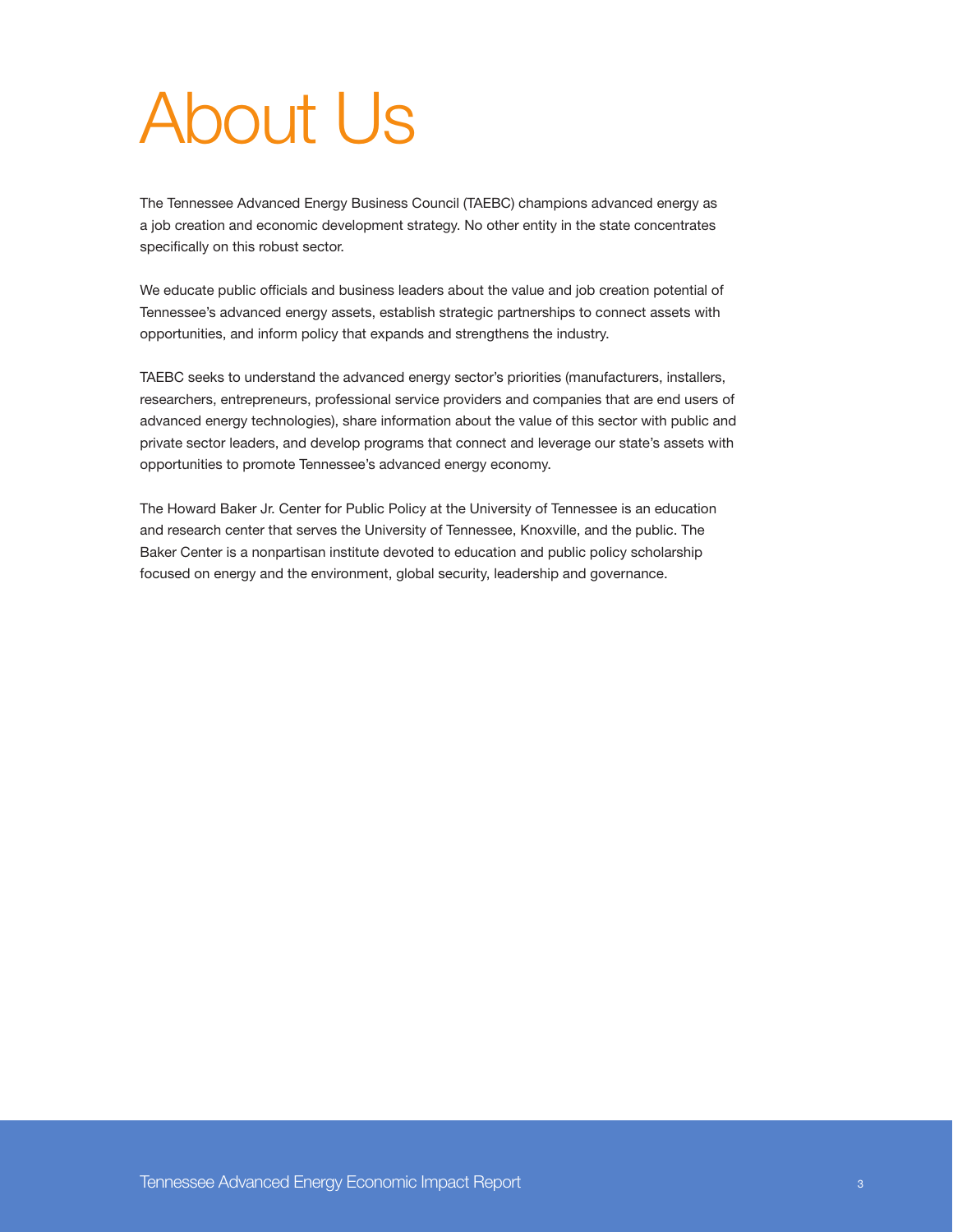# About Us

The Tennessee Advanced Energy Business Council (TAEBC) champions advanced energy as a job creation and economic development strategy. No other entity in the state concentrates specifically on this robust sector.

We educate public officials and business leaders about the value and job creation potential of Tennessee's advanced energy assets, establish strategic partnerships to connect assets with opportunities, and inform policy that expands and strengthens the industry.

TAEBC seeks to understand the advanced energy sector's priorities (manufacturers, installers, researchers, entrepreneurs, professional service providers and companies that are end users of advanced energy technologies), share information about the value of this sector with public and private sector leaders, and develop programs that connect and leverage our state's assets with opportunities to promote Tennessee's advanced energy economy.

The Howard Baker Jr. Center for Public Policy at the University of Tennessee is an education and research center that serves the University of Tennessee, Knoxville, and the public. The Baker Center is a nonpartisan institute devoted to education and public policy scholarship focused on energy and the environment, global security, leadership and governance.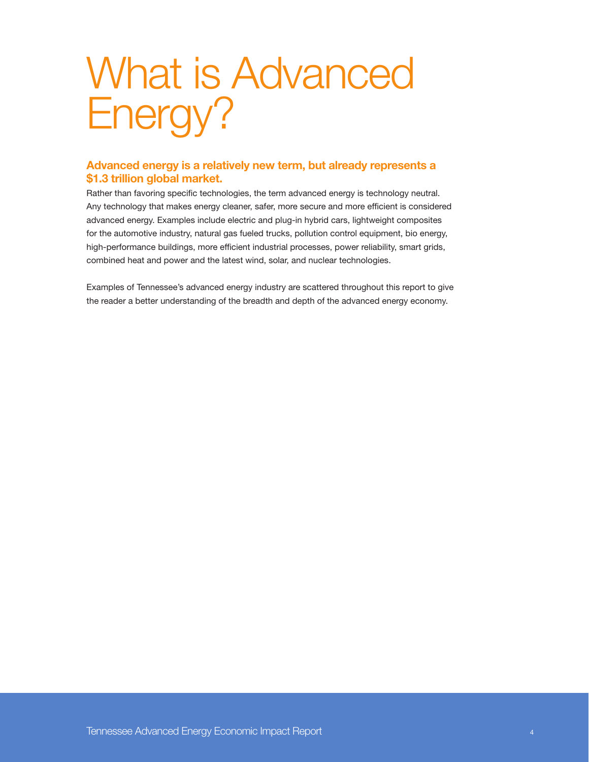# What is Advanced Energy?

**Advanced energy is a relatively new term, but already represents a $1.3 trillion global market.**

Rather than favoring specific technologies, the term advanced energy is technology neutral. Any technology that makes energy cleaner, safer, more secure and more efficient is considered advanced energy. Examples include electric and plug-in hybrid cars, lightweight composites for the automotive industry, natural gas fueled trucks, pollution control equipment, bio energy, high-performance buildings, more efficient industrial processes, power reliability, smart grids, combined heat and power and the latest wind, solar, and nuclear technologies.

Examples of Tennessee's advanced energy industry are scattered throughout this report to give the reader a better understanding of the breadth and depth of the advanced energy economy.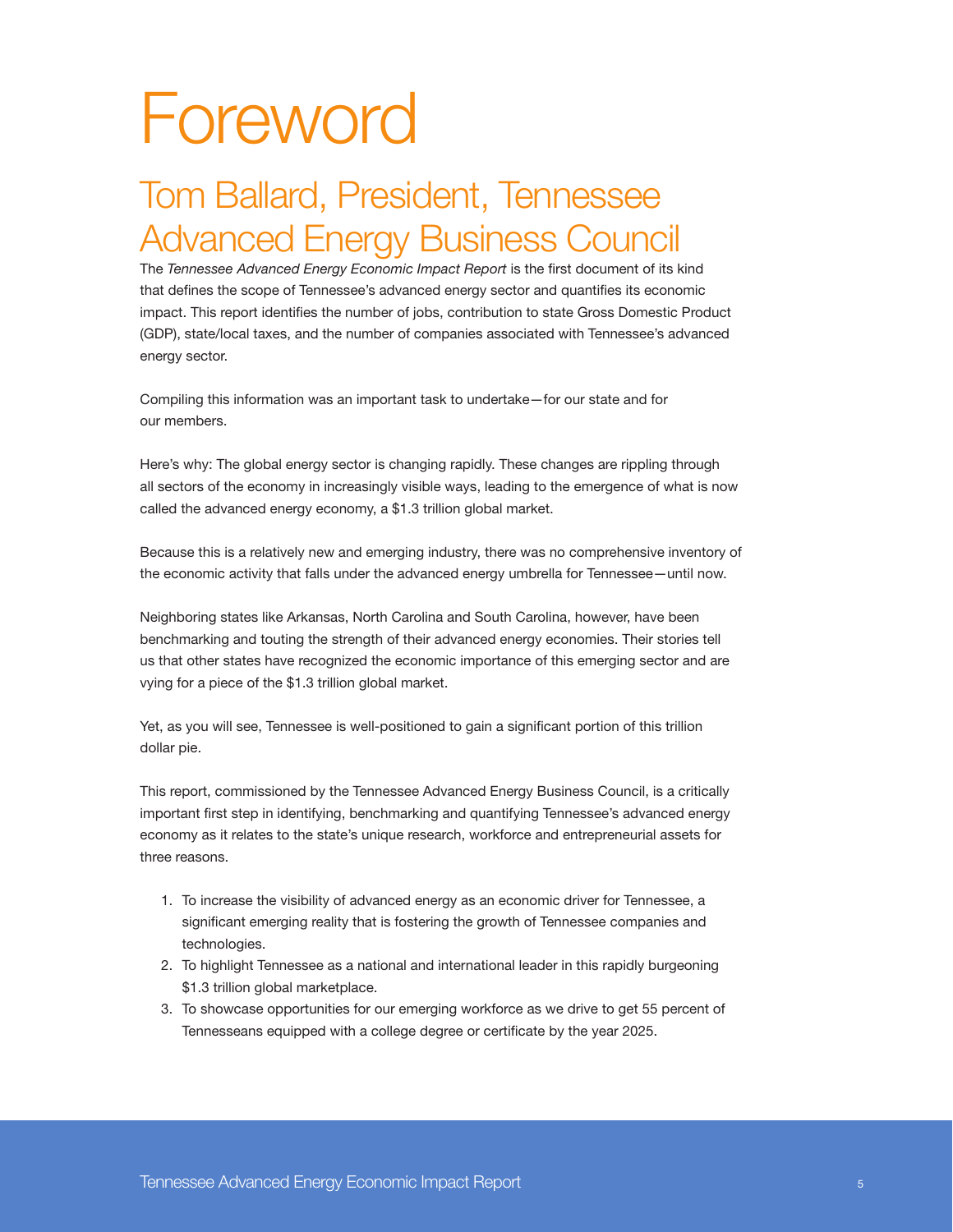# Foreword

## Tom Ballard, President, Tennessee Advanced Energy Business Council

The *Tennessee Advanced Energy Economic Impact Report* is the first document of its kind that defines the scope of Tennessee's advanced energy sector and quantifies its economic impact. This report identifies the number of jobs, contribution to state Gross Domestic Product (GDP), state/local taxes, and the number of companies associated with Tennessee's advanced energy sector.

Compiling this information was an important task to undertake—for our state and for our members.

Here's why: The global energy sector is changing rapidly. These changes are rippling through all sectors of the economy in increasingly visible ways, leading to the emergence of what is now called the advanced energy economy, a $1.3 trillion global market.

Because this is a relatively new and emerging industry, there was no comprehensive inventory of the economic activity that falls under the advanced energy umbrella for Tennessee—until now.

Neighboring states like Arkansas, North Carolina and South Carolina, however, have been benchmarking and touting the strength of their advanced energy economies. Their stories tell us that other states have recognized the economic importance of this emerging sector and are vying for a piece of the $1.3 trillion global market.

Yet, as you will see, Tennessee is well-positioned to gain a significant portion of this trillion dollar pie.

This report, commissioned by the Tennessee Advanced Energy Business Council, is a critically important first step in identifying, benchmarking and quantifying Tennessee's advanced energy economy as it relates to the state's unique research, workforce and entrepreneurial assets for three reasons.

1. To increase the visibility of advanced energy as an economic driver for Tennessee, a significant emerging reality that is fostering the growth of Tennessee companies and technologies.
2. To highlight Tennessee as a national and international leader in this rapidly burgeoning $1.3 trillion global marketplace.
3. To showcase opportunities for our emerging workforce as we drive to get 55 percent of Tennesseans equipped with a college degree or certificate by the year 2025.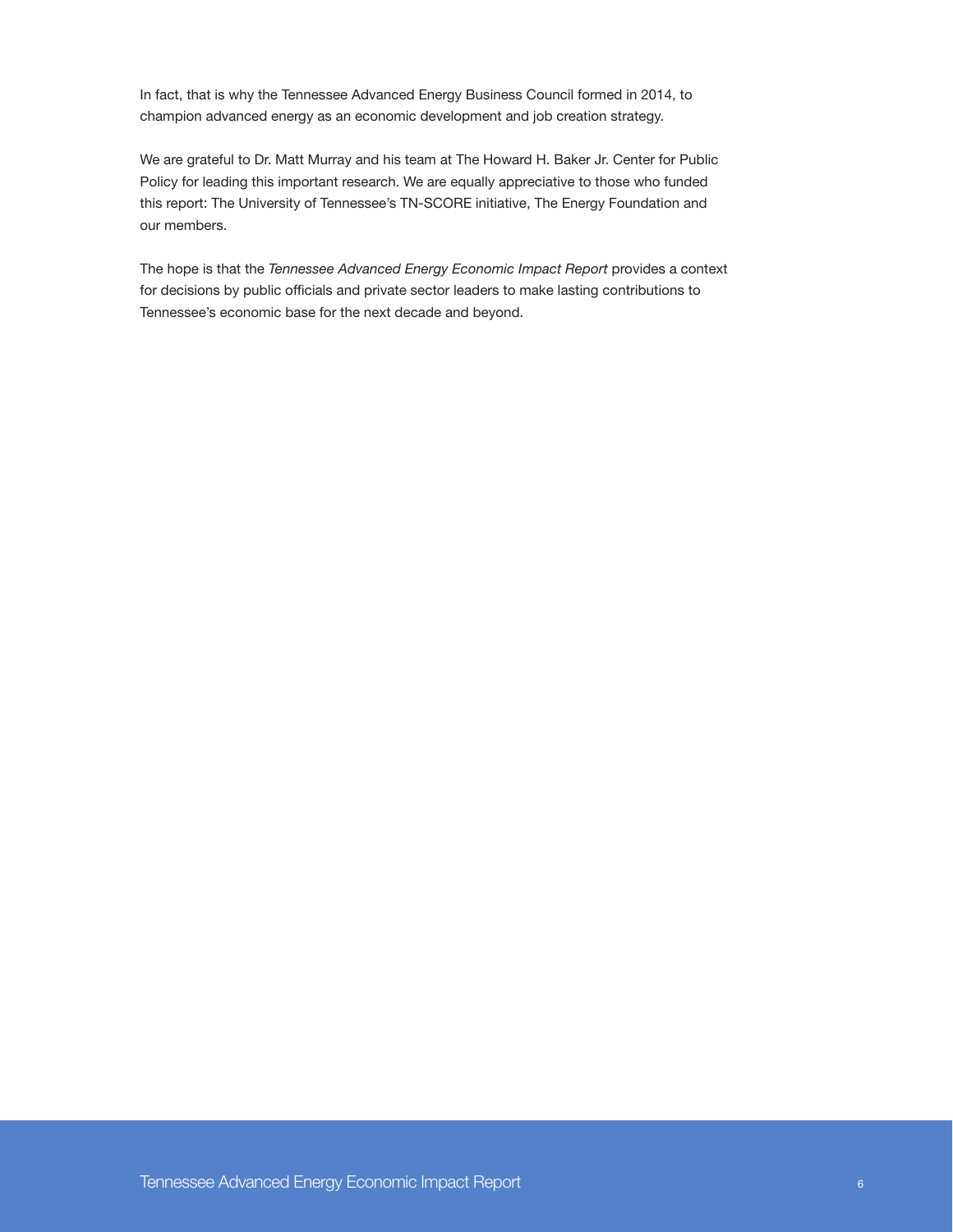In fact, that is why the Tennessee Advanced Energy Business Council formed in 2014, to champion advanced energy as an economic development and job creation strategy.

We are grateful to Dr. Matt Murray and his team at The Howard H. Baker Jr. Center for Public Policy for leading this important research. We are equally appreciative to those who funded this report: The University of Tennessee's TN-SCORE initiative, The Energy Foundation and our members.

The hope is that the *Tennessee Advanced Energy Economic Impact Report* provides a context for decisions by public officials and private sector leaders to make lasting contributions to Tennessee's economic base for the next decade and beyond.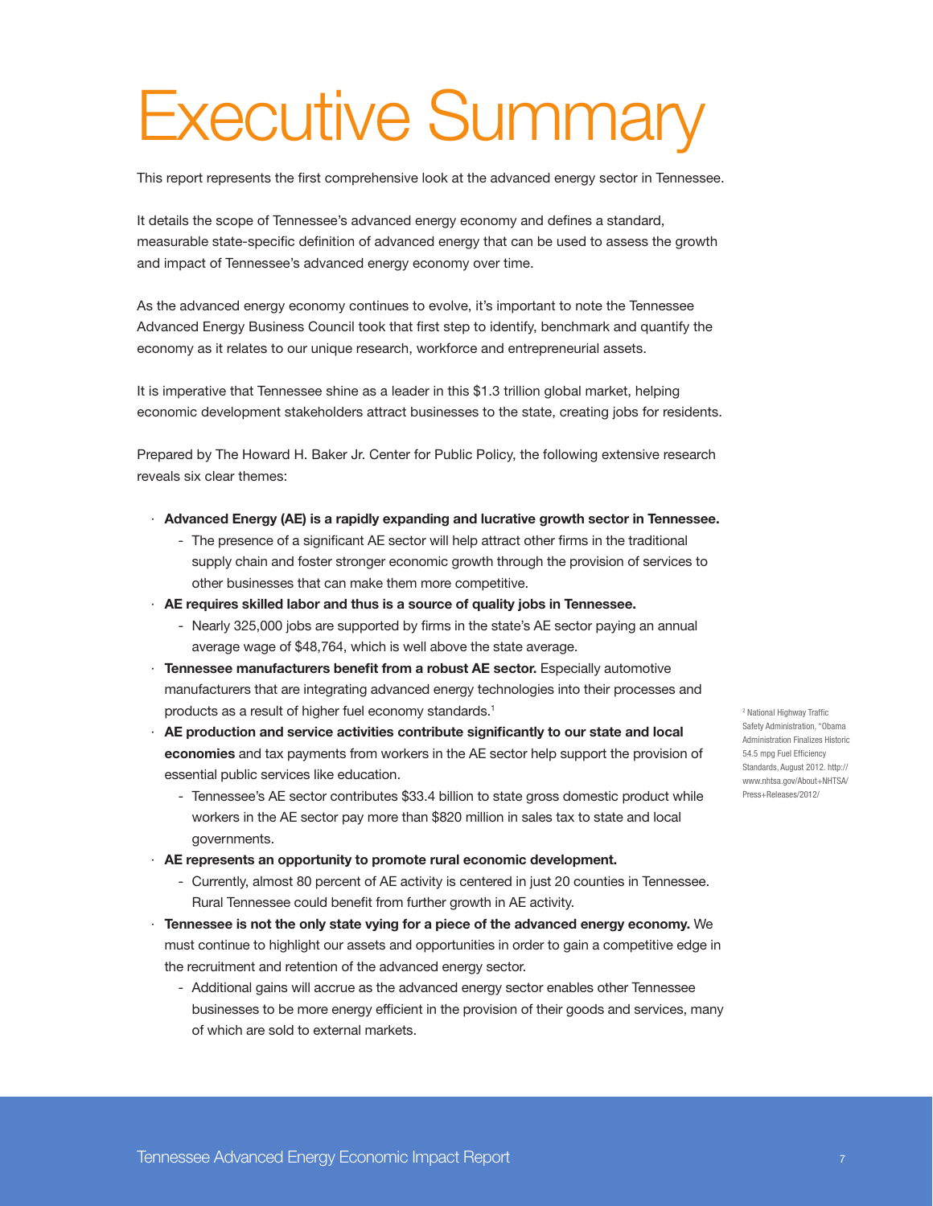# Executive Summary

This report represents the first comprehensive look at the advanced energy sector in Tennessee.

It details the scope of Tennessee's advanced energy economy and defines a standard, measurable state-specific definition of advanced energy that can be used to assess the growth and impact of Tennessee's advanced energy economy over time.

As the advanced energy economy continues to evolve, it's important to note the Tennessee Advanced Energy Business Council took that first step to identify, benchmark and quantify the economy as it relates to our unique research, workforce and entrepreneurial assets.

It is imperative that Tennessee shine as a leader in this $1.3 trillion global market, helping economic development stakeholders attract businesses to the state, creating jobs for residents.

Prepared by The Howard H. Baker Jr. Center for Public Policy, the following extensive research reveals six clear themes:

- **Advanced Energy (AE) is a rapidly expanding and lucrative growth sector in Tennessee.**
  - The presence of a significant AE sector will help attract other firms in the traditional supply chain and foster stronger economic growth through the provision of services to other businesses that can make them more competitive.
- **AE requires skilled labor and thus is a source of quality jobs in Tennessee.**
  - Nearly 325,000 jobs are supported by firms in the state's AE sector paying an annual average wage of $48,764, which is well above the state average.
- **Tennessee manufacturers benefit from a robust AE sector.** Especially automotive manufacturers that are integrating advanced energy technologies into their processes and products as a result of higher fuel economy standards.[1]
- **AE production and service activities contribute significantly to our state and local economies** and tax payments from workers in the AE sector help support the provision of essential public services like education.
  - Tennessee's AE sector contributes $33.4 billion to state gross domestic product while workers in the AE sector pay more than $820 million in sales tax to state and local governments.
- **AE represents an opportunity to promote rural economic development.**
  - Currently, almost 80 percent of AE activity is centered in just 20 counties in Tennessee. Rural Tennessee could benefit from further growth in AE activity.
- **Tennessee is not the only state vying for a piece of the advanced energy economy.** We must continue to highlight our assets and opportunities in order to gain a competitive edge in the recruitment and retention of the advanced energy sector.
  - Additional gains will accrue as the advanced energy sector enables other Tennessee businesses to be more energy efficient in the provision of their goods and services, many of which are sold to external markets.

[1] National Highway Traffic Safety Administration, "Obama Administration Finalizes Historic 54.5 mpg Fuel Efficiency Standards, August 2012. http://www.nhtsa.gov/About+NHTSA/Press+Releases/2012/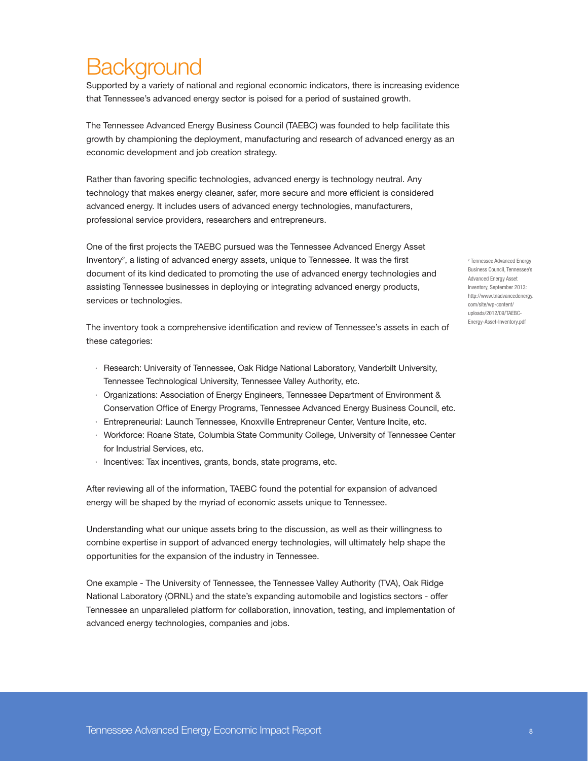# Background

Supported by a variety of national and regional economic indicators, there is increasing evidence that Tennessee's advanced energy sector is poised for a period of sustained growth.

The Tennessee Advanced Energy Business Council (TAEBC) was founded to help facilitate this growth by championing the deployment, manufacturing and research of advanced energy as an economic development and job creation strategy.

Rather than favoring specific technologies, advanced energy is technology neutral. Any technology that makes energy cleaner, safer, more secure and more efficient is considered advanced energy. It includes users of advanced energy technologies, manufacturers, professional service providers, researchers and entrepreneurs.

One of the first projects the TAEBC pursued was the Tennessee Advanced Energy Asset Inventory[2], a listing of advanced energy assets, unique to Tennessee. It was the first document of its kind dedicated to promoting the use of advanced energy technologies and assisting Tennessee businesses in deploying or integrating advanced energy products, services or technologies.

The inventory took a comprehensive identification and review of Tennessee's assets in each of these categories:

- Research: University of Tennessee, Oak Ridge National Laboratory, Vanderbilt University, Tennessee Technological University, Tennessee Valley Authority, etc.
- Organizations: Association of Energy Engineers, Tennessee Department of Environment & Conservation Office of Energy Programs, Tennessee Advanced Energy Business Council, etc.
- Entrepreneurial: Launch Tennessee, Knoxville Entrepreneur Center, Venture Incite, etc.
- Workforce: Roane State, Columbia State Community College, University of Tennessee Center for Industrial Services, etc.
- Incentives: Tax incentives, grants, bonds, state programs, etc.

After reviewing all of the information, TAEBC found the potential for expansion of advanced energy will be shaped by the myriad of economic assets unique to Tennessee.

Understanding what our unique assets bring to the discussion, as well as their willingness to combine expertise in support of advanced energy technologies, will ultimately help shape the opportunities for the expansion of the industry in Tennessee.

One example - The University of Tennessee, the Tennessee Valley Authority (TVA), Oak Ridge National Laboratory (ORNL) and the state's expanding automobile and logistics sectors - offer Tennessee an unparalleled platform for collaboration, innovation, testing, and implementation of advanced energy technologies, companies and jobs.

[2] Tennessee Advanced Energy Business Council, Tennessee's Advanced Energy Asset Inventory, September 2013: http://www.tnadvancedenergy.com/site/wp-content/uploads/2012/09/TAEBC-Energy-Asset-Inventory.pdf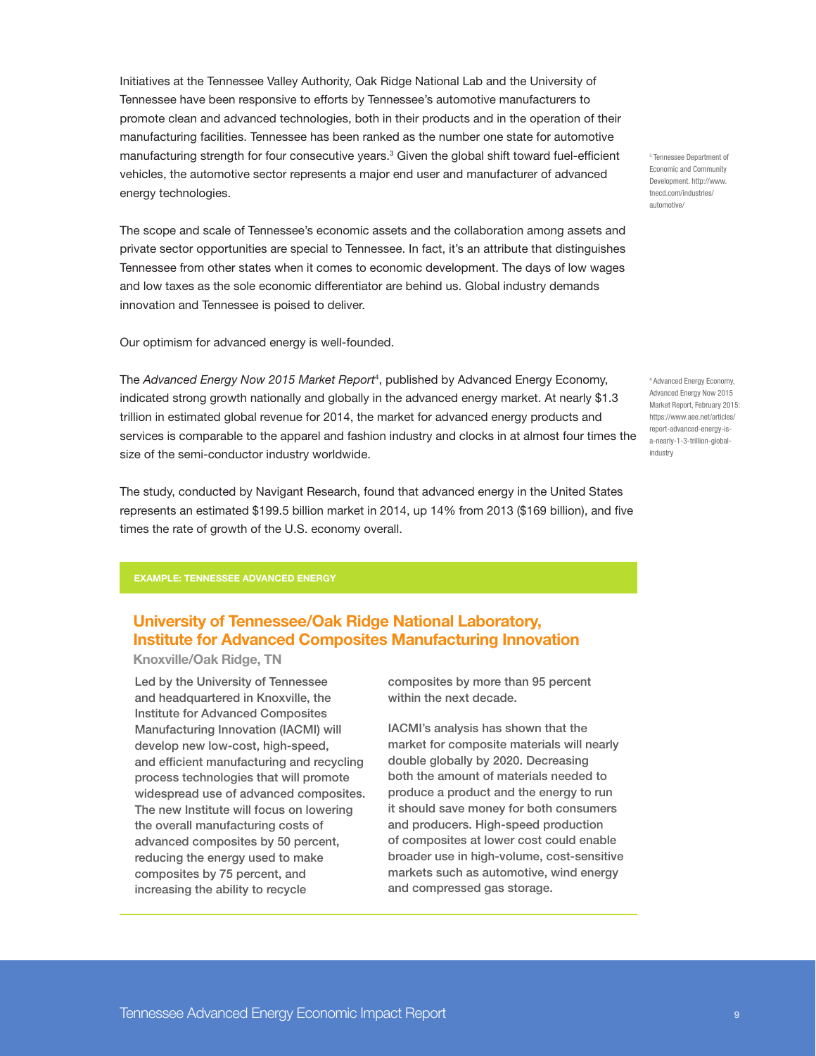Initiatives at the Tennessee Valley Authority, Oak Ridge National Lab and the University of Tennessee have been responsive to efforts by Tennessee's automotive manufacturers to promote clean and advanced technologies, both in their products and in the operation of their manufacturing facilities. Tennessee has been ranked as the number one state for automotive manufacturing strength for four consecutive years.[3] Given the global shift toward fuel-efficient vehicles, the automotive sector represents a major end user and manufacturer of advanced energy technologies.

[3] Tennessee Department of Economic and Community Development. http://www.tnecd.com/industries/automotive/

The scope and scale of Tennessee's economic assets and the collaboration among assets and private sector opportunities are special to Tennessee. In fact, it's an attribute that distinguishes Tennessee from other states when it comes to economic development. The days of low wages and low taxes as the sole economic differentiator are behind us. Global industry demands innovation and Tennessee is poised to deliver.

Our optimism for advanced energy is well-founded.

The *Advanced Energy Now 2015 Market Report*[4], published by Advanced Energy Economy, indicated strong growth nationally and globally in the advanced energy market. At nearly $1.3 trillion in estimated global revenue for 2014, the market for advanced energy products and services is comparable to the apparel and fashion industry and clocks in at almost four times the size of the semi-conductor industry worldwide.

[4] Advanced Energy Economy, Advanced Energy Now 2015 Market Report, February 2015: https://www.aee.net/articles/report-advanced-energy-is-a-nearly-1-3-trillion-global-industry

The study, conducted by Navigant Research, found that advanced energy in the United States represents an estimated $199.5 billion market in 2014, up 14% from 2013 ($169 billion), and five times the rate of growth of the U.S. economy overall.

**EXAMPLE: TENNESSEE ADVANCED ENERGY**

## University of Tennessee/Oak Ridge National Laboratory, Institute for Advanced Composites Manufacturing Innovation

**Knoxville/Oak Ridge, TN**

Led by the University of Tennessee and headquartered in Knoxville, the Institute for Advanced Composites Manufacturing Innovation (IACMI) will develop new low-cost, high-speed, and efficient manufacturing and recycling process technologies that will promote widespread use of advanced composites. The new Institute will focus on lowering the overall manufacturing costs of advanced composites by 50 percent, reducing the energy used to make composites by 75 percent, and increasing the ability to recycle composites by more than 95 percent within the next decade.

IACMI's analysis has shown that the market for composite materials will nearly double globally by 2020. Decreasing both the amount of materials needed to produce a product and the energy to run it should save money for both consumers and producers. High-speed production of composites at lower cost could enable broader use in high-volume, cost-sensitive markets such as automotive, wind energy and compressed gas storage.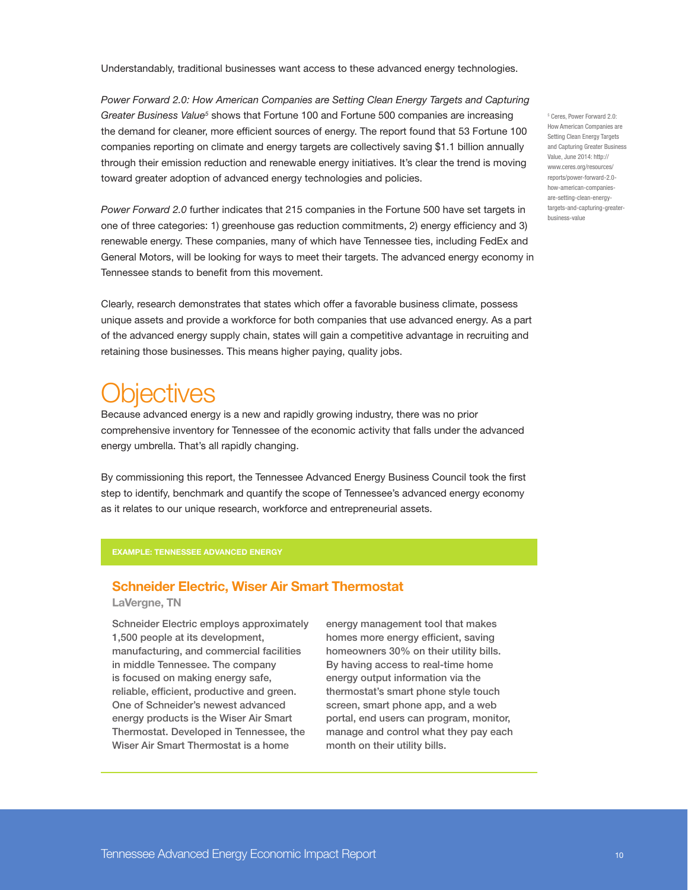Understandably, traditional businesses want access to these advanced energy technologies.

*Power Forward 2.0: How American Companies are Setting Clean Energy Targets and Capturing Greater Business Value*[5] shows that Fortune 100 and Fortune 500 companies are increasing the demand for cleaner, more efficient sources of energy. The report found that 53 Fortune 100 companies reporting on climate and energy targets are collectively saving $1.1 billion annually through their emission reduction and renewable energy initiatives. It's clear the trend is moving toward greater adoption of advanced energy technologies and policies.

*Power Forward 2.0* further indicates that 215 companies in the Fortune 500 have set targets in one of three categories: 1) greenhouse gas reduction commitments, 2) energy efficiency and 3) renewable energy. These companies, many of which have Tennessee ties, including FedEx and General Motors, will be looking for ways to meet their targets. The advanced energy economy in Tennessee stands to benefit from this movement.

Clearly, research demonstrates that states which offer a favorable business climate, possess unique assets and provide a workforce for both companies that use advanced energy. As a part of the advanced energy supply chain, states will gain a competitive advantage in recruiting and retaining those businesses. This means higher paying, quality jobs.

# Objectives

Because advanced energy is a new and rapidly growing industry, there was no prior comprehensive inventory for Tennessee of the economic activity that falls under the advanced energy umbrella. That's all rapidly changing.

By commissioning this report, the Tennessee Advanced Energy Business Council took the first step to identify, benchmark and quantify the scope of Tennessee's advanced energy economy as it relates to our unique research, workforce and entrepreneurial assets.

**EXAMPLE: TENNESSEE ADVANCED ENERGY**

### Schneider Electric, Wiser Air Smart Thermostat

**LaVergne, TN**

Schneider Electric employs approximately 1,500 people at its development, manufacturing, and commercial facilities in middle Tennessee. The company is focused on making energy safe, reliable, efficient, productive and green. One of Schneider's newest advanced energy products is the Wiser Air Smart Thermostat. Developed in Tennessee, the Wiser Air Smart Thermostat is a home energy management tool that makes homes more energy efficient, saving homeowners 30% on their utility bills. By having access to real-time home energy output information via the thermostat's smart phone style touch screen, smart phone app, and a web portal, end users can program, monitor, manage and control what they pay each month on their utility bills.

[5] Ceres, Power Forward 2.0: How American Companies are Setting Clean Energy Targets and Capturing Greater Business Value, June 2014: http://www.ceres.org/resources/reports/power-forward-2.0-how-american-companies-are-setting-clean-energy-targets-and-capturing-greater-business-value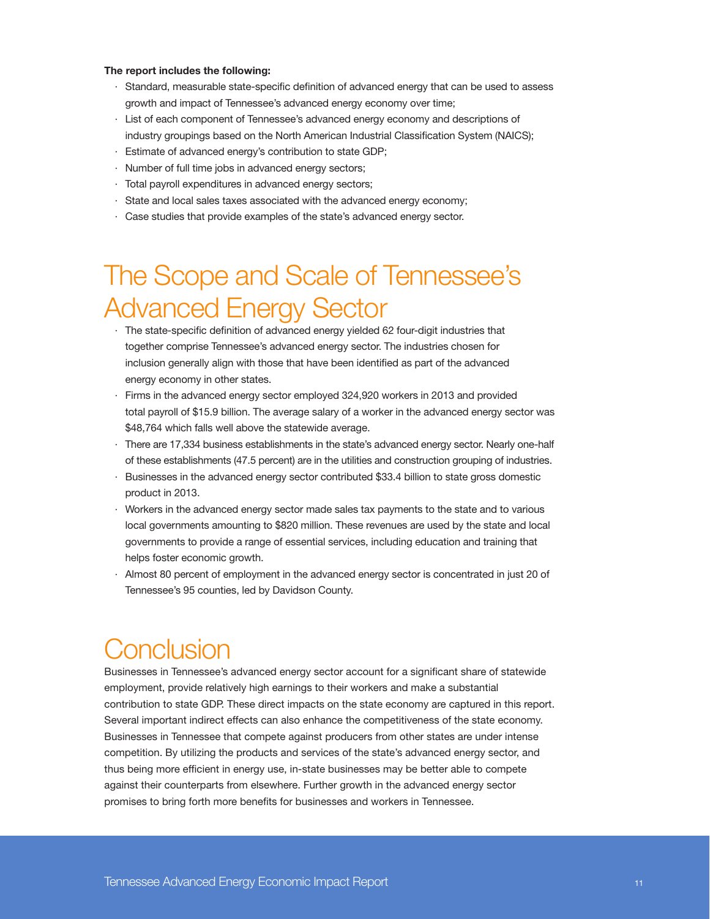**The report includes the following:**

- Standard, measurable state-specific definition of advanced energy that can be used to assess growth and impact of Tennessee's advanced energy economy over time;
- List of each component of Tennessee's advanced energy economy and descriptions of industry groupings based on the North American Industrial Classification System (NAICS);
- Estimate of advanced energy's contribution to state GDP;
- Number of full time jobs in advanced energy sectors;
- Total payroll expenditures in advanced energy sectors;
- State and local sales taxes associated with the advanced energy economy;
- Case studies that provide examples of the state's advanced energy sector.

# The Scope and Scale of Tennessee's Advanced Energy Sector

- The state-specific definition of advanced energy yielded 62 four-digit industries that together comprise Tennessee's advanced energy sector. The industries chosen for inclusion generally align with those that have been identified as part of the advanced energy economy in other states.
- Firms in the advanced energy sector employed 324,920 workers in 2013 and provided total payroll of $15.9 billion. The average salary of a worker in the advanced energy sector was $48,764 which falls well above the statewide average.
- There are 17,334 business establishments in the state's advanced energy sector. Nearly one-half of these establishments (47.5 percent) are in the utilities and construction grouping of industries.
- Businesses in the advanced energy sector contributed $33.4 billion to state gross domestic product in 2013.
- Workers in the advanced energy sector made sales tax payments to the state and to various local governments amounting to $820 million. These revenues are used by the state and local governments to provide a range of essential services, including education and training that helps foster economic growth.
- Almost 80 percent of employment in the advanced energy sector is concentrated in just 20 of Tennessee's 95 counties, led by Davidson County.

# Conclusion

Businesses in Tennessee's advanced energy sector account for a significant share of statewide employment, provide relatively high earnings to their workers and make a substantial contribution to state GDP. These direct impacts on the state economy are captured in this report. Several important indirect effects can also enhance the competitiveness of the state economy. Businesses in Tennessee that compete against producers from other states are under intense competition. By utilizing the products and services of the state's advanced energy sector, and thus being more efficient in energy use, in-state businesses may be better able to compete against their counterparts from elsewhere. Further growth in the advanced energy sector promises to bring forth more benefits for businesses and workers in Tennessee.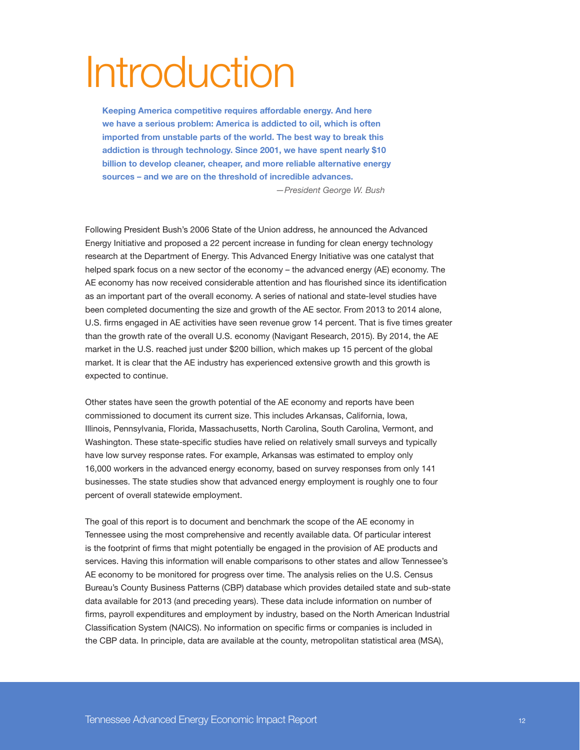# Introduction

> **Keeping America competitive requires affordable energy. And here we have a serious problem: America is addicted to oil, which is often imported from unstable parts of the world. The best way to break this addiction is through technology. Since 2001, we have spent nearly $10 billion to develop cleaner, cheaper, and more reliable alternative energy sources – and we are on the threshold of incredible advances.**
>
> *—President George W. Bush*

Following President Bush's 2006 State of the Union address, he announced the Advanced Energy Initiative and proposed a 22 percent increase in funding for clean energy technology research at the Department of Energy. This Advanced Energy Initiative was one catalyst that helped spark focus on a new sector of the economy – the advanced energy (AE) economy. The AE economy has now received considerable attention and has flourished since its identification as an important part of the overall economy. A series of national and state-level studies have been completed documenting the size and growth of the AE sector. From 2013 to 2014 alone, U.S. firms engaged in AE activities have seen revenue grow 14 percent. That is five times greater than the growth rate of the overall U.S. economy (Navigant Research, 2015). By 2014, the AE market in the U.S. reached just under $200 billion, which makes up 15 percent of the global market. It is clear that the AE industry has experienced extensive growth and this growth is expected to continue.

Other states have seen the growth potential of the AE economy and reports have been commissioned to document its current size. This includes Arkansas, California, Iowa, Illinois, Pennsylvania, Florida, Massachusetts, North Carolina, South Carolina, Vermont, and Washington. These state-specific studies have relied on relatively small surveys and typically have low survey response rates. For example, Arkansas was estimated to employ only 16,000 workers in the advanced energy economy, based on survey responses from only 141 businesses. The state studies show that advanced energy employment is roughly one to four percent of overall statewide employment.

The goal of this report is to document and benchmark the scope of the AE economy in Tennessee using the most comprehensive and recently available data. Of particular interest is the footprint of firms that might potentially be engaged in the provision of AE products and services. Having this information will enable comparisons to other states and allow Tennessee's AE economy to be monitored for progress over time. The analysis relies on the U.S. Census Bureau's County Business Patterns (CBP) database which provides detailed state and sub-state data available for 2013 (and preceding years). These data include information on number of firms, payroll expenditures and employment by industry, based on the North American Industrial Classification System (NAICS). No information on specific firms or companies is included in the CBP data. In principle, data are available at the county, metropolitan statistical area (MSA),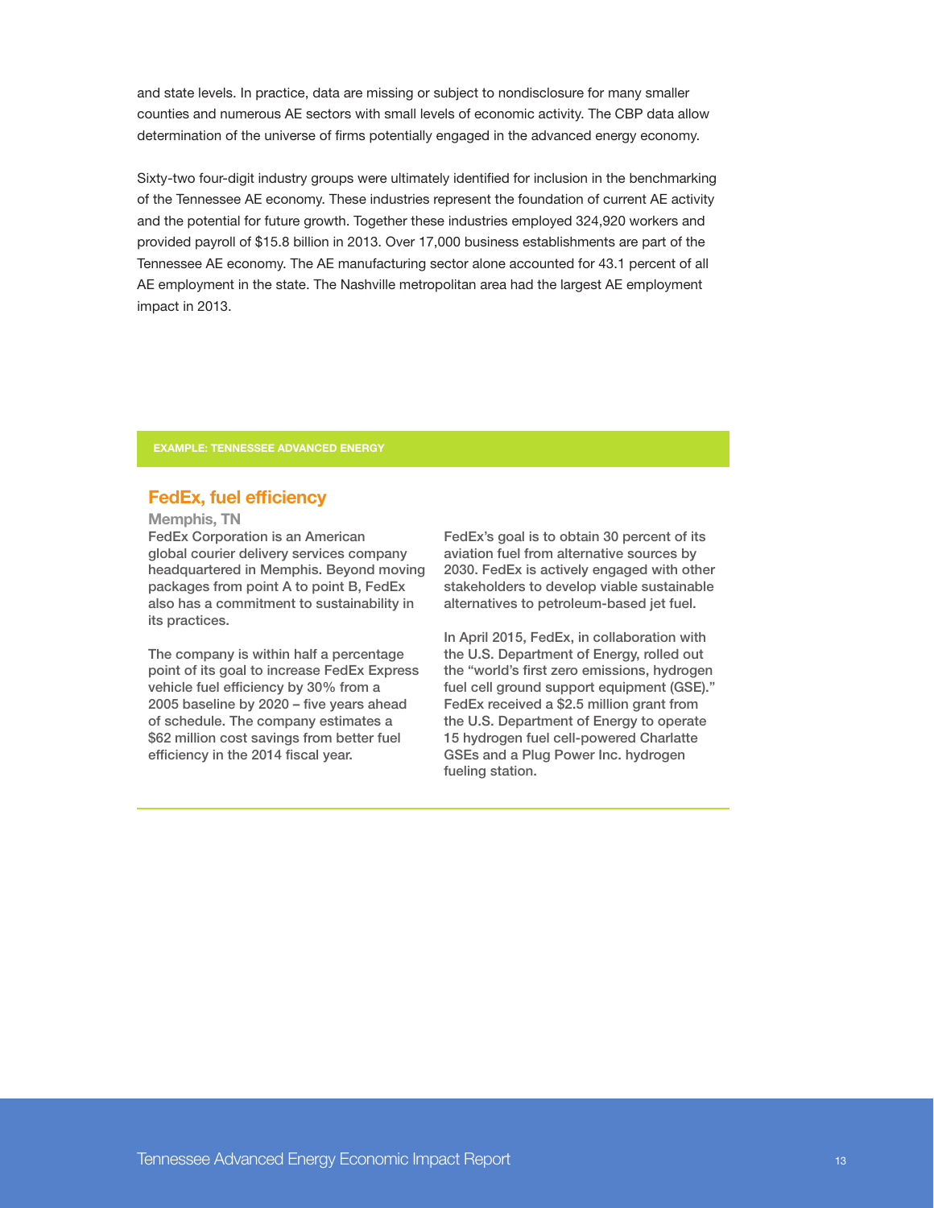and state levels. In practice, data are missing or subject to nondisclosure for many smaller counties and numerous AE sectors with small levels of economic activity. The CBP data allow determination of the universe of firms potentially engaged in the advanced energy economy.

Sixty-two four-digit industry groups were ultimately identified for inclusion in the benchmarking of the Tennessee AE economy. These industries represent the foundation of current AE activity and the potential for future growth. Together these industries employed 324,920 workers and provided payroll of $15.8 billion in 2013. Over 17,000 business establishments are part of the Tennessee AE economy. The AE manufacturing sector alone accounted for 43.1 percent of all AE employment in the state. The Nashville metropolitan area had the largest AE employment impact in 2013.

**EXAMPLE: TENNESSEE ADVANCED ENERGY**

## FedEx, fuel efficiency

**Memphis, TN**

FedEx Corporation is an American global courier delivery services company headquartered in Memphis. Beyond moving packages from point A to point B, FedEx also has a commitment to sustainability in its practices.

The company is within half a percentage point of its goal to increase FedEx Express vehicle fuel efficiency by 30% from a 2005 baseline by 2020 – five years ahead of schedule. The company estimates a $62 million cost savings from better fuel efficiency in the 2014 fiscal year.

FedEx's goal is to obtain 30 percent of its aviation fuel from alternative sources by 2030. FedEx is actively engaged with other stakeholders to develop viable sustainable alternatives to petroleum-based jet fuel.

In April 2015, FedEx, in collaboration with the U.S. Department of Energy, rolled out the "world's first zero emissions, hydrogen fuel cell ground support equipment (GSE)." FedEx received a $2.5 million grant from the U.S. Department of Energy to operate 15 hydrogen fuel cell-powered Charlatte GSEs and a Plug Power Inc. hydrogen fueling station.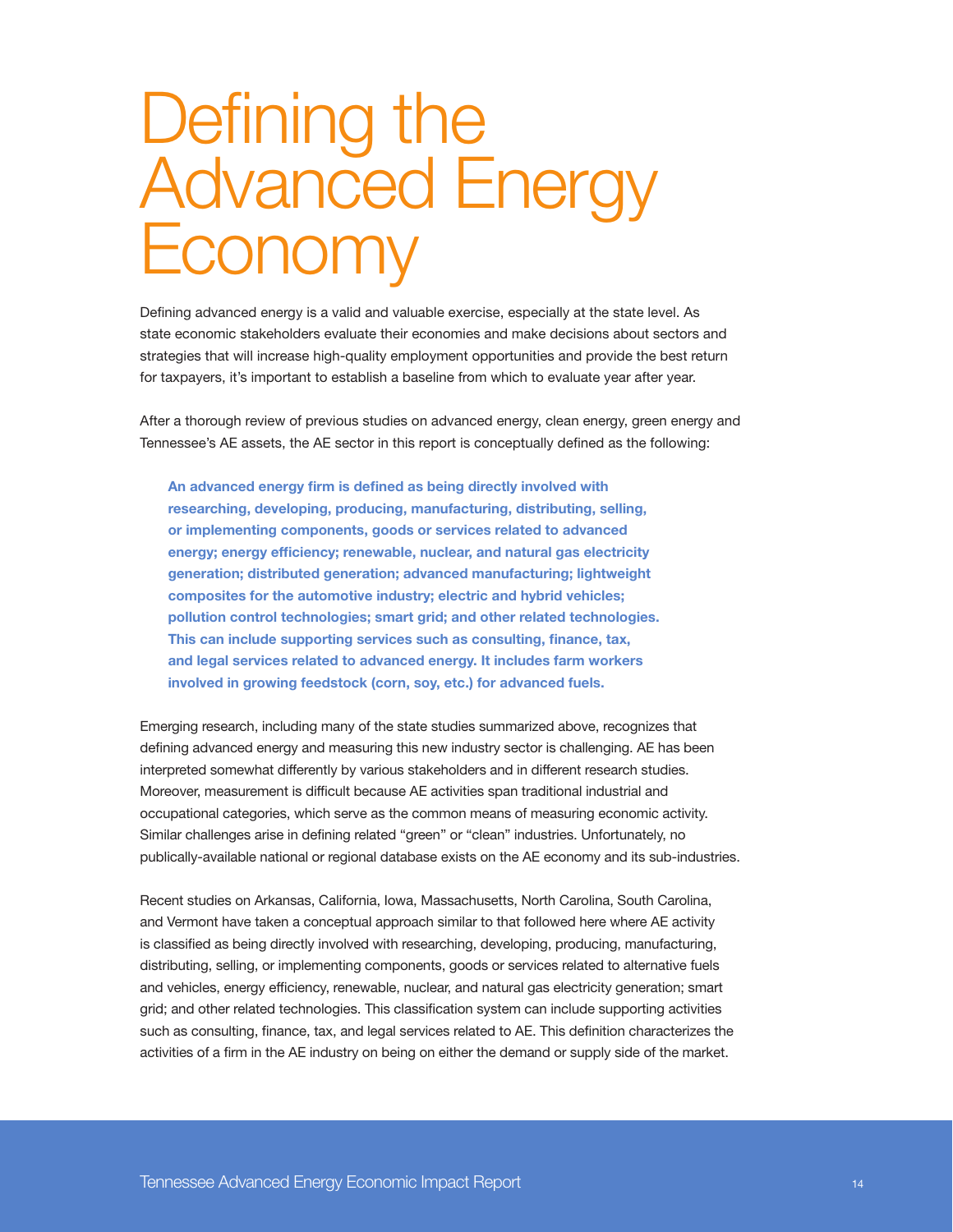# Defining the Advanced Energy Economy

Defining advanced energy is a valid and valuable exercise, especially at the state level. As state economic stakeholders evaluate their economies and make decisions about sectors and strategies that will increase high-quality employment opportunities and provide the best return for taxpayers, it's important to establish a baseline from which to evaluate year after year.

After a thorough review of previous studies on advanced energy, clean energy, green energy and Tennessee's AE assets, the AE sector in this report is conceptually defined as the following:

> **An advanced energy firm is defined as being directly involved with researching, developing, producing, manufacturing, distributing, selling, or implementing components, goods or services related to advanced energy; energy efficiency; renewable, nuclear, and natural gas electricity generation; distributed generation; advanced manufacturing; lightweight composites for the automotive industry; electric and hybrid vehicles; pollution control technologies; smart grid; and other related technologies. This can include supporting services such as consulting, finance, tax, and legal services related to advanced energy. It includes farm workers involved in growing feedstock (corn, soy, etc.) for advanced fuels.**

Emerging research, including many of the state studies summarized above, recognizes that defining advanced energy and measuring this new industry sector is challenging. AE has been interpreted somewhat differently by various stakeholders and in different research studies. Moreover, measurement is difficult because AE activities span traditional industrial and occupational categories, which serve as the common means of measuring economic activity. Similar challenges arise in defining related "green" or "clean" industries. Unfortunately, no publically-available national or regional database exists on the AE economy and its sub-industries.

Recent studies on Arkansas, California, Iowa, Massachusetts, North Carolina, South Carolina, and Vermont have taken a conceptual approach similar to that followed here where AE activity is classified as being directly involved with researching, developing, producing, manufacturing, distributing, selling, or implementing components, goods or services related to alternative fuels and vehicles, energy efficiency, renewable, nuclear, and natural gas electricity generation; smart grid; and other related technologies. This classification system can include supporting activities such as consulting, finance, tax, and legal services related to AE. This definition characterizes the activities of a firm in the AE industry on being on either the demand or supply side of the market.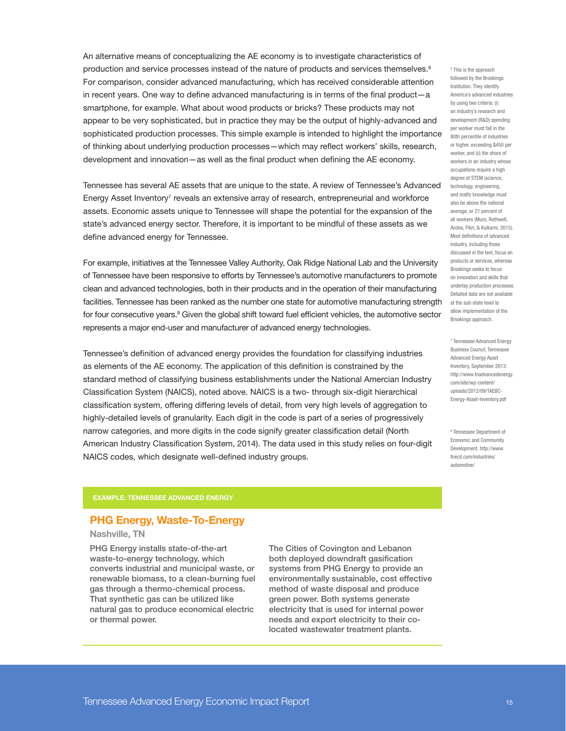An alternative means of conceptualizing the AE economy is to investigate characteristics of production and service processes instead of the nature of products and services themselves.[6] For comparison, consider advanced manufacturing, which has received considerable attention in recent years. One way to define advanced manufacturing is in terms of the final product—a smartphone, for example. What about wood products or bricks? These products may not appear to be very sophisticated, but in practice they may be the output of highly-advanced and sophisticated production processes. This simple example is intended to highlight the importance of thinking about underlying production processes—which may reflect workers' skills, research, development and innovation—as well as the final product when defining the AE economy.

Tennessee has several AE assets that are unique to the state. A review of Tennessee's Advanced Energy Asset Inventory[7] reveals an extensive array of research, entrepreneurial and workforce assets. Economic assets unique to Tennessee will shape the potential for the expansion of the state's advanced energy sector. Therefore, it is important to be mindful of these assets as we define advanced energy for Tennessee.

For example, initiatives at the Tennessee Valley Authority, Oak Ridge National Lab and the University of Tennessee have been responsive to efforts by Tennessee's automotive manufacturers to promote clean and advanced technologies, both in their products and in the operation of their manufacturing facilities. Tennessee has been ranked as the number one state for automotive manufacturing strength for four consecutive years.[8] Given the global shift toward fuel efficient vehicles, the automotive sector represents a major end-user and manufacturer of advanced energy technologies.

Tennessee's definition of advanced energy provides the foundation for classifying industries as elements of the AE economy. The application of this definition is constrained by the standard method of classifying business establishments under the National Amercian Industry Classification System (NAICS), noted above. NAICS is a two- through six-digit hierarchical classification system, offering differing levels of detail, from very high levels of aggregation to highly-detailed levels of granularity. Each digit in the code is part of a series of progressively narrow categories, and more digits in the code signify greater classification detail (North American Industry Classification System, 2014). The data used in this study relies on four-digit NAICS codes, which designate well-defined industry groups.

**EXAMPLE: TENNESSEE ADVANCED ENERGY**

## PHG Energy, Waste-To-Energy

**Nashville, TN**

PHG Energy installs state-of-the-art waste-to-energy technology, which converts industrial and municipal waste, or renewable biomass, to a clean-burning fuel gas through a thermo-chemical process. That synthetic gas can be utilized like natural gas to produce economical electric or thermal power.

The Cities of Covington and Lebanon both deployed downdraft gasification systems from PHG Energy to provide an environmentally sustainable, cost effective method of waste disposal and produce green power. Both systems generate electricity that is used for internal power needs and export electricity to their co-located wastewater treatment plants.

---

[6] This is the approach followed by the Brookings Institution. They identify America's advanced industries by using two criteria: (i) an industry's research and development (R&D) spending per worker must fall in the 80th percentile of industries or higher, exceeding $450 per worker, and (ii) the share of workers in an industry whose occupations require a high degree of STEM (science, technology, engineering, and math) knowledge must also be above the national average, or 21 percent of all workers (Muro, Rothwell, Andes, Fikri, & Kulkarni, 2015). Most definitions of advanced industry, including those discussed in the text, focus on products or services, whereas Brookings seeks to focus on innovation and skills that underlay production processes. Detailed data are not available at the sub-state level to allow implementation of the Brookings approach.

[7] Tennessee Advanced Energy Business Council, Tennessee Advanced Energy Asset Inventory, September 2013: http://www.tnadvancedenergy.com/site/wp-content/uploads/2012/09/TAEBC-Energy-Asset-Inventory.pdf

[8] Tennessee Department of Economic and Community Development. http://www.tnecd.com/industries/automotive/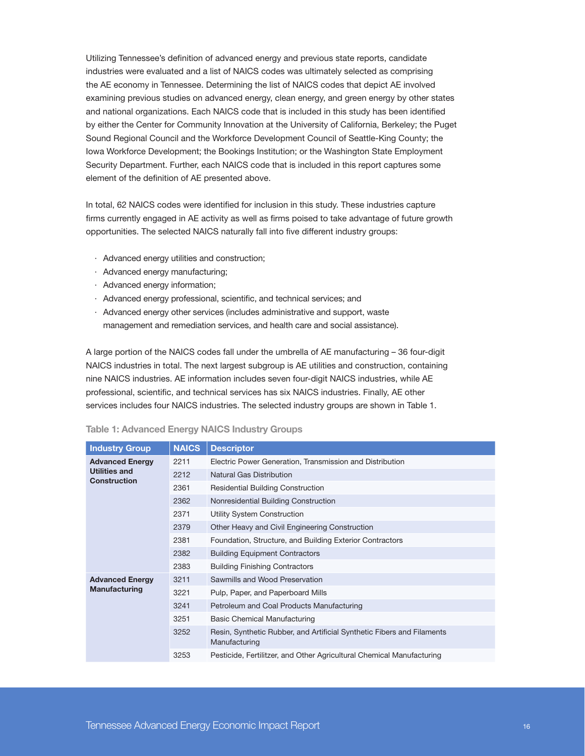Utilizing Tennessee's definition of advanced energy and previous state reports, candidate industries were evaluated and a list of NAICS codes was ultimately selected as comprising the AE economy in Tennessee. Determining the list of NAICS codes that depict AE involved examining previous studies on advanced energy, clean energy, and green energy by other states and national organizations. Each NAICS code that is included in this study has been identified by either the Center for Community Innovation at the University of California, Berkeley; the Puget Sound Regional Council and the Workforce Development Council of Seattle-King County; the Iowa Workforce Development; the Bookings Institution; or the Washington State Employment Security Department. Further, each NAICS code that is included in this report captures some element of the definition of AE presented above.

In total, 62 NAICS codes were identified for inclusion in this study. These industries capture firms currently engaged in AE activity as well as firms poised to take advantage of future growth opportunities. The selected NAICS naturally fall into five different industry groups:

- Advanced energy utilities and construction;
- Advanced energy manufacturing;
- Advanced energy information;
- Advanced energy professional, scientific, and technical services; and
- Advanced energy other services (includes administrative and support, waste management and remediation services, and health care and social assistance).

A large portion of the NAICS codes fall under the umbrella of AE manufacturing – 36 four-digit NAICS industries in total. The next largest subgroup is AE utilities and construction, containing nine NAICS industries. AE information includes seven four-digit NAICS industries, while AE professional, scientific, and technical services has six NAICS industries. Finally, AE other services includes four NAICS industries. The selected industry groups are shown in Table 1.

**Table 1: Advanced Energy NAICS Industry Groups**

| Industry Group | NAICS | Descriptor |
|---|---|---|
| **Advanced Energy Utilities and Construction** | 2211 | Electric Power Generation, Transmission and Distribution |
| | 2212 | Natural Gas Distribution |
| | 2361 | Residential Building Construction |
| | 2362 | Nonresidential Building Construction |
| | 2371 | Utility System Construction |
| | 2379 | Other Heavy and Civil Engineering Construction |
| | 2381 | Foundation, Structure, and Building Exterior Contractors |
| | 2382 | Building Equipment Contractors |
| | 2383 | Building Finishing Contractors |
| **Advanced Energy Manufacturing** | 3211 | Sawmills and Wood Preservation |
| | 3221 | Pulp, Paper, and Paperboard Mills |
| | 3241 | Petroleum and Coal Products Manufacturing |
| | 3251 | Basic Chemical Manufacturing |
| | 3252 | Resin, Synthetic Rubber, and Artificial Synthetic Fibers and Filaments Manufacturing |
| | 3253 | Pesticide, Fertilitzer, and Other Agricultural Chemical Manufacturing |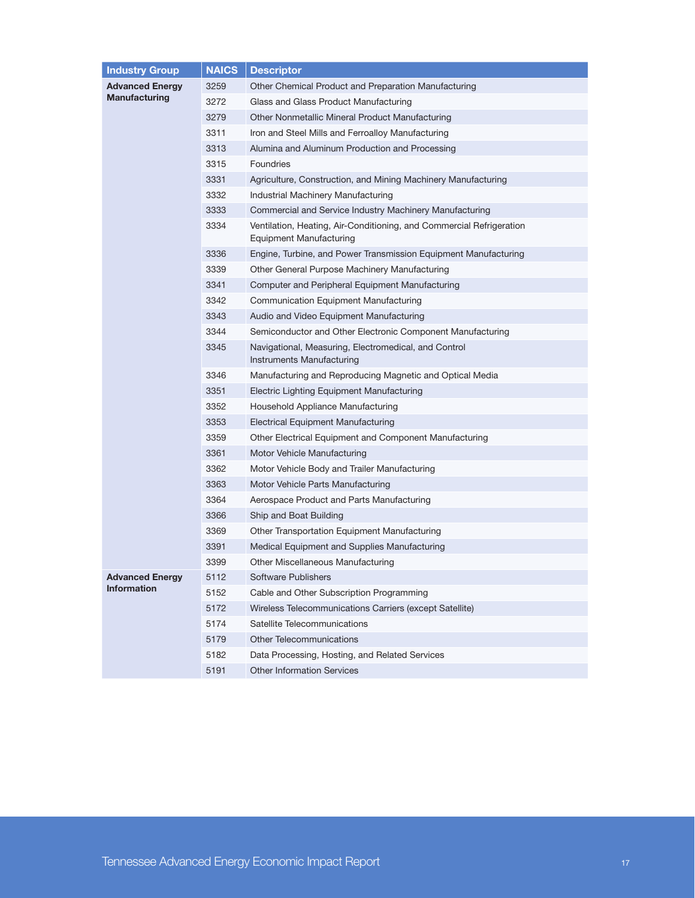| Industry Group | NAICS | Descriptor |
|---|---|---|
| **Advanced Energy Manufacturing** | 3259 | Other Chemical Product and Preparation Manufacturing |
| | 3272 | Glass and Glass Product Manufacturing |
| | 3279 | Other Nonmetallic Mineral Product Manufacturing |
| | 3311 | Iron and Steel Mills and Ferroalloy Manufacturing |
| | 3313 | Alumina and Aluminum Production and Processing |
| | 3315 | Foundries |
| | 3331 | Agriculture, Construction, and Mining Machinery Manufacturing |
| | 3332 | Industrial Machinery Manufacturing |
| | 3333 | Commercial and Service Industry Machinery Manufacturing |
| | 3334 | Ventilation, Heating, Air-Conditioning, and Commercial Refrigeration Equipment Manufacturing |
| | 3336 | Engine, Turbine, and Power Transmission Equipment Manufacturing |
| | 3339 | Other General Purpose Machinery Manufacturing |
| | 3341 | Computer and Peripheral Equipment Manufacturing |
| | 3342 | Communication Equipment Manufacturing |
| | 3343 | Audio and Video Equipment Manufacturing |
| | 3344 | Semiconductor and Other Electronic Component Manufacturing |
| | 3345 | Navigational, Measuring, Electromedical, and Control Instruments Manufacturing |
| | 3346 | Manufacturing and Reproducing Magnetic and Optical Media |
| | 3351 | Electric Lighting Equipment Manufacturing |
| | 3352 | Household Appliance Manufacturing |
| | 3353 | Electrical Equipment Manufacturing |
| | 3359 | Other Electrical Equipment and Component Manufacturing |
| | 3361 | Motor Vehicle Manufacturing |
| | 3362 | Motor Vehicle Body and Trailer Manufacturing |
| | 3363 | Motor Vehicle Parts Manufacturing |
| | 3364 | Aerospace Product and Parts Manufacturing |
| | 3366 | Ship and Boat Building |
| | 3369 | Other Transportation Equipment Manufacturing |
| | 3391 | Medical Equipment and Supplies Manufacturing |
| | 3399 | Other Miscellaneous Manufacturing |
| **Advanced Energy Information** | 5112 | Software Publishers |
| | 5152 | Cable and Other Subscription Programming |
| | 5172 | Wireless Telecommunications Carriers (except Satellite) |
| | 5174 | Satellite Telecommunications |
| | 5179 | Other Telecommunications |
| | 5182 | Data Processing, Hosting, and Related Services |
| | 5191 | Other Information Services |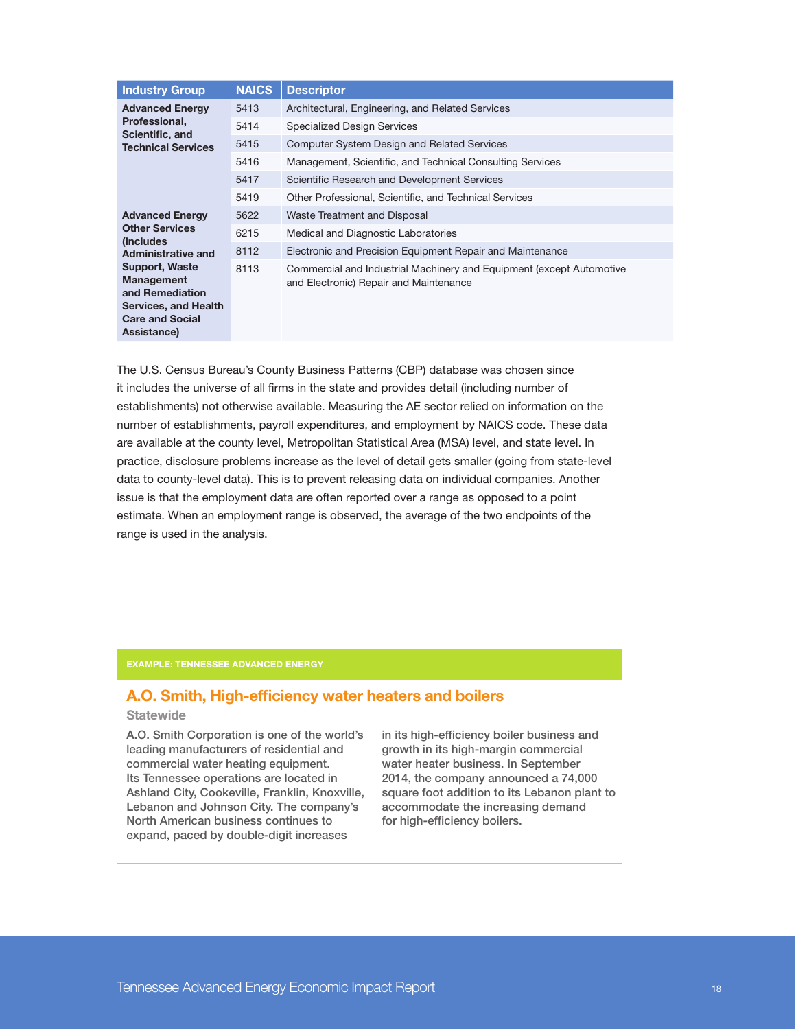| Industry Group | NAICS | Descriptor |
|---|---|---|
| **Advanced Energy Professional, Scientific, and Technical Services** | 5413 | Architectural, Engineering, and Related Services |
| | 5414 | Specialized Design Services |
| | 5415 | Computer System Design and Related Services |
| | 5416 | Management, Scientific, and Technical Consulting Services |
| | 5417 | Scientific Research and Development Services |
| | 5419 | Other Professional, Scientific, and Technical Services |
| **Advanced Energy Other Services (Includes Administrative and Support, Waste Management and Remediation Services, and Health Care and Social Assistance)** | 5622 | Waste Treatment and Disposal |
| | 6215 | Medical and Diagnostic Laboratories |
| | 8112 | Electronic and Precision Equipment Repair and Maintenance |
| | 8113 | Commercial and Industrial Machinery and Equipment (except Automotive and Electronic) Repair and Maintenance |

The U.S. Census Bureau's County Business Patterns (CBP) database was chosen since it includes the universe of all firms in the state and provides detail (including number of establishments) not otherwise available. Measuring the AE sector relied on information on the number of establishments, payroll expenditures, and employment by NAICS code. These data are available at the county level, Metropolitan Statistical Area (MSA) level, and state level. In practice, disclosure problems increase as the level of detail gets smaller (going from state-level data to county-level data). This is to prevent releasing data on individual companies. Another issue is that the employment data are often reported over a range as opposed to a point estimate. When an employment range is observed, the average of the two endpoints of the range is used in the analysis.

**EXAMPLE: TENNESSEE ADVANCED ENERGY**

### A.O. Smith, High-efficiency water heaters and boilers

**Statewide**

A.O. Smith Corporation is one of the world's leading manufacturers of residential and commercial water heating equipment. Its Tennessee operations are located in Ashland City, Cookeville, Franklin, Knoxville, Lebanon and Johnson City. The company's North American business continues to expand, paced by double-digit increases in its high-efficiency boiler business and growth in its high-margin commercial water heater business. In September 2014, the company announced a 74,000 square foot addition to its Lebanon plant to accommodate the increasing demand for high-efficiency boilers.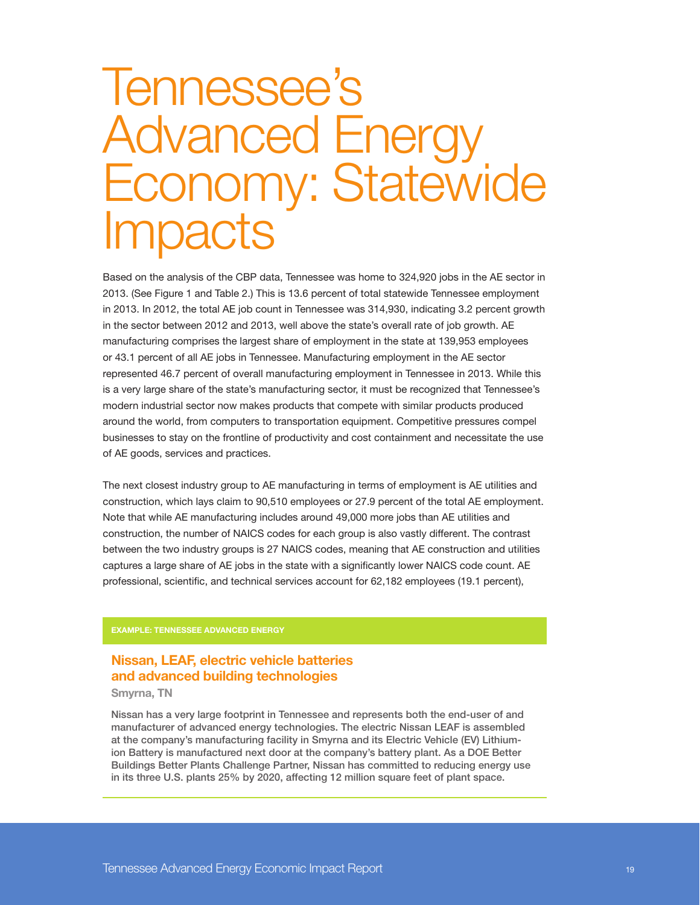# Tennessee's Advanced Energy Economy: Statewide Impacts

Based on the analysis of the CBP data, Tennessee was home to 324,920 jobs in the AE sector in 2013. (See Figure 1 and Table 2.) This is 13.6 percent of total statewide Tennessee employment in 2013. In 2012, the total AE job count in Tennessee was 314,930, indicating 3.2 percent growth in the sector between 2012 and 2013, well above the state's overall rate of job growth. AE manufacturing comprises the largest share of employment in the state at 139,953 employees or 43.1 percent of all AE jobs in Tennessee. Manufacturing employment in the AE sector represented 46.7 percent of overall manufacturing employment in Tennessee in 2013. While this is a very large share of the state's manufacturing sector, it must be recognized that Tennessee's modern industrial sector now makes products that compete with similar products produced around the world, from computers to transportation equipment. Competitive pressures compel businesses to stay on the frontline of productivity and cost containment and necessitate the use of AE goods, services and practices.

The next closest industry group to AE manufacturing in terms of employment is AE utilities and construction, which lays claim to 90,510 employees or 27.9 percent of the total AE employment. Note that while AE manufacturing includes around 49,000 more jobs than AE utilities and construction, the number of NAICS codes for each group is also vastly different. The contrast between the two industry groups is 27 NAICS codes, meaning that AE construction and utilities captures a large share of AE jobs in the state with a significantly lower NAICS code count. AE professional, scientific, and technical services account for 62,182 employees (19.1 percent),

**EXAMPLE: TENNESSEE ADVANCED ENERGY**

### Nissan, LEAF, electric vehicle batteries and advanced building technologies

**Smyrna, TN**

Nissan has a very large footprint in Tennessee and represents both the end-user of and manufacturer of advanced energy technologies. The electric Nissan LEAF is assembled at the company's manufacturing facility in Smyrna and its Electric Vehicle (EV) Lithium-ion Battery is manufactured next door at the company's battery plant. As a DOE Better Buildings Better Plants Challenge Partner, Nissan has committed to reducing energy use in its three U.S. plants 25% by 2020, affecting 12 million square feet of plant space.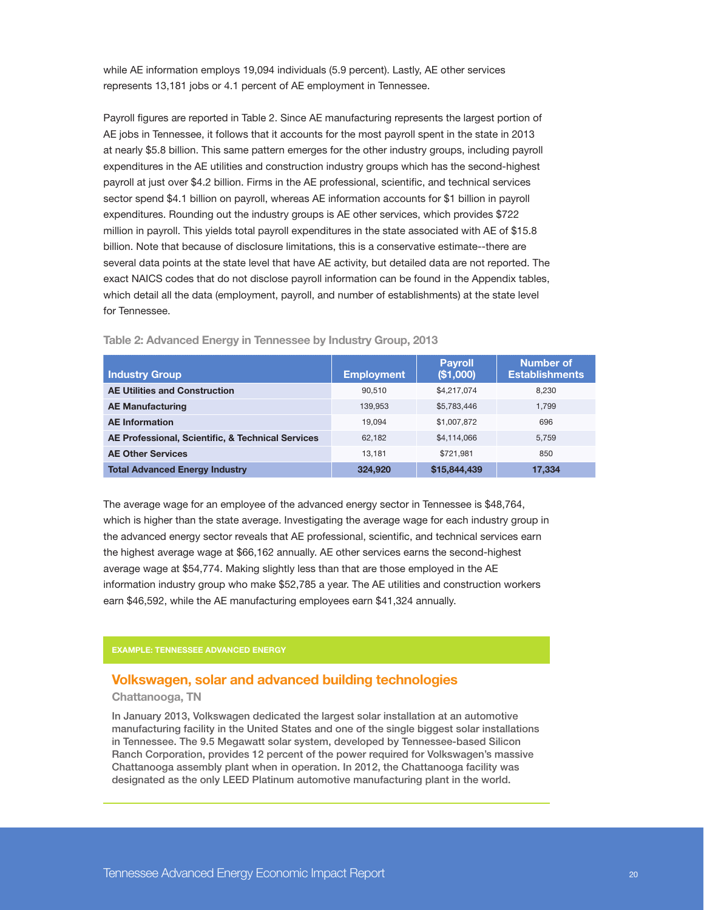while AE information employs 19,094 individuals (5.9 percent). Lastly, AE other services represents 13,181 jobs or 4.1 percent of AE employment in Tennessee.

Payroll figures are reported in Table 2. Since AE manufacturing represents the largest portion of AE jobs in Tennessee, it follows that it accounts for the most payroll spent in the state in 2013 at nearly $5.8 billion. This same pattern emerges for the other industry groups, including payroll expenditures in the AE utilities and construction industry groups which has the second-highest payroll at just over $4.2 billion. Firms in the AE professional, scientific, and technical services sector spend $4.1 billion on payroll, whereas AE information accounts for $1 billion in payroll expenditures. Rounding out the industry groups is AE other services, which provides $722 million in payroll. This yields total payroll expenditures in the state associated with AE of $15.8 billion. Note that because of disclosure limitations, this is a conservative estimate--there are several data points at the state level that have AE activity, but detailed data are not reported. The exact NAICS codes that do not disclose payroll information can be found in the Appendix tables, which detail all the data (employment, payroll, and number of establishments) at the state level for Tennessee.

**Table 2: Advanced Energy in Tennessee by Industry Group, 2013**

| Industry Group | Employment | Payroll ($1,000) | Number of Establishments |
|---|---|---|---|
| **AE Utilities and Construction** | 90,510 | $4,217,074 | 8,230 |
| **AE Manufacturing** | 139,953 | $5,783,446 | 1,799 |
| **AE Information** | 19,094 | $1,007,872 | 696 |
| **AE Professional, Scientific, & Technical Services** | 62,182 | $4,114,066 | 5,759 |
| **AE Other Services** | 13,181 | $721,981 | 850 |
| **Total Advanced Energy Industry** | **324,920** | **$15,844,439** | **17,334** |

The average wage for an employee of the advanced energy sector in Tennessee is $48,764, which is higher than the state average. Investigating the average wage for each industry group in the advanced energy sector reveals that AE professional, scientific, and technical services earn the highest average wage at $66,162 annually. AE other services earns the second-highest average wage at $54,774. Making slightly less than that are those employed in the AE information industry group who make $52,785 a year. The AE utilities and construction workers earn $46,592, while the AE manufacturing employees earn $41,324 annually.

**EXAMPLE: TENNESSEE ADVANCED ENERGY**

### Volkswagen, solar and advanced building technologies

**Chattanooga, TN**

In January 2013, Volkswagen dedicated the largest solar installation at an automotive manufacturing facility in the United States and one of the single biggest solar installations in Tennessee. The 9.5 Megawatt solar system, developed by Tennessee-based Silicon Ranch Corporation, provides 12 percent of the power required for Volkswagen's massive Chattanooga assembly plant when in operation. In 2012, the Chattanooga facility was designated as the only LEED Platinum automotive manufacturing plant in the world.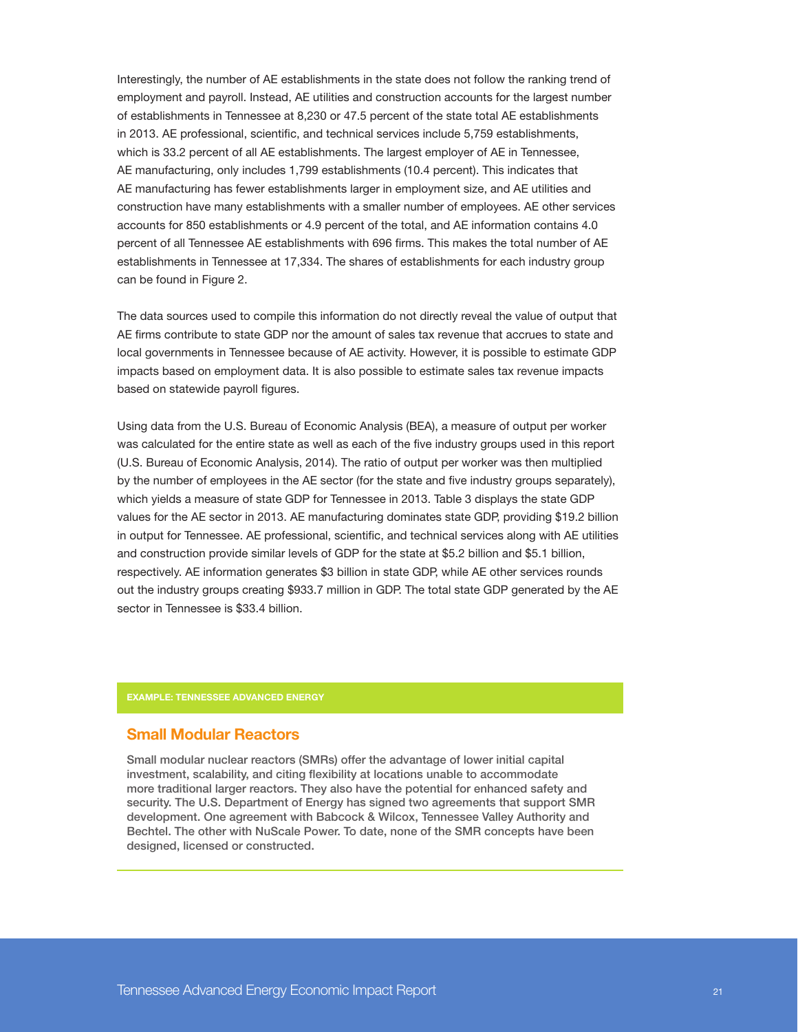Interestingly, the number of AE establishments in the state does not follow the ranking trend of employment and payroll. Instead, AE utilities and construction accounts for the largest number of establishments in Tennessee at 8,230 or 47.5 percent of the state total AE establishments in 2013. AE professional, scientific, and technical services include 5,759 establishments, which is 33.2 percent of all AE establishments. The largest employer of AE in Tennessee, AE manufacturing, only includes 1,799 establishments (10.4 percent). This indicates that AE manufacturing has fewer establishments larger in employment size, and AE utilities and construction have many establishments with a smaller number of employees. AE other services accounts for 850 establishments or 4.9 percent of the total, and AE information contains 4.0 percent of all Tennessee AE establishments with 696 firms. This makes the total number of AE establishments in Tennessee at 17,334. The shares of establishments for each industry group can be found in Figure 2.

The data sources used to compile this information do not directly reveal the value of output that AE firms contribute to state GDP nor the amount of sales tax revenue that accrues to state and local governments in Tennessee because of AE activity. However, it is possible to estimate GDP impacts based on employment data. It is also possible to estimate sales tax revenue impacts based on statewide payroll figures.

Using data from the U.S. Bureau of Economic Analysis (BEA), a measure of output per worker was calculated for the entire state as well as each of the five industry groups used in this report (U.S. Bureau of Economic Analysis, 2014). The ratio of output per worker was then multiplied by the number of employees in the AE sector (for the state and five industry groups separately), which yields a measure of state GDP for Tennessee in 2013. Table 3 displays the state GDP values for the AE sector in 2013. AE manufacturing dominates state GDP, providing $19.2 billion in output for Tennessee. AE professional, scientific, and technical services along with AE utilities and construction provide similar levels of GDP for the state at $5.2 billion and $5.1 billion, respectively. AE information generates $3 billion in state GDP, while AE other services rounds out the industry groups creating $933.7 million in GDP. The total state GDP generated by the AE sector in Tennessee is $33.4 billion.

**EXAMPLE: TENNESSEE ADVANCED ENERGY**

## Small Modular Reactors

**Small modular nuclear reactors (SMRs) offer the advantage of lower initial capital investment, scalability, and citing flexibility at locations unable to accommodate more traditional larger reactors. They also have the potential for enhanced safety and security. The U.S. Department of Energy has signed two agreements that support SMR development. One agreement with Babcock & Wilcox, Tennessee Valley Authority and Bechtel. The other with NuScale Power. To date, none of the SMR concepts have been designed, licensed or constructed.**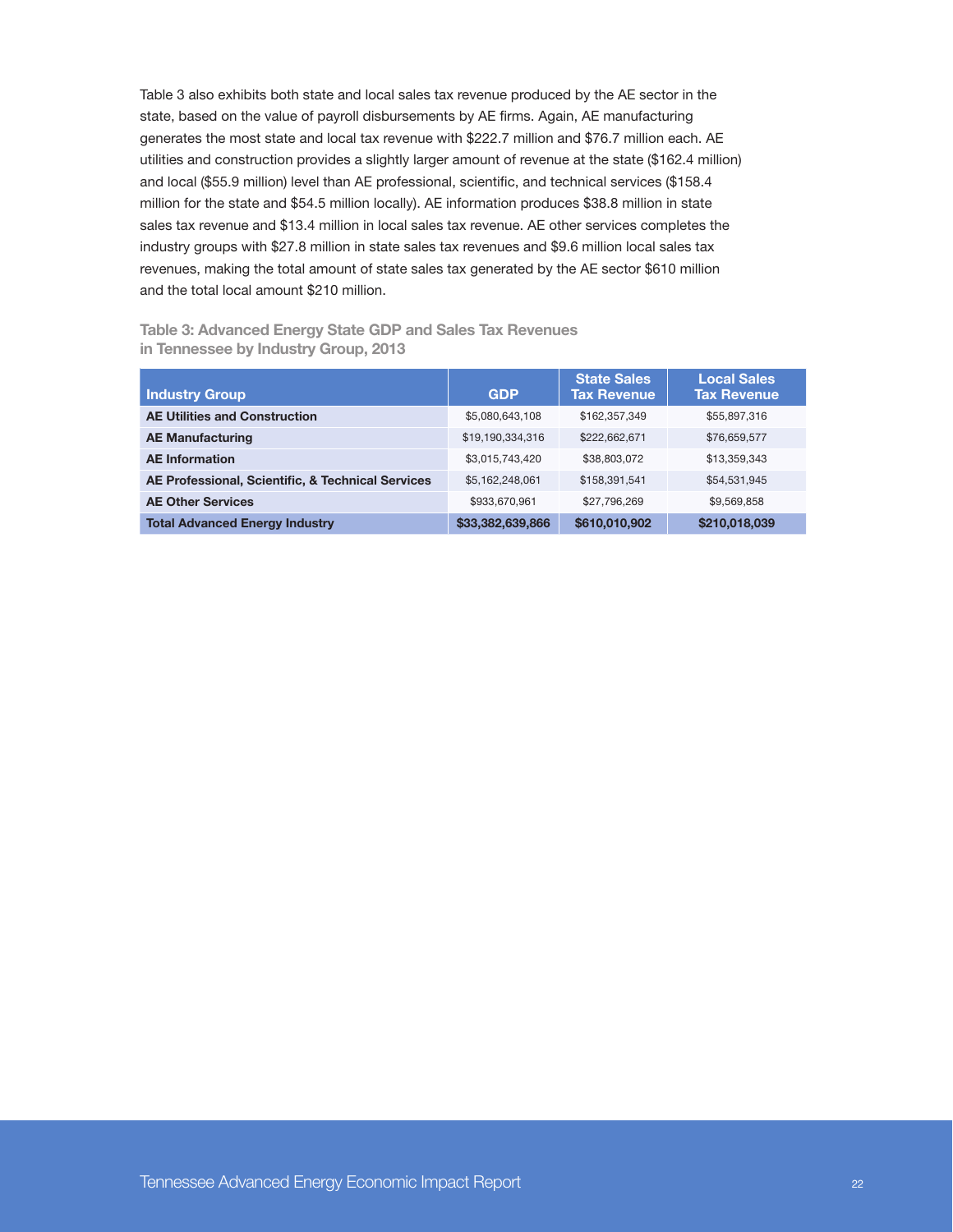Table 3 also exhibits both state and local sales tax revenue produced by the AE sector in the state, based on the value of payroll disbursements by AE firms. Again, AE manufacturing generates the most state and local tax revenue with $222.7 million and $76.7 million each. AE utilities and construction provides a slightly larger amount of revenue at the state ($162.4 million) and local ($55.9 million) level than AE professional, scientific, and technical services ($158.4 million for the state and $54.5 million locally). AE information produces $38.8 million in state sales tax revenue and $13.4 million in local sales tax revenue. AE other services completes the industry groups with $27.8 million in state sales tax revenues and $9.6 million local sales tax revenues, making the total amount of state sales tax generated by the AE sector $610 million and the total local amount $210 million.

**Table 3: Advanced Energy State GDP and Sales Tax Revenues in Tennessee by Industry Group, 2013**

| Industry Group | GDP | State Sales Tax Revenue | Local Sales Tax Revenue |
|---|---|---|---|
| **AE Utilities and Construction** | $5,080,643,108 | $162,357,349 | $55,897,316 |
| **AE Manufacturing** | $19,190,334,316 | $222,662,671 | $76,659,577 |
| **AE Information** | $3,015,743,420 | $38,803,072 | $13,359,343 |
| **AE Professional, Scientific, & Technical Services** | $5,162,248,061 | $158,391,541 | $54,531,945 |
| **AE Other Services** | $933,670,961 | $27,796,269 | $9,569,858 |
| **Total Advanced Energy Industry** | **$33,382,639,866** | **$610,010,902** | **$210,018,039** |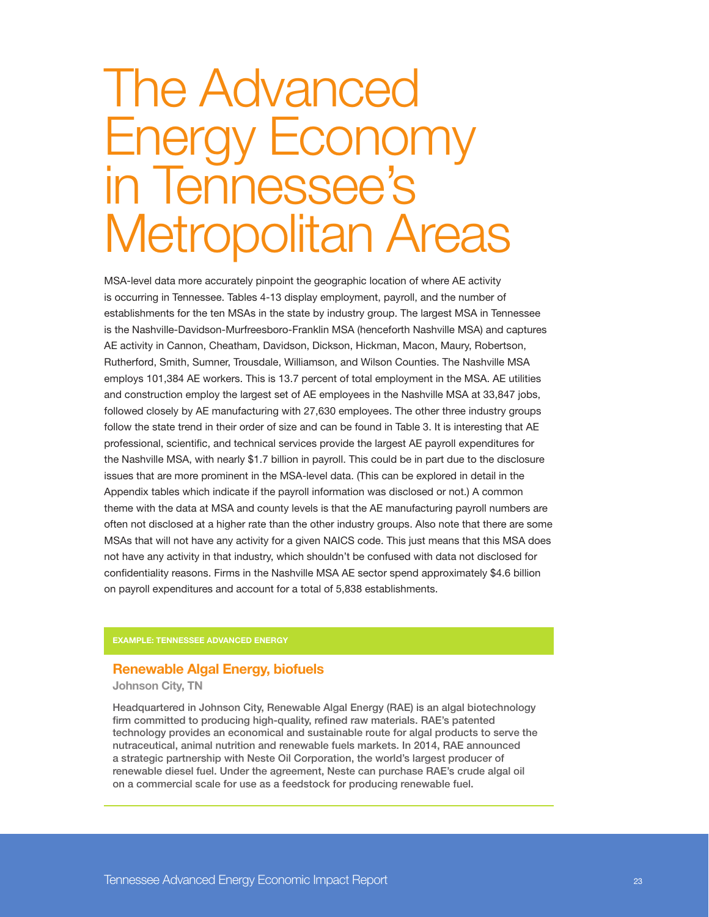# The Advanced Energy Economy in Tennessee's Metropolitan Areas

MSA-level data more accurately pinpoint the geographic location of where AE activity is occurring in Tennessee. Tables 4-13 display employment, payroll, and the number of establishments for the ten MSAs in the state by industry group. The largest MSA in Tennessee is the Nashville-Davidson-Murfreesboro-Franklin MSA (henceforth Nashville MSA) and captures AE activity in Cannon, Cheatham, Davidson, Dickson, Hickman, Macon, Maury, Robertson, Rutherford, Smith, Sumner, Trousdale, Williamson, and Wilson Counties. The Nashville MSA employs 101,384 AE workers. This is 13.7 percent of total employment in the MSA. AE utilities and construction employ the largest set of AE employees in the Nashville MSA at 33,847 jobs, followed closely by AE manufacturing with 27,630 employees. The other three industry groups follow the state trend in their order of size and can be found in Table 3. It is interesting that AE professional, scientific, and technical services provide the largest AE payroll expenditures for the Nashville MSA, with nearly $1.7 billion in payroll. This could be in part due to the disclosure issues that are more prominent in the MSA-level data. (This can be explored in detail in the Appendix tables which indicate if the payroll information was disclosed or not.) A common theme with the data at MSA and county levels is that the AE manufacturing payroll numbers are often not disclosed at a higher rate than the other industry groups. Also note that there are some MSAs that will not have any activity for a given NAICS code. This just means that this MSA does not have any activity in that industry, which shouldn't be confused with data not disclosed for confidentiality reasons. Firms in the Nashville MSA AE sector spend approximately $4.6 billion on payroll expenditures and account for a total of 5,838 establishments.

**EXAMPLE: TENNESSEE ADVANCED ENERGY**

### Renewable Algal Energy, biofuels

**Johnson City, TN**

Headquartered in Johnson City, Renewable Algal Energy (RAE) is an algal biotechnology firm committed to producing high-quality, refined raw materials. RAE's patented technology provides an economical and sustainable route for algal products to serve the nutraceutical, animal nutrition and renewable fuels markets. In 2014, RAE announced a strategic partnership with Neste Oil Corporation, the world's largest producer of renewable diesel fuel. Under the agreement, Neste can purchase RAE's crude algal oil on a commercial scale for use as a feedstock for producing renewable fuel.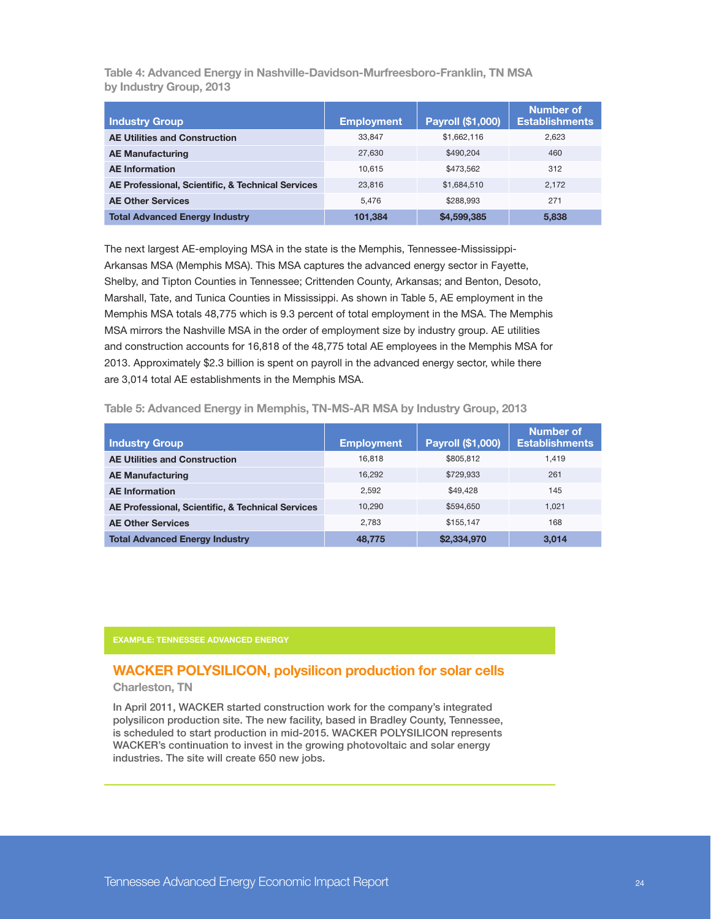**Table 4: Advanced Energy in Nashville-Davidson-Murfreesboro-Franklin, TN MSA by Industry Group, 2013**

| Industry Group | Employment | Payroll ($1,000) | Number of Establishments |
|---|---|---|---|
| AE Utilities and Construction | 33,847 | $1,662,116 | 2,623 |
| AE Manufacturing | 27,630 | $490,204 | 460 |
| AE Information | 10,615 | $473,562 | 312 |
| AE Professional, Scientific, & Technical Services | 23,816 | $1,684,510 | 2,172 |
| AE Other Services | 5,476 | $288,993 | 271 |
| **Total Advanced Energy Industry** | **101,384** | **$4,599,385** | **5,838** |

The next largest AE-employing MSA in the state is the Memphis, Tennessee-Mississippi-Arkansas MSA (Memphis MSA). This MSA captures the advanced energy sector in Fayette, Shelby, and Tipton Counties in Tennessee; Crittenden County, Arkansas; and Benton, Desoto, Marshall, Tate, and Tunica Counties in Mississippi. As shown in Table 5, AE employment in the Memphis MSA totals 48,775 which is 9.3 percent of total employment in the MSA. The Memphis MSA mirrors the Nashville MSA in the order of employment size by industry group. AE utilities and construction accounts for 16,818 of the 48,775 total AE employees in the Memphis MSA for 2013. Approximately $2.3 billion is spent on payroll in the advanced energy sector, while there are 3,014 total AE establishments in the Memphis MSA.

**Table 5: Advanced Energy in Memphis, TN-MS-AR MSA by Industry Group, 2013**

| Industry Group | Employment | Payroll ($1,000) | Number of Establishments |
|---|---|---|---|
| AE Utilities and Construction | 16,818 | $805,812 | 1,419 |
| AE Manufacturing | 16,292 | $729,933 | 261 |
| AE Information | 2,592 | $49,428 | 145 |
| AE Professional, Scientific, & Technical Services | 10,290 | $594,650 | 1,021 |
| AE Other Services | 2,783 | $155,147 | 168 |
| **Total Advanced Energy Industry** | **48,775** | **$2,334,970** | **3,014** |

EXAMPLE: TENNESSEE ADVANCED ENERGY

### WACKER POLYSILICON, polysilicon production for solar cells

Charleston, TN

In April 2011, WACKER started construction work for the company's integrated polysilicon production site. The new facility, based in Bradley County, Tennessee, is scheduled to start production in mid-2015. WACKER POLYSILICON represents WACKER's continuation to invest in the growing photovoltaic and solar energy industries. The site will create 650 new jobs.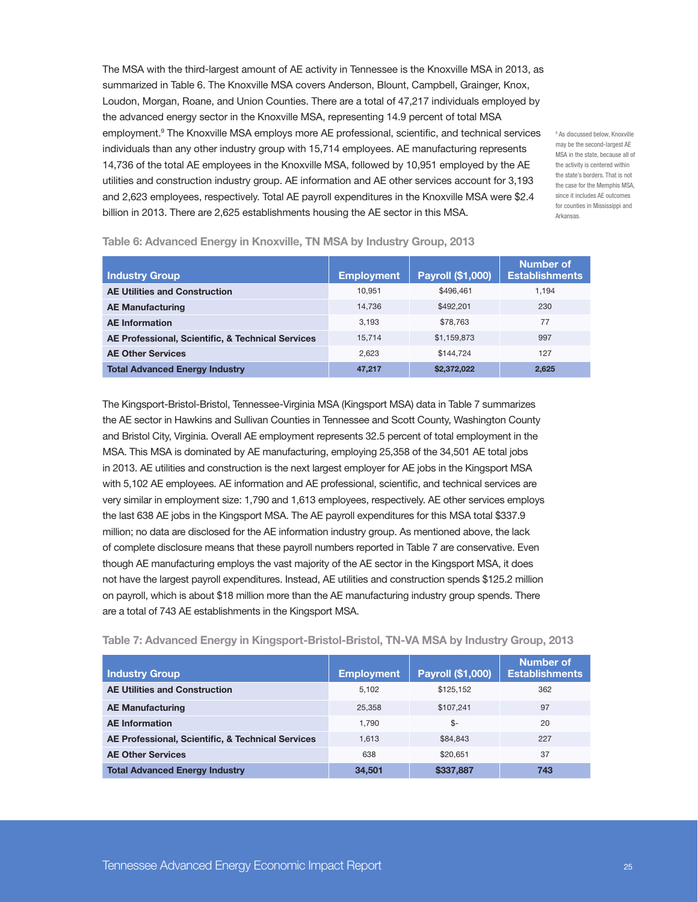The MSA with the third-largest amount of AE activity in Tennessee is the Knoxville MSA in 2013, as summarized in Table 6. The Knoxville MSA covers Anderson, Blount, Campbell, Grainger, Knox, Loudon, Morgan, Roane, and Union Counties. There are a total of 47,217 individuals employed by the advanced energy sector in the Knoxville MSA, representing 14.9 percent of total MSA employment.[9] The Knoxville MSA employs more AE professional, scientific, and technical services individuals than any other industry group with 15,714 employees. AE manufacturing represents 14,736 of the total AE employees in the Knoxville MSA, followed by 10,951 employed by the AE utilities and construction industry group. AE information and AE other services account for 3,193 and 2,623 employees, respectively. Total AE payroll expenditures in the Knoxville MSA were $2.4 billion in 2013. There are 2,625 establishments housing the AE sector in this MSA.

[9] As discussed below, Knoxville may be the second-largest AE MSA in the state, because all of the activity is centered within the state's borders. That is not the case for the Memphis MSA, since it includes AE outcomes for counties in Mississippi and Arkansas.

### Table 6: Advanced Energy in Knoxville, TN MSA by Industry Group, 2013

| Industry Group | Employment | Payroll ($1,000) | Number of Establishments |
|---|---|---|---|
| **AE Utilities and Construction** | 10,951 | $496,461 | 1,194 |
| **AE Manufacturing** | 14,736 | $492,201 | 230 |
| **AE Information** | 3,193 | $78,763 | 77 |
| **AE Professional, Scientific, & Technical Services** | 15,714 | $1,159,873 | 997 |
| **AE Other Services** | 2,623 | $144,724 | 127 |
| **Total Advanced Energy Industry** | **47,217** | **$2,372,022** | **2,625** |

The Kingsport-Bristol-Bristol, Tennessee-Virginia MSA (Kingsport MSA) data in Table 7 summarizes the AE sector in Hawkins and Sullivan Counties in Tennessee and Scott County, Washington County and Bristol City, Virginia. Overall AE employment represents 32.5 percent of total employment in the MSA. This MSA is dominated by AE manufacturing, employing 25,358 of the 34,501 AE total jobs in 2013. AE utilities and construction is the next largest employer for AE jobs in the Kingsport MSA with 5,102 AE employees. AE information and AE professional, scientific, and technical services are very similar in employment size: 1,790 and 1,613 employees, respectively. AE other services employs the last 638 AE jobs in the Kingsport MSA. The AE payroll expenditures for this MSA total $337.9 million; no data are disclosed for the AE information industry group. As mentioned above, the lack of complete disclosure means that these payroll numbers reported in Table 7 are conservative. Even though AE manufacturing employs the vast majority of the AE sector in the Kingsport MSA, it does not have the largest payroll expenditures. Instead, AE utilities and construction spends $125.2 million on payroll, which is about $18 million more than the AE manufacturing industry group spends. There are a total of 743 AE establishments in the Kingsport MSA.

### Table 7: Advanced Energy in Kingsport-Bristol-Bristol, TN-VA MSA by Industry Group, 2013

| Industry Group | Employment | Payroll ($1,000) | Number of Establishments |
|---|---|---|---|
| **AE Utilities and Construction** | 5,102 | $125,152 | 362 |
| **AE Manufacturing** | 25,358 | $107,241 | 97 |
| **AE Information** | 1,790 | $- | 20 |
| **AE Professional, Scientific, & Technical Services** | 1,613 | $84,843 | 227 |
| **AE Other Services** | 638 | $20,651 | 37 |
| **Total Advanced Energy Industry** | **34,501** | **$337,887** | **743** |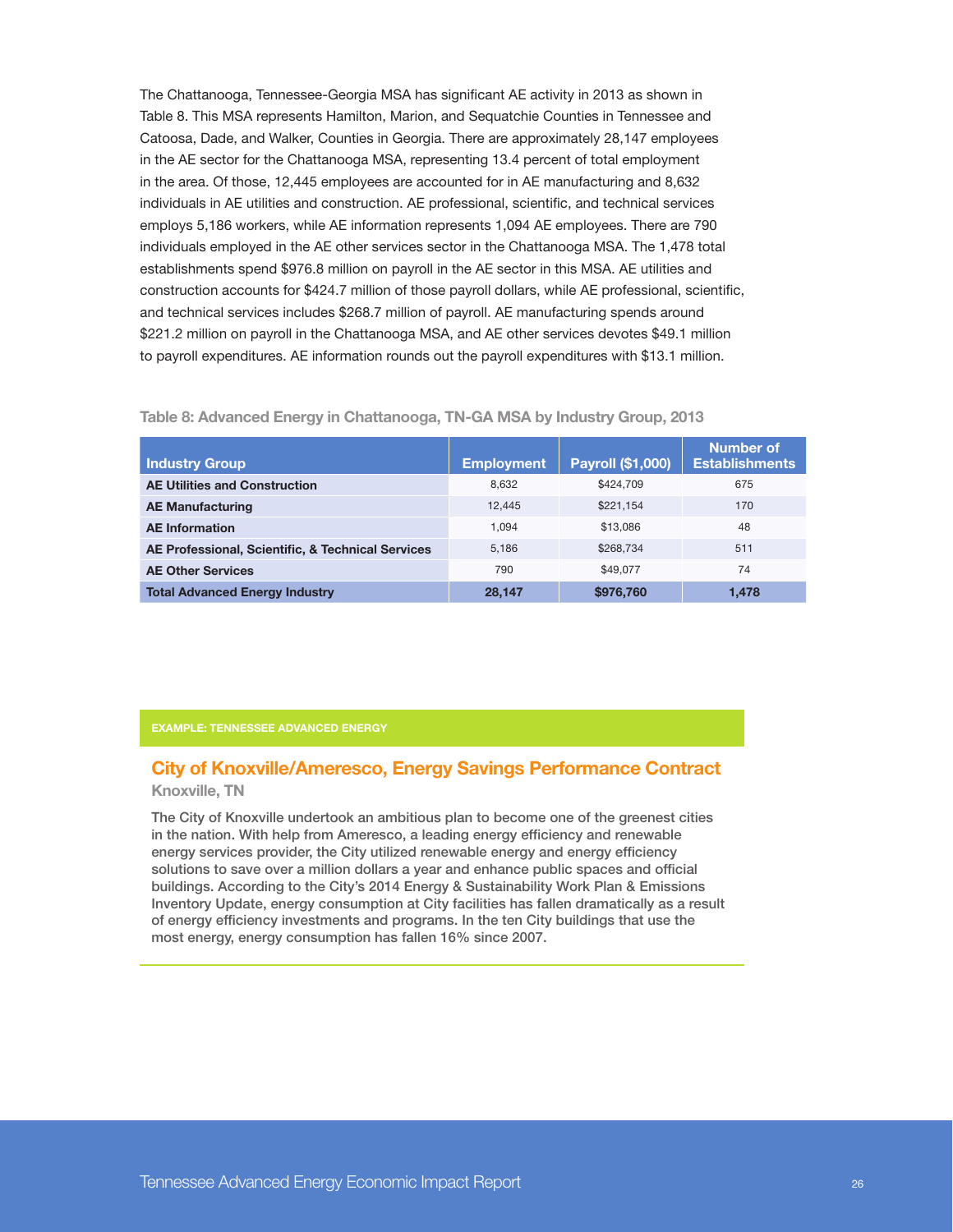The Chattanooga, Tennessee-Georgia MSA has significant AE activity in 2013 as shown in Table 8. This MSA represents Hamilton, Marion, and Sequatchie Counties in Tennessee and Catoosa, Dade, and Walker, Counties in Georgia. There are approximately 28,147 employees in the AE sector for the Chattanooga MSA, representing 13.4 percent of total employment in the area. Of those, 12,445 employees are accounted for in AE manufacturing and 8,632 individuals in AE utilities and construction. AE professional, scientific, and technical services employs 5,186 workers, while AE information represents 1,094 AE employees. There are 790 individuals employed in the AE other services sector in the Chattanooga MSA. The 1,478 total establishments spend $976.8 million on payroll in the AE sector in this MSA. AE utilities and construction accounts for $424.7 million of those payroll dollars, while AE professional, scientific, and technical services includes $268.7 million of payroll. AE manufacturing spends around $221.2 million on payroll in the Chattanooga MSA, and AE other services devotes $49.1 million to payroll expenditures. AE information rounds out the payroll expenditures with $13.1 million.

**Table 8: Advanced Energy in Chattanooga, TN-GA MSA by Industry Group, 2013**

| Industry Group | Employment | Payroll ($1,000) | Number of Establishments |
|---|---|---|---|
| **AE Utilities and Construction** | 8,632 | $424,709 | 675 |
| **AE Manufacturing** | 12,445 | $221,154 | 170 |
| **AE Information** | 1,094 | $13,086 | 48 |
| **AE Professional, Scientific, & Technical Services** | 5,186 | $268,734 | 511 |
| **AE Other Services** | 790 | $49,077 | 74 |
| **Total Advanced Energy Industry** | **28,147** | **$976,760** | **1,478** |

**EXAMPLE: TENNESSEE ADVANCED ENERGY**

## City of Knoxville/Ameresco, Energy Savings Performance Contract

**Knoxville, TN**

The City of Knoxville undertook an ambitious plan to become one of the greenest cities in the nation. With help from Ameresco, a leading energy efficiency and renewable energy services provider, the City utilized renewable energy and energy efficiency solutions to save over a million dollars a year and enhance public spaces and official buildings. According to the City's 2014 Energy & Sustainability Work Plan & Emissions Inventory Update, energy consumption at City facilities has fallen dramatically as a result of energy efficiency investments and programs. In the ten City buildings that use the most energy, energy consumption has fallen 16% since 2007.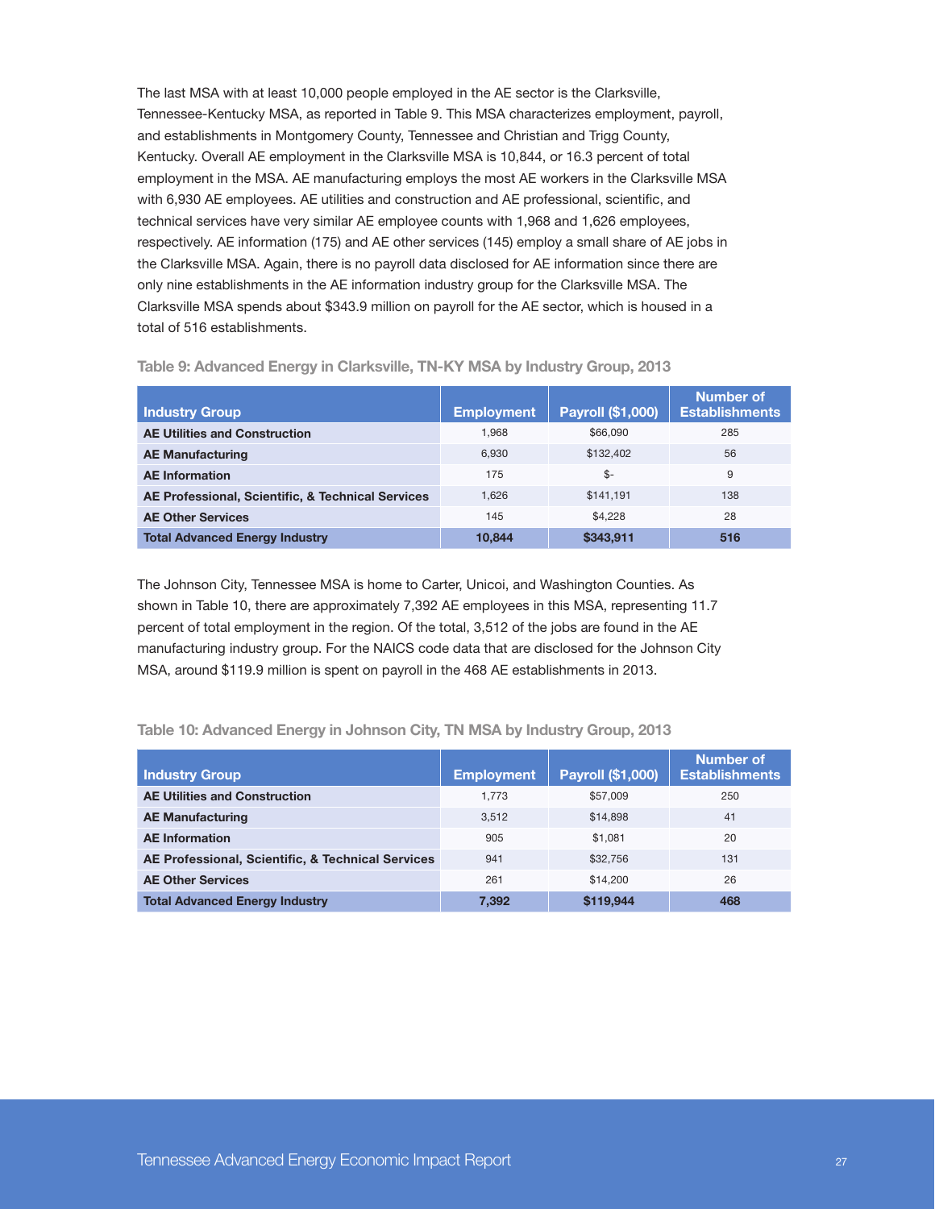The last MSA with at least 10,000 people employed in the AE sector is the Clarksville, Tennessee-Kentucky MSA, as reported in Table 9. This MSA characterizes employment, payroll, and establishments in Montgomery County, Tennessee and Christian and Trigg County, Kentucky. Overall AE employment in the Clarksville MSA is 10,844, or 16.3 percent of total employment in the MSA. AE manufacturing employs the most AE workers in the Clarksville MSA with 6,930 AE employees. AE utilities and construction and AE professional, scientific, and technical services have very similar AE employee counts with 1,968 and 1,626 employees, respectively. AE information (175) and AE other services (145) employ a small share of AE jobs in the Clarksville MSA. Again, there is no payroll data disclosed for AE information since there are only nine establishments in the AE information industry group for the Clarksville MSA. The Clarksville MSA spends about $343.9 million on payroll for the AE sector, which is housed in a total of 516 establishments.

**Table 9: Advanced Energy in Clarksville, TN-KY MSA by Industry Group, 2013**

| Industry Group | Employment | Payroll ($1,000) | Number of Establishments |
|---|---|---|---|
| **AE Utilities and Construction** | 1,968 | $66,090 | 285 |
| **AE Manufacturing** | 6,930 | $132,402 | 56 |
| **AE Information** | 175 | $- | 9 |
| **AE Professional, Scientific, & Technical Services** | 1,626 | $141,191 | 138 |
| **AE Other Services** | 145 | $4,228 | 28 |
| **Total Advanced Energy Industry** | **10,844** | **$343,911** | **516** |

The Johnson City, Tennessee MSA is home to Carter, Unicoi, and Washington Counties. As shown in Table 10, there are approximately 7,392 AE employees in this MSA, representing 11.7 percent of total employment in the region. Of the total, 3,512 of the jobs are found in the AE manufacturing industry group. For the NAICS code data that are disclosed for the Johnson City MSA, around $119.9 million is spent on payroll in the 468 AE establishments in 2013.

**Table 10: Advanced Energy in Johnson City, TN MSA by Industry Group, 2013**

| Industry Group | Employment | Payroll ($1,000) | Number of Establishments |
|---|---|---|---|
| **AE Utilities and Construction** | 1,773 | $57,009 | 250 |
| **AE Manufacturing** | 3,512 | $14,898 | 41 |
| **AE Information** | 905 | $1,081 | 20 |
| **AE Professional, Scientific, & Technical Services** | 941 | $32,756 | 131 |
| **AE Other Services** | 261 | $14,200 | 26 |
| **Total Advanced Energy Industry** | **7,392** | **$119,944** | **468** |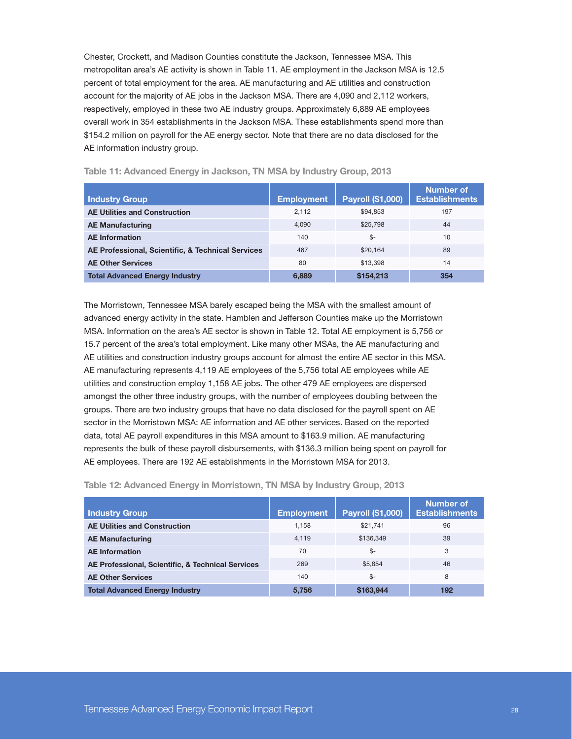Chester, Crockett, and Madison Counties constitute the Jackson, Tennessee MSA. This metropolitan area's AE activity is shown in Table 11. AE employment in the Jackson MSA is 12.5 percent of total employment for the area. AE manufacturing and AE utilities and construction account for the majority of AE jobs in the Jackson MSA. There are 4,090 and 2,112 workers, respectively, employed in these two AE industry groups. Approximately 6,889 AE employees overall work in 354 establishments in the Jackson MSA. These establishments spend more than $154.2 million on payroll for the AE energy sector. Note that there are no data disclosed for the AE information industry group.

**Table 11: Advanced Energy in Jackson, TN MSA by Industry Group, 2013**

| Industry Group | Employment | Payroll ($1,000) | Number of Establishments |
|---|---|---|---|
| **AE Utilities and Construction** | 2,112 | $94,853 | 197 |
| **AE Manufacturing** | 4,090 | $25,798 | 44 |
| **AE Information** | 140 | $- | 10 |
| **AE Professional, Scientific, & Technical Services** | 467 | $20,164 | 89 |
| **AE Other Services** | 80 | $13,398 | 14 |
| **Total Advanced Energy Industry** | **6,889** | **$154,213** | **354** |

The Morristown, Tennessee MSA barely escaped being the MSA with the smallest amount of advanced energy activity in the state. Hamblen and Jefferson Counties make up the Morristown MSA. Information on the area's AE sector is shown in Table 12. Total AE employment is 5,756 or 15.7 percent of the area's total employment. Like many other MSAs, the AE manufacturing and AE utilities and construction industry groups account for almost the entire AE sector in this MSA. AE manufacturing represents 4,119 AE employees of the 5,756 total AE employees while AE utilities and construction employ 1,158 AE jobs. The other 479 AE employees are dispersed amongst the other three industry groups, with the number of employees doubling between the groups. There are two industry groups that have no data disclosed for the payroll spent on AE sector in the Morristown MSA: AE information and AE other services. Based on the reported data, total AE payroll expenditures in this MSA amount to $163.9 million. AE manufacturing represents the bulk of these payroll disbursements, with $136.3 million being spent on payroll for AE employees. There are 192 AE establishments in the Morristown MSA for 2013.

**Table 12: Advanced Energy in Morristown, TN MSA by Industry Group, 2013**

| Industry Group | Employment | Payroll ($1,000) | Number of Establishments |
|---|---|---|---|
| **AE Utilities and Construction** | 1,158 | $21,741 | 96 |
| **AE Manufacturing** | 4,119 | $136,349 | 39 |
| **AE Information** | 70 | $- | 3 |
| **AE Professional, Scientific, & Technical Services** | 269 | $5,854 | 46 |
| **AE Other Services** | 140 | $- | 8 |
| **Total Advanced Energy Industry** | **5,756** | **$163,944** | **192** |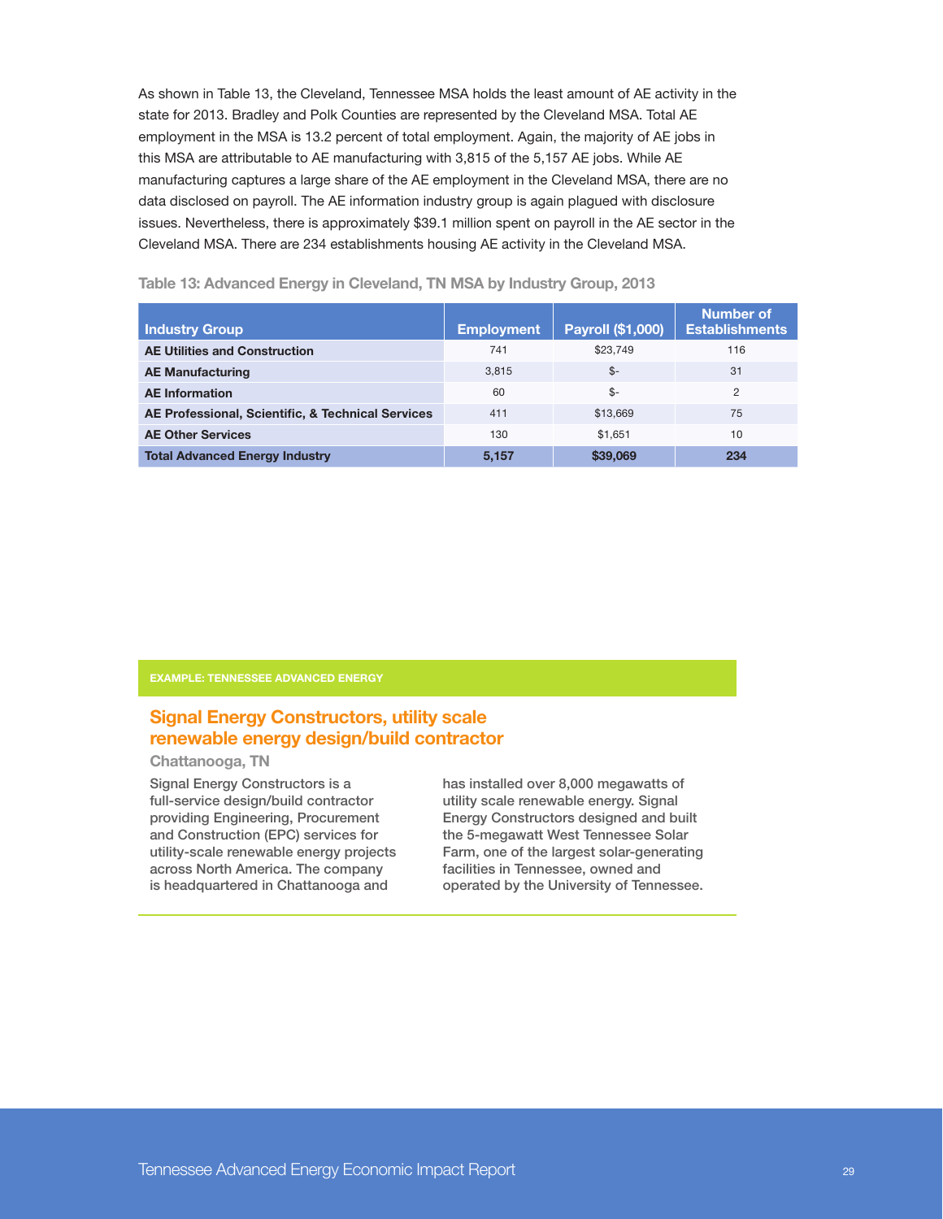As shown in Table 13, the Cleveland, Tennessee MSA holds the least amount of AE activity in the state for 2013. Bradley and Polk Counties are represented by the Cleveland MSA. Total AE employment in the MSA is 13.2 percent of total employment. Again, the majority of AE jobs in this MSA are attributable to AE manufacturing with 3,815 of the 5,157 AE jobs. While AE manufacturing captures a large share of the AE employment in the Cleveland MSA, there are no data disclosed on payroll. The AE information industry group is again plagued with disclosure issues. Nevertheless, there is approximately $39.1 million spent on payroll in the AE sector in the Cleveland MSA. There are 234 establishments housing AE activity in the Cleveland MSA.

**Table 13: Advanced Energy in Cleveland, TN MSA by Industry Group, 2013**

| Industry Group | Employment | Payroll ($1,000) | Number of Establishments |
|---|---|---|---|
| AE Utilities and Construction | 741 | $23,749 | 116 |
| AE Manufacturing | 3,815 | $- | 31 |
| AE Information | 60 | $- | 2 |
| AE Professional, Scientific, & Technical Services | 411 | $13,669 | 75 |
| AE Other Services | 130 | $1,651 | 10 |
| **Total Advanced Energy Industry** | **5,157** | **$39,069** | **234** |

**EXAMPLE: TENNESSEE ADVANCED ENERGY**

## Signal Energy Constructors, utility scale renewable energy design/build contractor

**Chattanooga, TN**

Signal Energy Constructors is a full-service design/build contractor providing Engineering, Procurement and Construction (EPC) services for utility-scale renewable energy projects across North America. The company is headquartered in Chattanooga and has installed over 8,000 megawatts of utility scale renewable energy. Signal Energy Constructors designed and built the 5-megawatt West Tennessee Solar Farm, one of the largest solar-generating facilities in Tennessee, owned and operated by the University of Tennessee.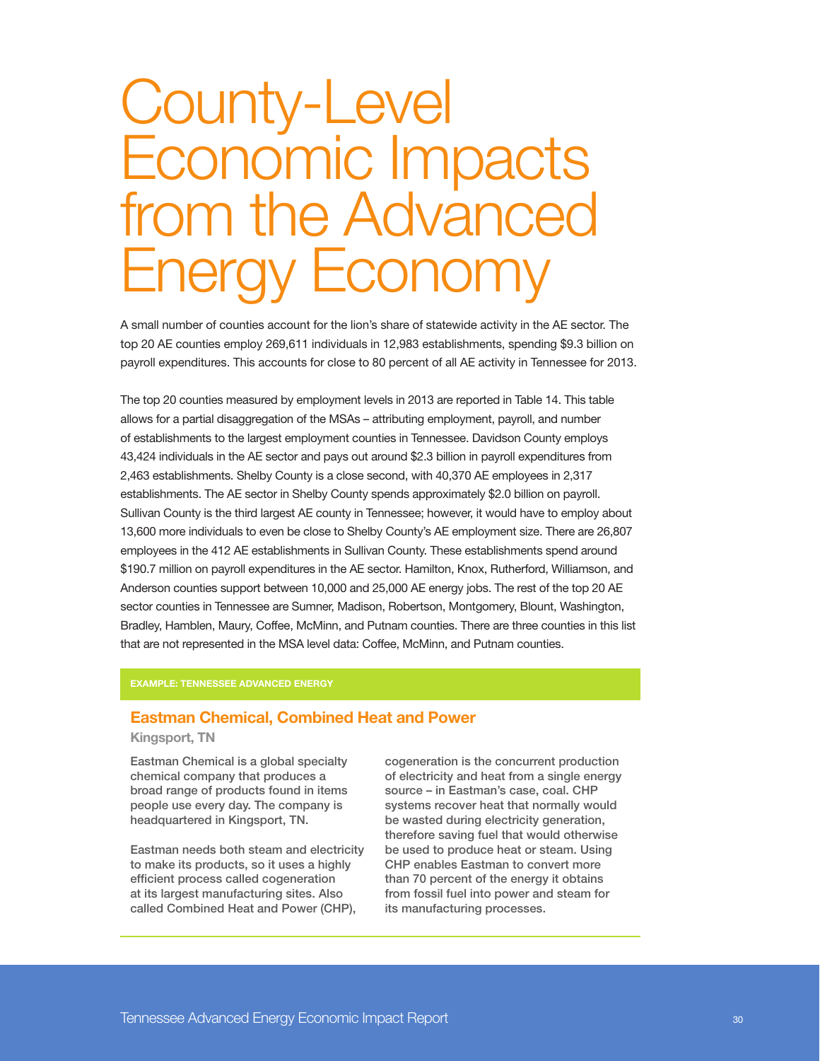# County-Level Economic Impacts from the Advanced Energy Economy

A small number of counties account for the lion's share of statewide activity in the AE sector. The top 20 AE counties employ 269,611 individuals in 12,983 establishments, spending $9.3 billion on payroll expenditures. This accounts for close to 80 percent of all AE activity in Tennessee for 2013.

The top 20 counties measured by employment levels in 2013 are reported in Table 14. This table allows for a partial disaggregation of the MSAs – attributing employment, payroll, and number of establishments to the largest employment counties in Tennessee. Davidson County employs 43,424 individuals in the AE sector and pays out around $2.3 billion in payroll expenditures from 2,463 establishments. Shelby County is a close second, with 40,370 AE employees in 2,317 establishments. The AE sector in Shelby County spends approximately $2.0 billion on payroll. Sullivan County is the third largest AE county in Tennessee; however, it would have to employ about 13,600 more individuals to even be close to Shelby County's AE employment size. There are 26,807 employees in the 412 AE establishments in Sullivan County. These establishments spend around $190.7 million on payroll expenditures in the AE sector. Hamilton, Knox, Rutherford, Williamson, and Anderson counties support between 10,000 and 25,000 AE energy jobs. The rest of the top 20 AE sector counties in Tennessee are Sumner, Madison, Robertson, Montgomery, Blount, Washington, Bradley, Hamblen, Maury, Coffee, McMinn, and Putnam counties. There are three counties in this list that are not represented in the MSA level data: Coffee, McMinn, and Putnam counties.

**EXAMPLE: TENNESSEE ADVANCED ENERGY**

### Eastman Chemical, Combined Heat and Power

**Kingsport, TN**

Eastman Chemical is a global specialty chemical company that produces a broad range of products found in items people use every day. The company is headquartered in Kingsport, TN.

Eastman needs both steam and electricity to make its products, so it uses a highly efficient process called cogeneration at its largest manufacturing sites. Also called Combined Heat and Power (CHP), cogeneration is the concurrent production of electricity and heat from a single energy source – in Eastman's case, coal. CHP systems recover heat that normally would be wasted during electricity generation, therefore saving fuel that would otherwise be used to produce heat or steam. Using CHP enables Eastman to convert more than 70 percent of the energy it obtains from fossil fuel into power and steam for its manufacturing processes.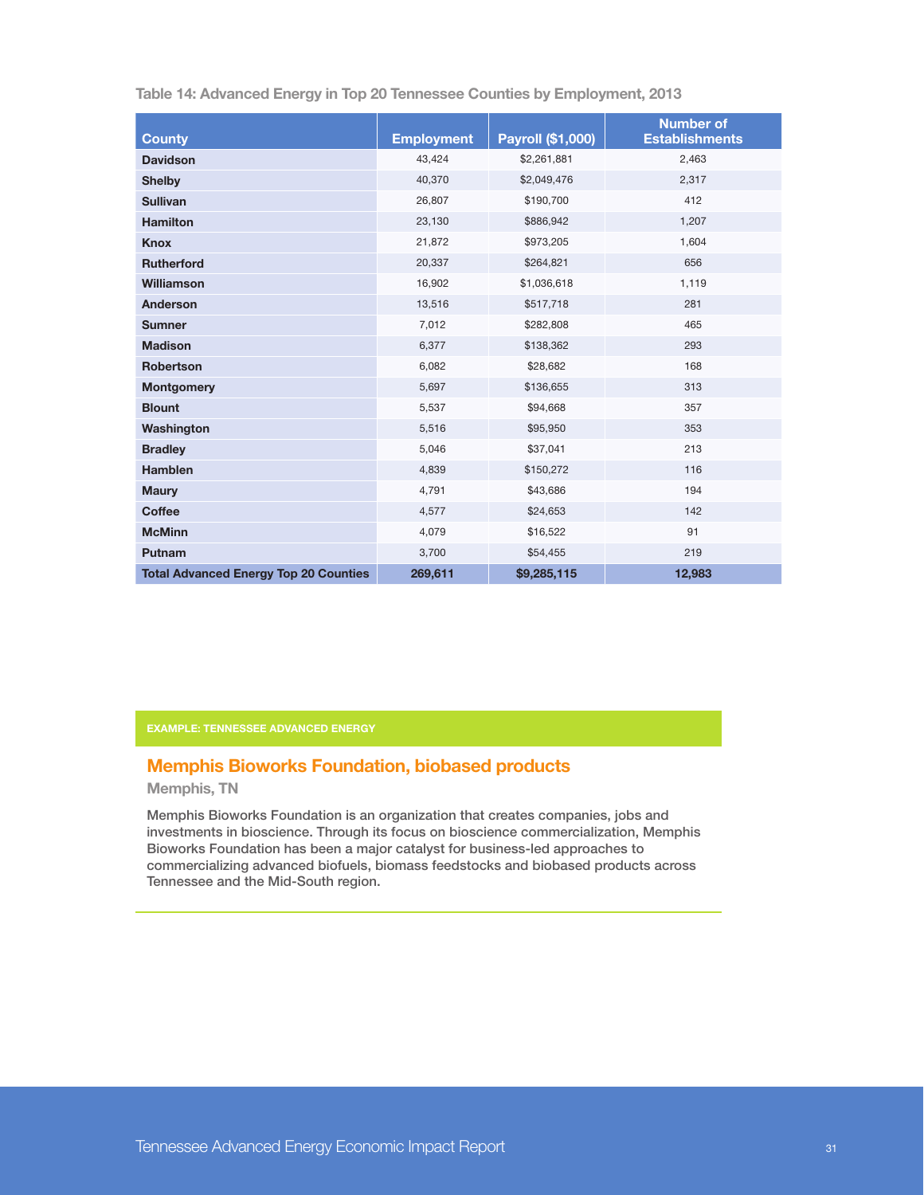Table 14: Advanced Energy in Top 20 Tennessee Counties by Employment, 2013

| County | Employment | Payroll ($1,000) | Number of Establishments |
|---|---|---|---|
| Davidson | 43,424 | $2,261,881 | 2,463 |
| Shelby | 40,370 | $2,049,476 | 2,317 |
| Sullivan | 26,807 | $190,700 | 412 |
| Hamilton | 23,130 | $886,942 | 1,207 |
| Knox | 21,872 | $973,205 | 1,604 |
| Rutherford | 20,337 | $264,821 | 656 |
| Williamson | 16,902 | $1,036,618 | 1,119 |
| Anderson | 13,516 | $517,718 | 281 |
| Sumner | 7,012 | $282,808 | 465 |
| Madison | 6,377 | $138,362 | 293 |
| Robertson | 6,082 | $28,682 | 168 |
| Montgomery | 5,697 | $136,655 | 313 |
| Blount | 5,537 | $94,668 | 357 |
| Washington | 5,516 | $95,950 | 353 |
| Bradley | 5,046 | $37,041 | 213 |
| Hamblen | 4,839 | $150,272 | 116 |
| Maury | 4,791 | $43,686 | 194 |
| Coffee | 4,577 | $24,653 | 142 |
| McMinn | 4,079 | $16,522 | 91 |
| Putnam | 3,700 | $54,455 | 219 |
| **Total Advanced Energy Top 20 Counties** | **269,611** | **$9,285,115** | **12,983** |

**EXAMPLE: TENNESSEE ADVANCED ENERGY**

## Memphis Bioworks Foundation, biobased products

**Memphis, TN**

Memphis Bioworks Foundation is an organization that creates companies, jobs and investments in bioscience. Through its focus on bioscience commercialization, Memphis Bioworks Foundation has been a major catalyst for business-led approaches to commercializing advanced biofuels, biomass feedstocks and biobased products across Tennessee and the Mid-South region.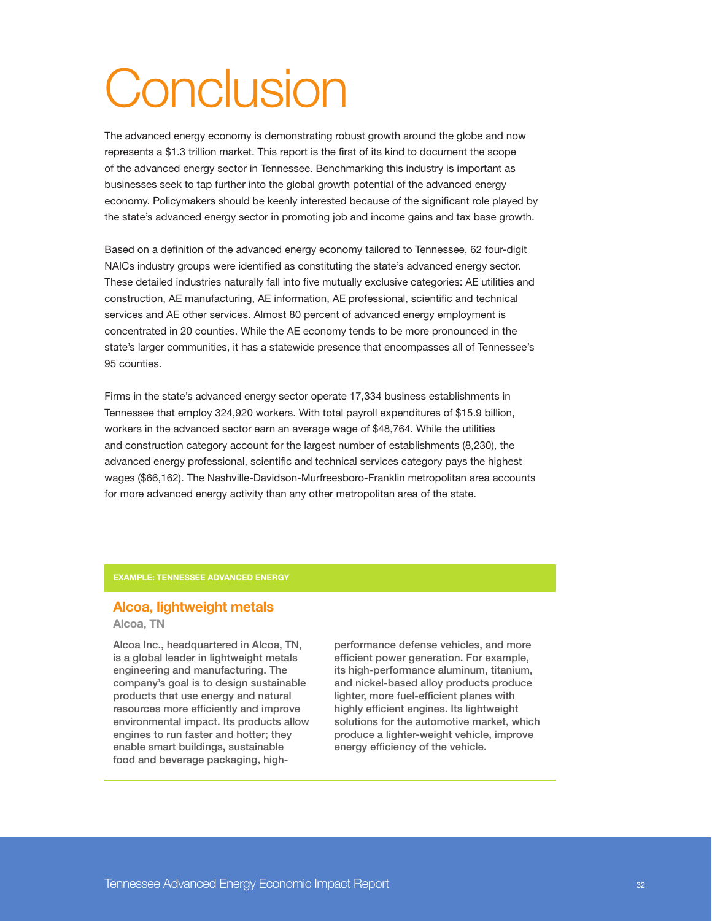# Conclusion

The advanced energy economy is demonstrating robust growth around the globe and now represents a $1.3 trillion market. This report is the first of its kind to document the scope of the advanced energy sector in Tennessee. Benchmarking this industry is important as businesses seek to tap further into the global growth potential of the advanced energy economy. Policymakers should be keenly interested because of the significant role played by the state's advanced energy sector in promoting job and income gains and tax base growth.

Based on a definition of the advanced energy economy tailored to Tennessee, 62 four-digit NAICs industry groups were identified as constituting the state's advanced energy sector. These detailed industries naturally fall into five mutually exclusive categories: AE utilities and construction, AE manufacturing, AE information, AE professional, scientific and technical services and AE other services. Almost 80 percent of advanced energy employment is concentrated in 20 counties. While the AE economy tends to be more pronounced in the state's larger communities, it has a statewide presence that encompasses all of Tennessee's 95 counties.

Firms in the state's advanced energy sector operate 17,334 business establishments in Tennessee that employ 324,920 workers. With total payroll expenditures of $15.9 billion, workers in the advanced sector earn an average wage of $48,764. While the utilities and construction category account for the largest number of establishments (8,230), the advanced energy professional, scientific and technical services category pays the highest wages ($66,162). The Nashville-Davidson-Murfreesboro-Franklin metropolitan area accounts for more advanced energy activity than any other metropolitan area of the state.

**EXAMPLE: TENNESSEE ADVANCED ENERGY**

### Alcoa, lightweight metals

**Alcoa, TN**

Alcoa Inc., headquartered in Alcoa, TN, is a global leader in lightweight metals engineering and manufacturing. The company's goal is to design sustainable products that use energy and natural resources more efficiently and improve environmental impact. Its products allow engines to run faster and hotter; they enable smart buildings, sustainable food and beverage packaging, high-performance defense vehicles, and more efficient power generation. For example, its high-performance aluminum, titanium, and nickel-based alloy products produce lighter, more fuel-efficient planes with highly efficient engines. Its lightweight solutions for the automotive market, which produce a lighter-weight vehicle, improve energy efficiency of the vehicle.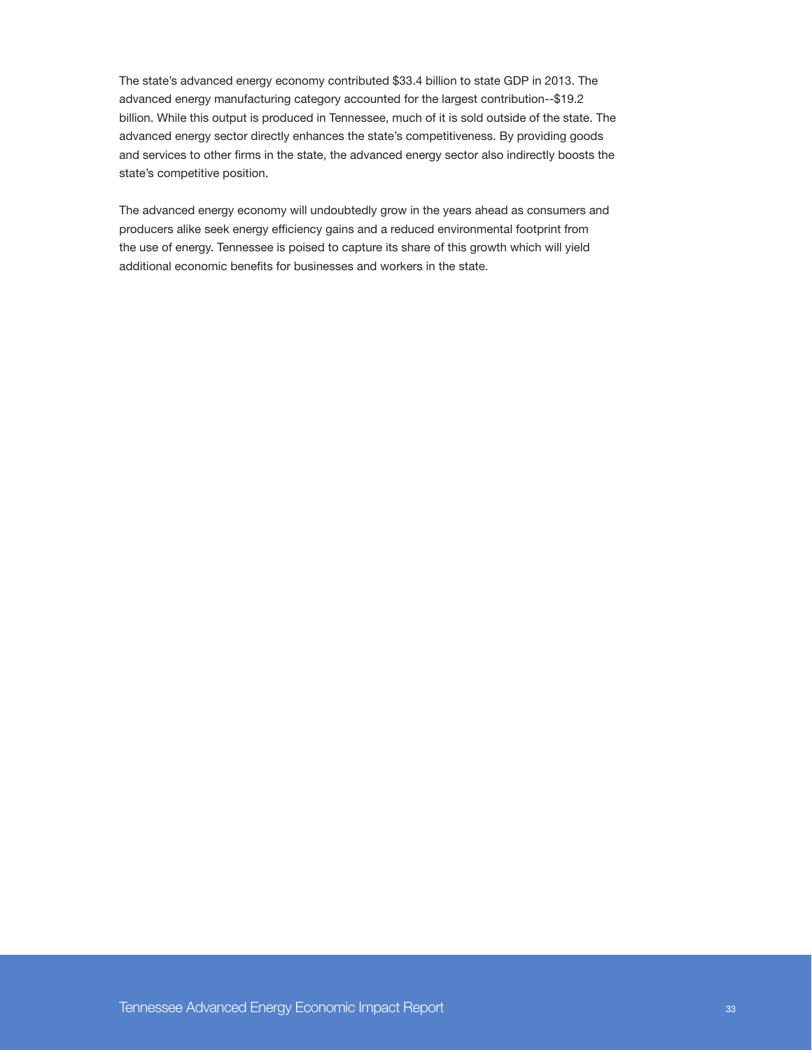The state's advanced energy economy contributed $33.4 billion to state GDP in 2013. The advanced energy manufacturing category accounted for the largest contribution--$19.2 billion. While this output is produced in Tennessee, much of it is sold outside of the state. The advanced energy sector directly enhances the state's competitiveness. By providing goods and services to other firms in the state, the advanced energy sector also indirectly boosts the state's competitive position.

The advanced energy economy will undoubtedly grow in the years ahead as consumers and producers alike seek energy efficiency gains and a reduced environmental footprint from the use of energy. Tennessee is poised to capture its share of this growth which will yield additional economic benefits for businesses and workers in the state.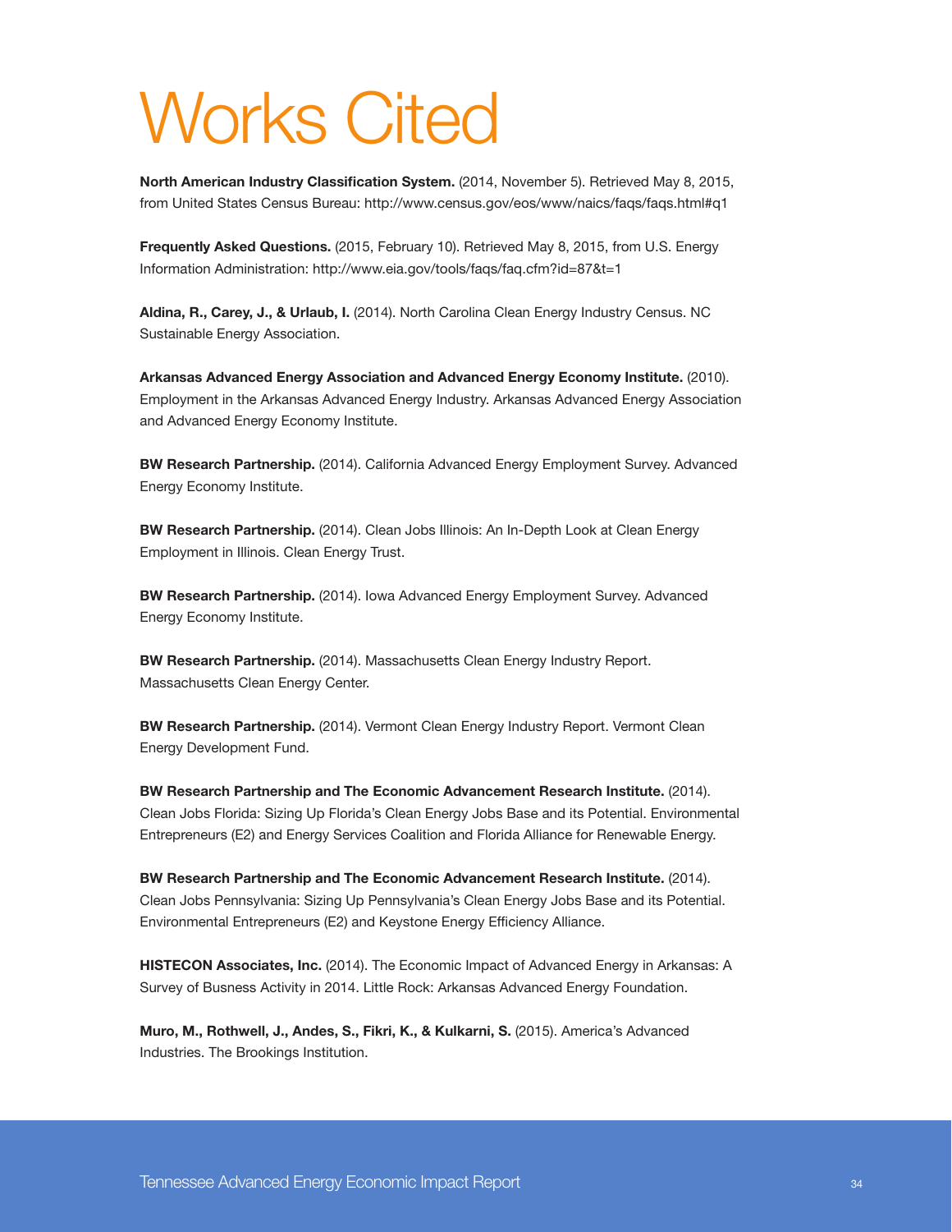# Works Cited

**North American Industry Classification System.** (2014, November 5). Retrieved May 8, 2015, from United States Census Bureau: http://www.census.gov/eos/www/naics/faqs/faqs.html#q1

**Frequently Asked Questions.** (2015, February 10). Retrieved May 8, 2015, from U.S. Energy Information Administration: http://www.eia.gov/tools/faqs/faq.cfm?id=87&t=1

**Aldina, R., Carey, J., & Urlaub, I.** (2014). North Carolina Clean Energy Industry Census. NC Sustainable Energy Association.

**Arkansas Advanced Energy Association and Advanced Energy Economy Institute.** (2010). Employment in the Arkansas Advanced Energy Industry. Arkansas Advanced Energy Association and Advanced Energy Economy Institute.

**BW Research Partnership.** (2014). California Advanced Energy Employment Survey. Advanced Energy Economy Institute.

**BW Research Partnership.** (2014). Clean Jobs Illinois: An In-Depth Look at Clean Energy Employment in Illinois. Clean Energy Trust.

**BW Research Partnership.** (2014). Iowa Advanced Energy Employment Survey. Advanced Energy Economy Institute.

**BW Research Partnership.** (2014). Massachusetts Clean Energy Industry Report. Massachusetts Clean Energy Center.

**BW Research Partnership.** (2014). Vermont Clean Energy Industry Report. Vermont Clean Energy Development Fund.

**BW Research Partnership and The Economic Advancement Research Institute.** (2014). Clean Jobs Florida: Sizing Up Florida's Clean Energy Jobs Base and its Potential. Environmental Entrepreneurs (E2) and Energy Services Coalition and Florida Alliance for Renewable Energy.

**BW Research Partnership and The Economic Advancement Research Institute.** (2014). Clean Jobs Pennsylvania: Sizing Up Pennsylvania's Clean Energy Jobs Base and its Potential. Environmental Entrepreneurs (E2) and Keystone Energy Efficiency Alliance.

**HISTECON Associates, Inc.** (2014). The Economic Impact of Advanced Energy in Arkansas: A Survey of Busness Activity in 2014. Little Rock: Arkansas Advanced Energy Foundation.

**Muro, M., Rothwell, J., Andes, S., Fikri, K., & Kulkarni, S.** (2015). America's Advanced Industries. The Brookings Institution.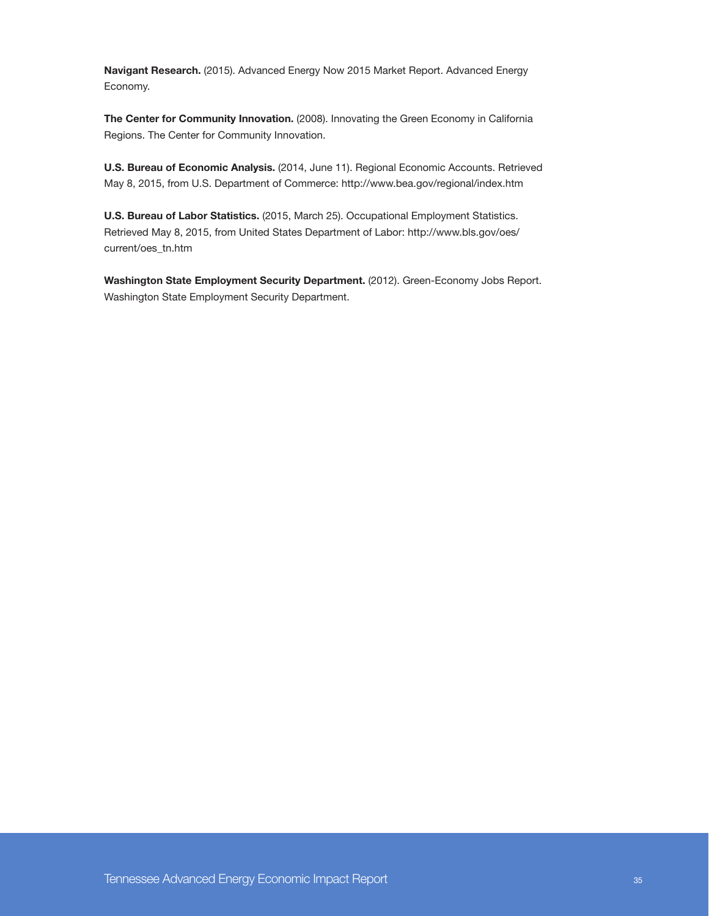**Navigant Research.** (2015). Advanced Energy Now 2015 Market Report. Advanced Energy Economy.

**The Center for Community Innovation.** (2008). Innovating the Green Economy in California Regions. The Center for Community Innovation.

**U.S. Bureau of Economic Analysis.** (2014, June 11). Regional Economic Accounts. Retrieved May 8, 2015, from U.S. Department of Commerce: http://www.bea.gov/regional/index.htm

**U.S. Bureau of Labor Statistics.** (2015, March 25). Occupational Employment Statistics. Retrieved May 8, 2015, from United States Department of Labor: http://www.bls.gov/oes/current/oes_tn.htm

**Washington State Employment Security Department.** (2012). Green-Economy Jobs Report. Washington State Employment Security Department.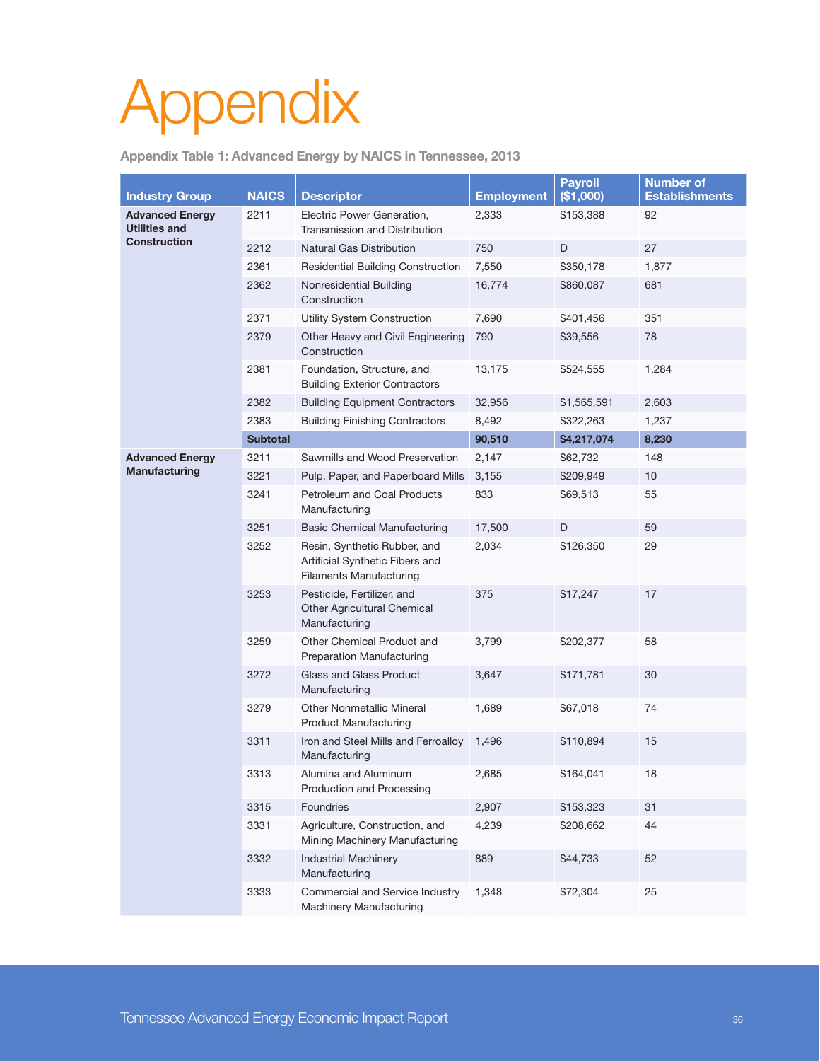# Appendix

**Appendix Table 1: Advanced Energy by NAICS in Tennessee, 2013**

| Industry Group | NAICS | Descriptor | Employment | Payroll ($1,000) | Number of Establishments |
|---|---|---|---|---|---|
| **Advanced Energy Utilities and Construction** | 2211 | Electric Power Generation, Transmission and Distribution | 2,333 | $153,388 | 92 |
| | 2212 | Natural Gas Distribution | 750 | D | 27 |
| | 2361 | Residential Building Construction | 7,550 | $350,178 | 1,877 |
| | 2362 | Nonresidential Building Construction | 16,774 | $860,087 | 681 |
| | 2371 | Utility System Construction | 7,690 | $401,456 | 351 |
| | 2379 | Other Heavy and Civil Engineering Construction | 790 | $39,556 | 78 |
| | 2381 | Foundation, Structure, and Building Exterior Contractors | 13,175 | $524,555 | 1,284 |
| | 2382 | Building Equipment Contractors | 32,956 | $1,565,591 | 2,603 |
| | 2383 | Building Finishing Contractors | 8,492 | $322,263 | 1,237 |
| | **Subtotal** | | **90,510** | **$4,217,074** | **8,230** |
| **Advanced Energy Manufacturing** | 3211 | Sawmills and Wood Preservation | 2,147 | $62,732 | 148 |
| | 3221 | Pulp, Paper, and Paperboard Mills | 3,155 | $209,949 | 10 |
| | 3241 | Petroleum and Coal Products Manufacturing | 833 | $69,513 | 55 |
| | 3251 | Basic Chemical Manufacturing | 17,500 | D | 59 |
| | 3252 | Resin, Synthetic Rubber, and Artificial Synthetic Fibers and Filaments Manufacturing | 2,034 | $126,350 | 29 |
| | 3253 | Pesticide, Fertilizer, and Other Agricultural Chemical Manufacturing | 375 | $17,247 | 17 |
| | 3259 | Other Chemical Product and Preparation Manufacturing | 3,799 | $202,377 | 58 |
| | 3272 | Glass and Glass Product Manufacturing | 3,647 | $171,781 | 30 |
| | 3279 | Other Nonmetallic Mineral Product Manufacturing | 1,689 | $67,018 | 74 |
| | 3311 | Iron and Steel Mills and Ferroalloy Manufacturing | 1,496 | $110,894 | 15 |
| | 3313 | Alumina and Aluminum Production and Processing | 2,685 | $164,041 | 18 |
| | 3315 | Foundries | 2,907 | $153,323 | 31 |
| | 3331 | Agriculture, Construction, and Mining Machinery Manufacturing | 4,239 | $208,662 | 44 |
| | 3332 | Industrial Machinery Manufacturing | 889 | $44,733 | 52 |
| | 3333 | Commercial and Service Industry Machinery Manufacturing | 1,348 | $72,304 | 25 |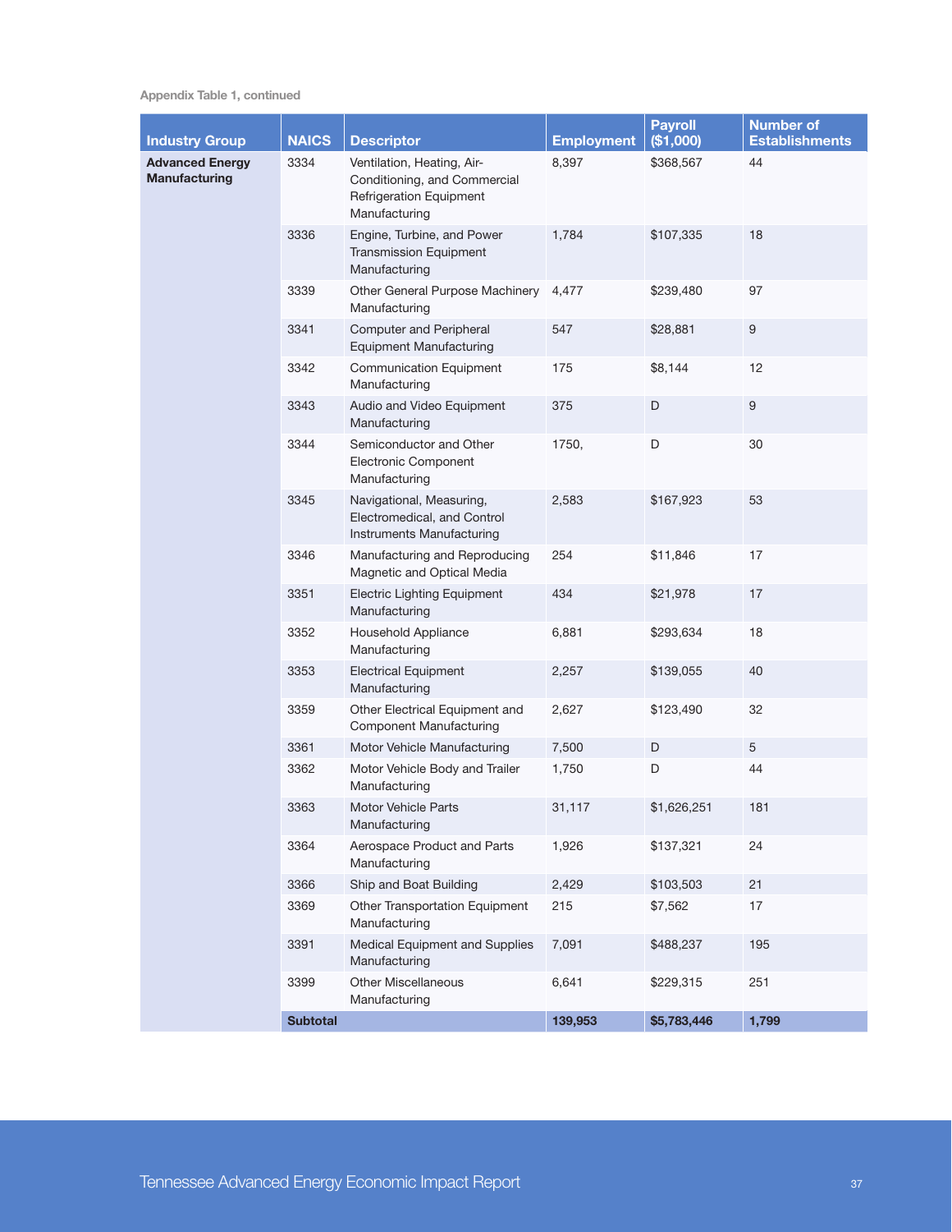Appendix Table 1, continued

| Industry Group | NAICS | Descriptor | Employment | Payroll ($1,000) | Number of Establishments |
|---|---|---|---|---|---|
| **Advanced Energy Manufacturing** | 3334 | Ventilation, Heating, Air-Conditioning, and Commercial Refrigeration Equipment Manufacturing | 8,397 | $368,567 | 44 |
| | 3336 | Engine, Turbine, and Power Transmission Equipment Manufacturing | 1,784 | $107,335 | 18 |
| | 3339 | Other General Purpose Machinery Manufacturing | 4,477 | $239,480 | 97 |
| | 3341 | Computer and Peripheral Equipment Manufacturing | 547 | $28,881 | 9 |
| | 3342 | Communication Equipment Manufacturing | 175 | $8,144 | 12 |
| | 3343 | Audio and Video Equipment Manufacturing | 375 | D | 9 |
| | 3344 | Semiconductor and Other Electronic Component Manufacturing | 1750, | D | 30 |
| | 3345 | Navigational, Measuring, Electromedical, and Control Instruments Manufacturing | 2,583 | $167,923 | 53 |
| | 3346 | Manufacturing and Reproducing Magnetic and Optical Media | 254 | $11,846 | 17 |
| | 3351 | Electric Lighting Equipment Manufacturing | 434 | $21,978 | 17 |
| | 3352 | Household Appliance Manufacturing | 6,881 | $293,634 | 18 |
| | 3353 | Electrical Equipment Manufacturing | 2,257 | $139,055 | 40 |
| | 3359 | Other Electrical Equipment and Component Manufacturing | 2,627 | $123,490 | 32 |
| | 3361 | Motor Vehicle Manufacturing | 7,500 | D | 5 |
| | 3362 | Motor Vehicle Body and Trailer Manufacturing | 1,750 | D | 44 |
| | 3363 | Motor Vehicle Parts Manufacturing | 31,117 | $1,626,251 | 181 |
| | 3364 | Aerospace Product and Parts Manufacturing | 1,926 | $137,321 | 24 |
| | 3366 | Ship and Boat Building | 2,429 | $103,503 | 21 |
| | 3369 | Other Transportation Equipment Manufacturing | 215 | $7,562 | 17 |
| | 3391 | Medical Equipment and Supplies Manufacturing | 7,091 | $488,237 | 195 |
| | 3399 | Other Miscellaneous Manufacturing | 6,641 | $229,315 | 251 |
| | **Subtotal** | | **139,953** | **$5,783,446** | **1,799** |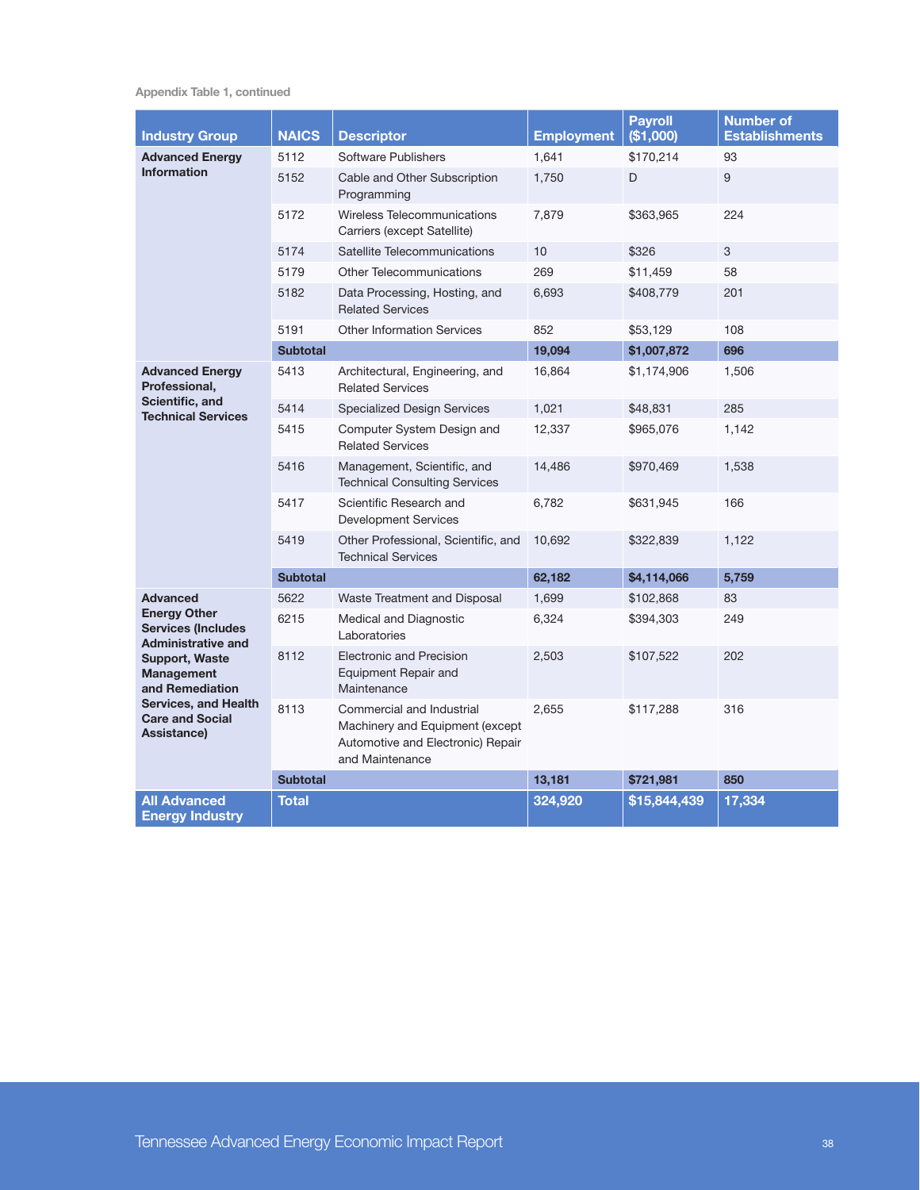Appendix Table 1, continued

| Industry Group | NAICS | Descriptor | Employment | Payroll ($1,000) | Number of Establishments |
|---|---|---|---|---|---|
| **Advanced Energy Information** | 5112 | Software Publishers | 1,641 | $170,214 | 93 |
| | 5152 | Cable and Other Subscription Programming | 1,750 | D | 9 |
| | 5172 | Wireless Telecommunications Carriers (except Satellite) | 7,879 | $363,965 | 224 |
| | 5174 | Satellite Telecommunications | 10 | $326 | 3 |
| | 5179 | Other Telecommunications | 269 | $11,459 | 58 |
| | 5182 | Data Processing, Hosting, and Related Services | 6,693 | $408,779 | 201 |
| | 5191 | Other Information Services | 852 | $53,129 | 108 |
| | **Subtotal** | | **19,094** | **$1,007,872** | **696** |
| **Advanced Energy Professional, Scientific, and Technical Services** | 5413 | Architectural, Engineering, and Related Services | 16,864 | $1,174,906 | 1,506 |
| | 5414 | Specialized Design Services | 1,021 | $48,831 | 285 |
| | 5415 | Computer System Design and Related Services | 12,337 | $965,076 | 1,142 |
| | 5416 | Management, Scientific, and Technical Consulting Services | 14,486 | $970,469 | 1,538 |
| | 5417 | Scientific Research and Development Services | 6,782 | $631,945 | 166 |
| | 5419 | Other Professional, Scientific, and Technical Services | 10,692 | $322,839 | 1,122 |
| | **Subtotal** | | **62,182** | **$4,114,066** | **5,759** |
| **Advanced Energy Other Services (Includes Administrative and Support, Waste Management and Remediation Services, and Health Care and Social Assistance)** | 5622 | Waste Treatment and Disposal | 1,699 | $102,868 | 83 |
| | 6215 | Medical and Diagnostic Laboratories | 6,324 | $394,303 | 249 |
| | 8112 | Electronic and Precision Equipment Repair and Maintenance | 2,503 | $107,522 | 202 |
| | 8113 | Commercial and Industrial Machinery and Equipment (except Automotive and Electronic) Repair and Maintenance | 2,655 | $117,288 | 316 |
| | **Subtotal** | | **13,181** | **$721,981** | **850** |
| **All Advanced Energy Industry** | **Total** | | **324,920** | **$15,844,439** | **17,334** |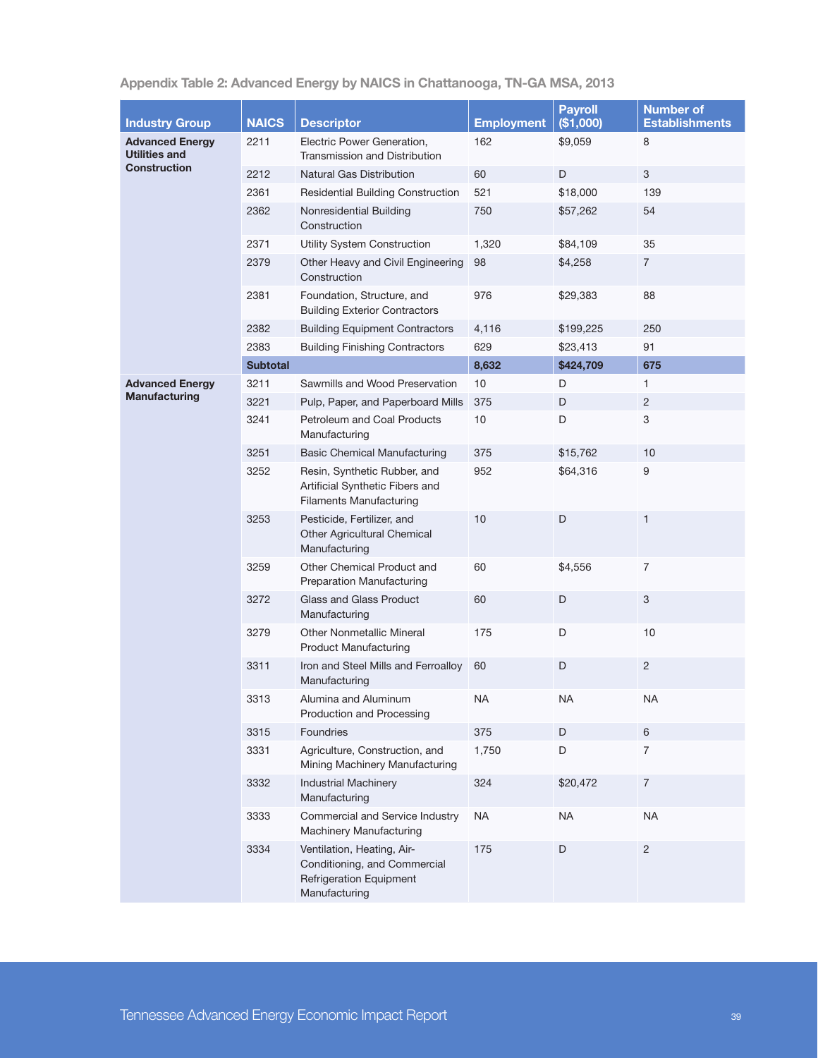**Appendix Table 2: Advanced Energy by NAICS in Chattanooga, TN-GA MSA, 2013**

| Industry Group | NAICS | Descriptor | Employment | Payroll ($1,000) | Number of Establishments |
|---|---|---|---|---|---|
| **Advanced Energy Utilities and Construction** | 2211 | Electric Power Generation, Transmission and Distribution | 162 | $9,059 | 8 |
| | 2212 | Natural Gas Distribution | 60 | D | 3 |
| | 2361 | Residential Building Construction | 521 | $18,000 | 139 |
| | 2362 | Nonresidential Building Construction | 750 | $57,262 | 54 |
| | 2371 | Utility System Construction | 1,320 | $84,109 | 35 |
| | 2379 | Other Heavy and Civil Engineering Construction | 98 | $4,258 | 7 |
| | 2381 | Foundation, Structure, and Building Exterior Contractors | 976 | $29,383 | 88 |
| | 2382 | Building Equipment Contractors | 4,116 | $199,225 | 250 |
| | 2383 | Building Finishing Contractors | 629 | $23,413 | 91 |
| | **Subtotal** | | **8,632** | **$424,709** | **675** |
| **Advanced Energy Manufacturing** | 3211 | Sawmills and Wood Preservation | 10 | D | 1 |
| | 3221 | Pulp, Paper, and Paperboard Mills | 375 | D | 2 |
| | 3241 | Petroleum and Coal Products Manufacturing | 10 | D | 3 |
| | 3251 | Basic Chemical Manufacturing | 375 | $15,762 | 10 |
| | 3252 | Resin, Synthetic Rubber, and Artificial Synthetic Fibers and Filaments Manufacturing | 952 | $64,316 | 9 |
| | 3253 | Pesticide, Fertilizer, and Other Agricultural Chemical Manufacturing | 10 | D | 1 |
| | 3259 | Other Chemical Product and Preparation Manufacturing | 60 | $4,556 | 7 |
| | 3272 | Glass and Glass Product Manufacturing | 60 | D | 3 |
| | 3279 | Other Nonmetallic Mineral Product Manufacturing | 175 | D | 10 |
| | 3311 | Iron and Steel Mills and Ferroalloy Manufacturing | 60 | D | 2 |
| | 3313 | Alumina and Aluminum Production and Processing | NA | NA | NA |
| | 3315 | Foundries | 375 | D | 6 |
| | 3331 | Agriculture, Construction, and Mining Machinery Manufacturing | 1,750 | D | 7 |
| | 3332 | Industrial Machinery Manufacturing | 324 | $20,472 | 7 |
| | 3333 | Commercial and Service Industry Machinery Manufacturing | NA | NA | NA |
| | 3334 | Ventilation, Heating, Air-Conditioning, and Commercial Refrigeration Equipment Manufacturing | 175 | D | 2 |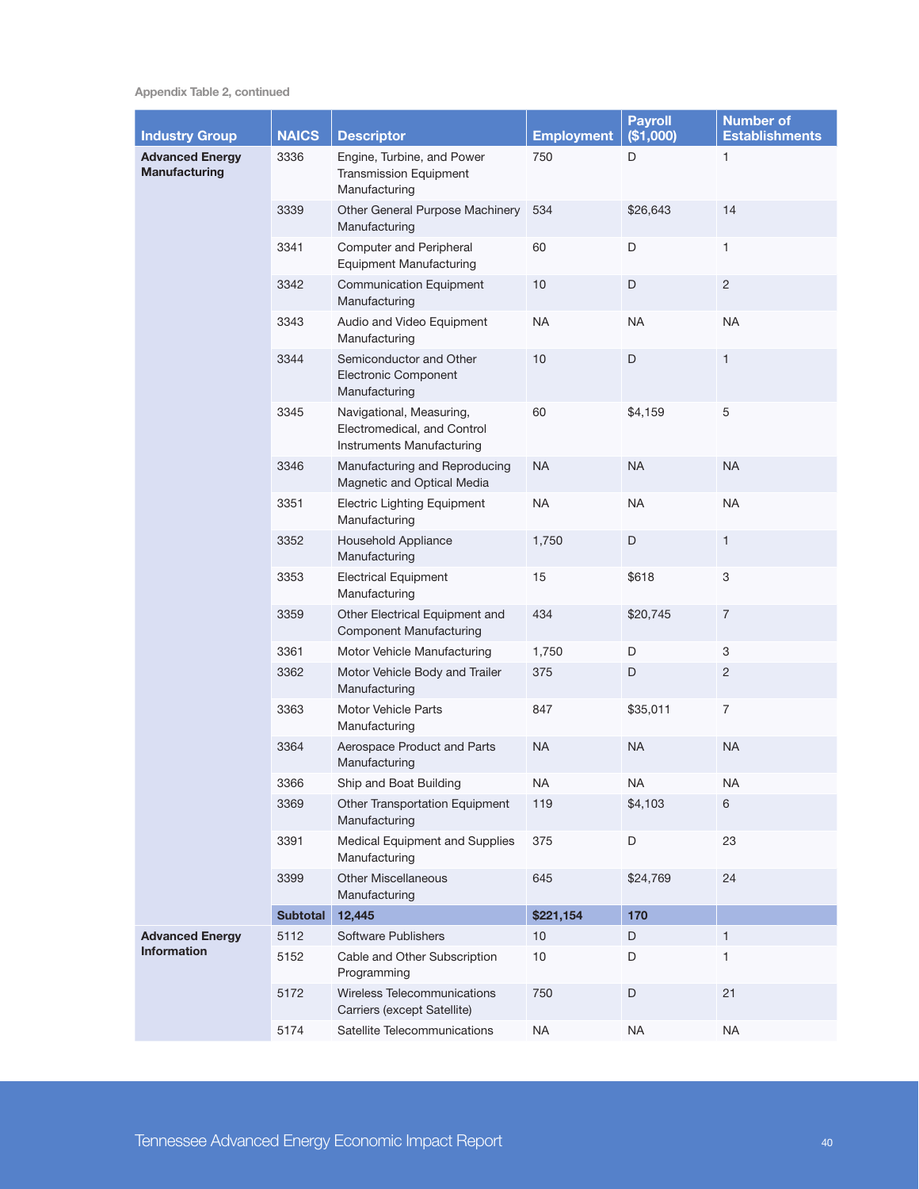Appendix Table 2, continued

| Industry Group | NAICS | Descriptor | Employment | Payroll ($1,000) | Number of Establishments |
|---|---|---|---|---|---|
| **Advanced Energy Manufacturing** | 3336 | Engine, Turbine, and Power Transmission Equipment Manufacturing | 750 | D | 1 |
| | 3339 | Other General Purpose Machinery Manufacturing | 534 | $26,643 | 14 |
| | 3341 | Computer and Peripheral Equipment Manufacturing | 60 | D | 1 |
| | 3342 | Communication Equipment Manufacturing | 10 | D | 2 |
| | 3343 | Audio and Video Equipment Manufacturing | NA | NA | NA |
| | 3344 | Semiconductor and Other Electronic Component Manufacturing | 10 | D | 1 |
| | 3345 | Navigational, Measuring, Electromedical, and Control Instruments Manufacturing | 60 | $4,159 | 5 |
| | 3346 | Manufacturing and Reproducing Magnetic and Optical Media | NA | NA | NA |
| | 3351 | Electric Lighting Equipment Manufacturing | NA | NA | NA |
| | 3352 | Household Appliance Manufacturing | 1,750 | D | 1 |
| | 3353 | Electrical Equipment Manufacturing | 15 | $618 | 3 |
| | 3359 | Other Electrical Equipment and Component Manufacturing | 434 | $20,745 | 7 |
| | 3361 | Motor Vehicle Manufacturing | 1,750 | D | 3 |
| | 3362 | Motor Vehicle Body and Trailer Manufacturing | 375 | D | 2 |
| | 3363 | Motor Vehicle Parts Manufacturing | 847 | $35,011 | 7 |
| | 3364 | Aerospace Product and Parts Manufacturing | NA | NA | NA |
| | 3366 | Ship and Boat Building | NA | NA | NA |
| | 3369 | Other Transportation Equipment Manufacturing | 119 | $4,103 | 6 |
| | 3391 | Medical Equipment and Supplies Manufacturing | 375 | D | 23 |
| | 3399 | Other Miscellaneous Manufacturing | 645 | $24,769 | 24 |
| | **Subtotal** | **12,445** | **$221,154** | **170** | |
| **Advanced Energy Information** | 5112 | Software Publishers | 10 | D | 1 |
| | 5152 | Cable and Other Subscription Programming | 10 | D | 1 |
| | 5172 | Wireless Telecommunications Carriers (except Satellite) | 750 | D | 21 |
| | 5174 | Satellite Telecommunications | NA | NA | NA |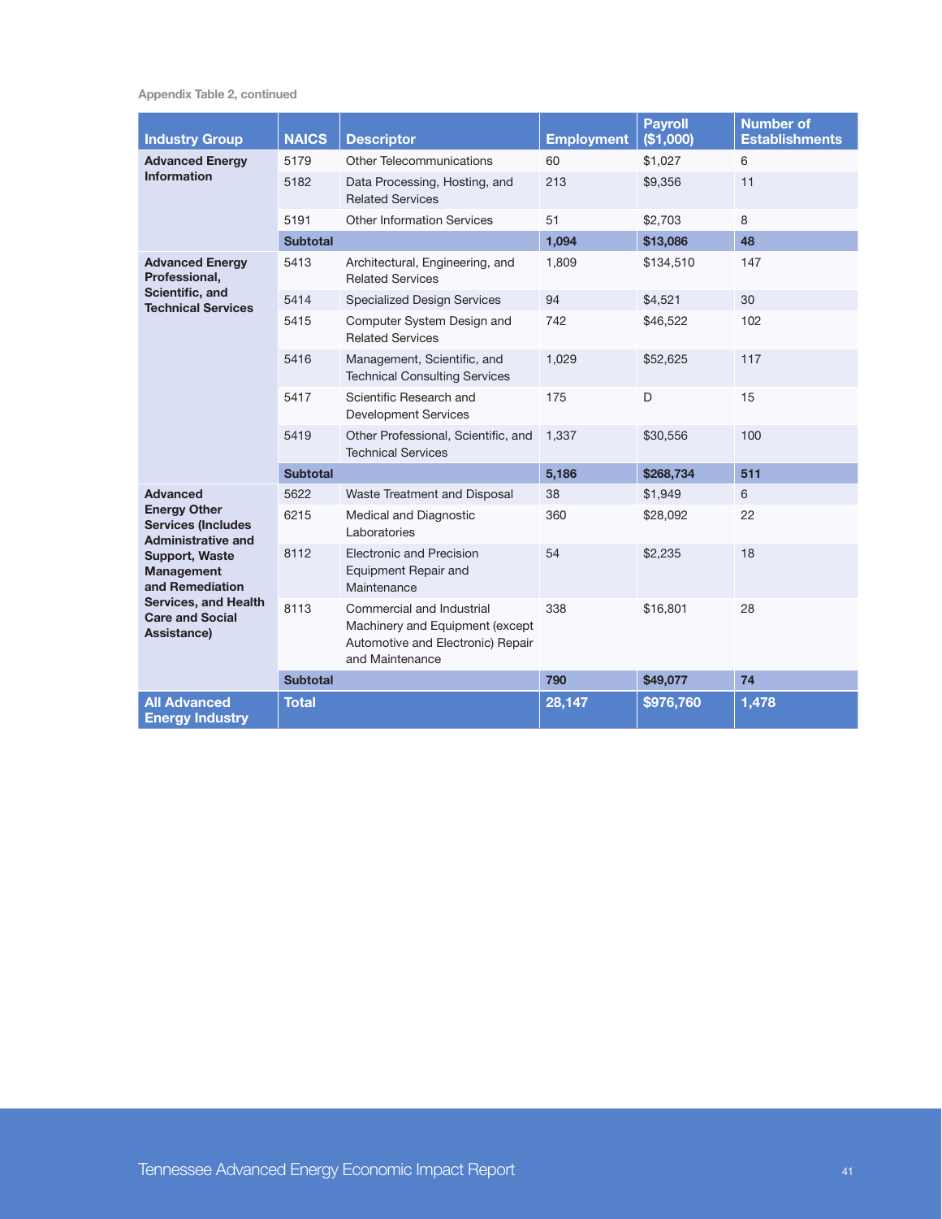Appendix Table 2, continued

| Industry Group | NAICS | Descriptor | Employment | Payroll ($1,000) | Number of Establishments |
|---|---|---|---|---|---|
| **Advanced Energy Information** | 5179 | Other Telecommunications | 60 | $1,027 | 6 |
| | 5182 | Data Processing, Hosting, and Related Services | 213 | $9,356 | 11 |
| | 5191 | Other Information Services | 51 | $2,703 | 8 |
| | **Subtotal** | | **1,094** | **$13,086** | **48** |
| **Advanced Energy Professional, Scientific, and Technical Services** | 5413 | Architectural, Engineering, and Related Services | 1,809 | $134,510 | 147 |
| | 5414 | Specialized Design Services | 94 | $4,521 | 30 |
| | 5415 | Computer System Design and Related Services | 742 | $46,522 | 102 |
| | 5416 | Management, Scientific, and Technical Consulting Services | 1,029 | $52,625 | 117 |
| | 5417 | Scientific Research and Development Services | 175 | D | 15 |
| | 5419 | Other Professional, Scientific, and Technical Services | 1,337 | $30,556 | 100 |
| | **Subtotal** | | **5,186** | **$268,734** | **511** |
| **Advanced Energy Other Services (Includes Administrative and Support, Waste Management and Remediation Services, and Health Care and Social Assistance)** | 5622 | Waste Treatment and Disposal | 38 | $1,949 | 6 |
| | 6215 | Medical and Diagnostic Laboratories | 360 | $28,092 | 22 |
| | 8112 | Electronic and Precision Equipment Repair and Maintenance | 54 | $2,235 | 18 |
| | 8113 | Commercial and Industrial Machinery and Equipment (except Automotive and Electronic) Repair and Maintenance | 338 | $16,801 | 28 |
| | **Subtotal** | | **790** | **$49,077** | **74** |
| **All Advanced Energy Industry** | **Total** | | **28,147** | **$976,760** | **1,478** |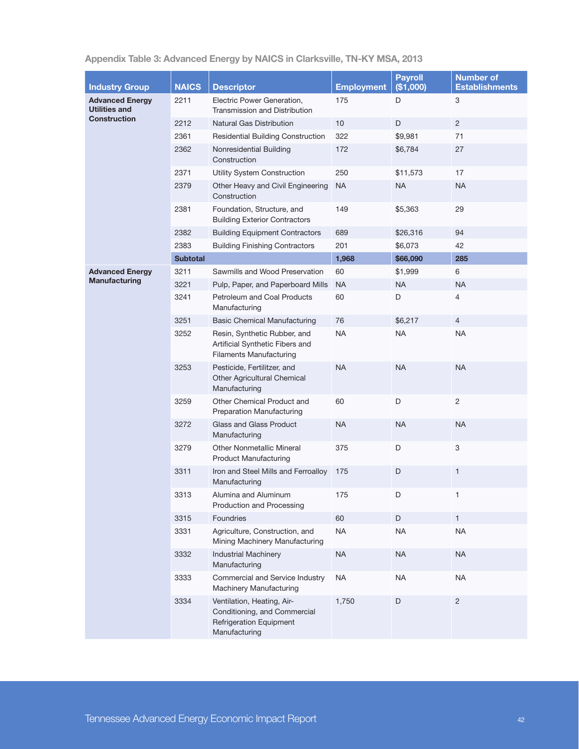Appendix Table 3: Advanced Energy by NAICS in Clarksville, TN-KY MSA, 2013

| Industry Group | NAICS | Descriptor | Employment | Payroll ($1,000) | Number of Establishments |
|---|---|---|---|---|---|
| **Advanced Energy Utilities and Construction** | 2211 | Electric Power Generation, Transmission and Distribution | 175 | D | 3 |
| | 2212 | Natural Gas Distribution | 10 | D | 2 |
| | 2361 | Residential Building Construction | 322 | $9,981 | 71 |
| | 2362 | Nonresidential Building Construction | 172 | $6,784 | 27 |
| | 2371 | Utility System Construction | 250 | $11,573 | 17 |
| | 2379 | Other Heavy and Civil Engineering Construction | NA | NA | NA |
| | 2381 | Foundation, Structure, and Building Exterior Contractors | 149 | $5,363 | 29 |
| | 2382 | Building Equipment Contractors | 689 | $26,316 | 94 |
| | 2383 | Building Finishing Contractors | 201 | $6,073 | 42 |
| | **Subtotal** | | **1,968** | **$66,090** | **285** |
| **Advanced Energy Manufacturing** | 3211 | Sawmills and Wood Preservation | 60 | $1,999 | 6 |
| | 3221 | Pulp, Paper, and Paperboard Mills | NA | NA | NA |
| | 3241 | Petroleum and Coal Products Manufacturing | 60 | D | 4 |
| | 3251 | Basic Chemical Manufacturing | 76 | $6,217 | 4 |
| | 3252 | Resin, Synthetic Rubber, and Artificial Synthetic Fibers and Filaments Manufacturing | NA | NA | NA |
| | 3253 | Pesticide, Fertilitzer, and Other Agricultural Chemical Manufacturing | NA | NA | NA |
| | 3259 | Other Chemical Product and Preparation Manufacturing | 60 | D | 2 |
| | 3272 | Glass and Glass Product Manufacturing | NA | NA | NA |
| | 3279 | Other Nonmetallic Mineral Product Manufacturing | 375 | D | 3 |
| | 3311 | Iron and Steel Mills and Ferroalloy Manufacturing | 175 | D | 1 |
| | 3313 | Alumina and Aluminum Production and Processing | 175 | D | 1 |
| | 3315 | Foundries | 60 | D | 1 |
| | 3331 | Agriculture, Construction, and Mining Machinery Manufacturing | NA | NA | NA |
| | 3332 | Industrial Machinery Manufacturing | NA | NA | NA |
| | 3333 | Commercial and Service Industry Machinery Manufacturing | NA | NA | NA |
| | 3334 | Ventilation, Heating, Air-Conditioning, and Commercial Refrigeration Equipment Manufacturing | 1,750 | D | 2 |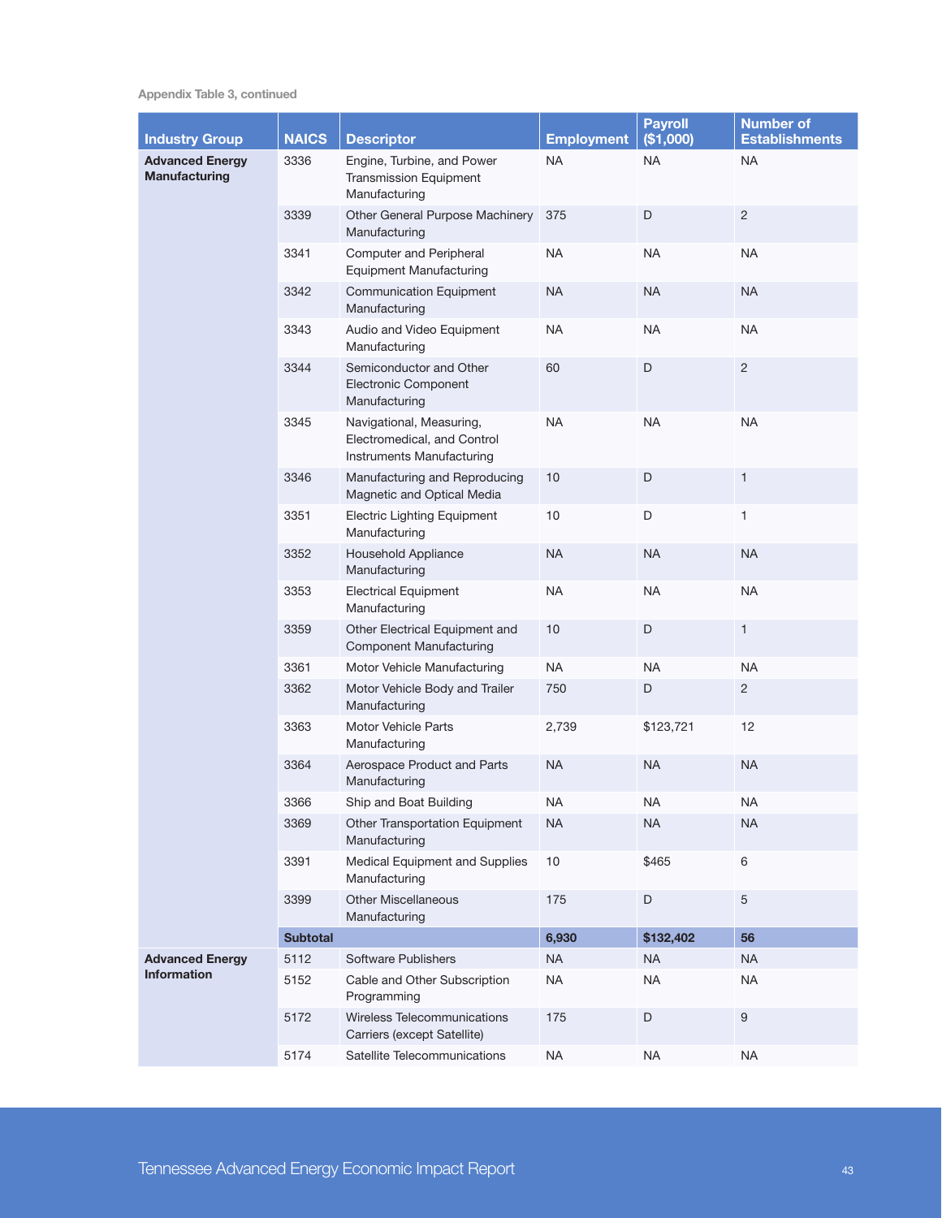Appendix Table 3, continued

| Industry Group | NAICS | Descriptor | Employment | Payroll ($1,000) | Number of Establishments |
|---|---|---|---|---|---|
| **Advanced Energy Manufacturing** | 3336 | Engine, Turbine, and Power Transmission Equipment Manufacturing | NA | NA | NA |
| | 3339 | Other General Purpose Machinery Manufacturing | 375 | D | 2 |
| | 3341 | Computer and Peripheral Equipment Manufacturing | NA | NA | NA |
| | 3342 | Communication Equipment Manufacturing | NA | NA | NA |
| | 3343 | Audio and Video Equipment Manufacturing | NA | NA | NA |
| | 3344 | Semiconductor and Other Electronic Component Manufacturing | 60 | D | 2 |
| | 3345 | Navigational, Measuring, Electromedical, and Control Instruments Manufacturing | NA | NA | NA |
| | 3346 | Manufacturing and Reproducing Magnetic and Optical Media | 10 | D | 1 |
| | 3351 | Electric Lighting Equipment Manufacturing | 10 | D | 1 |
| | 3352 | Household Appliance Manufacturing | NA | NA | NA |
| | 3353 | Electrical Equipment Manufacturing | NA | NA | NA |
| | 3359 | Other Electrical Equipment and Component Manufacturing | 10 | D | 1 |
| | 3361 | Motor Vehicle Manufacturing | NA | NA | NA |
| | 3362 | Motor Vehicle Body and Trailer Manufacturing | 750 | D | 2 |
| | 3363 | Motor Vehicle Parts Manufacturing | 2,739 | $123,721 | 12 |
| | 3364 | Aerospace Product and Parts Manufacturing | NA | NA | NA |
| | 3366 | Ship and Boat Building | NA | NA | NA |
| | 3369 | Other Transportation Equipment Manufacturing | NA | NA | NA |
| | 3391 | Medical Equipment and Supplies Manufacturing | 10 | $465 | 6 |
| | 3399 | Other Miscellaneous Manufacturing | 175 | D | 5 |
| | **Subtotal** | | **6,930** | **$132,402** | **56** |
| **Advanced Energy Information** | 5112 | Software Publishers | NA | NA | NA |
| | 5152 | Cable and Other Subscription Programming | NA | NA | NA |
| | 5172 | Wireless Telecommunications Carriers (except Satellite) | 175 | D | 9 |
| | 5174 | Satellite Telecommunications | NA | NA | NA |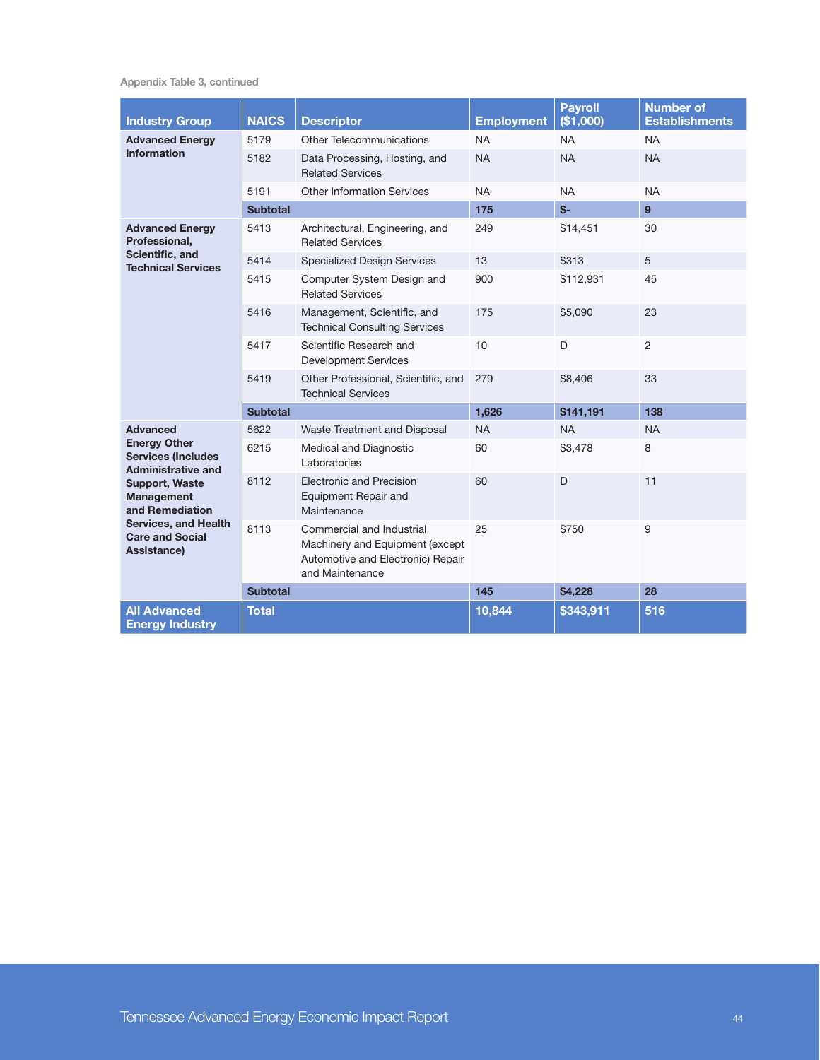Appendix Table 3, continued

| Industry Group | NAICS | Descriptor | Employment | Payroll ($1,000) | Number of Establishments |
|---|---|---|---|---|---|
| **Advanced Energy Information** | 5179 | Other Telecommunications | NA | NA | NA |
| | 5182 | Data Processing, Hosting, and Related Services | NA | NA | NA |
| | 5191 | Other Information Services | NA | NA | NA |
| | **Subtotal** | | **175** | **$-** | **9** |
| **Advanced Energy Professional, Scientific, and Technical Services** | 5413 | Architectural, Engineering, and Related Services | 249 | $14,451 | 30 |
| | 5414 | Specialized Design Services | 13 | $313 | 5 |
| | 5415 | Computer System Design and Related Services | 900 | $112,931 | 45 |
| | 5416 | Management, Scientific, and Technical Consulting Services | 175 | $5,090 | 23 |
| | 5417 | Scientific Research and Development Services | 10 | D | 2 |
| | 5419 | Other Professional, Scientific, and Technical Services | 279 | $8,406 | 33 |
| | **Subtotal** | | **1,626** | **$141,191** | **138** |
| **Advanced Energy Other Services (Includes Administrative and Support, Waste Management and Remediation Services, and Health Care and Social Assistance)** | 5622 | Waste Treatment and Disposal | NA | NA | NA |
| | 6215 | Medical and Diagnostic Laboratories | 60 | $3,478 | 8 |
| | 8112 | Electronic and Precision Equipment Repair and Maintenance | 60 | D | 11 |
| | 8113 | Commercial and Industrial Machinery and Equipment (except Automotive and Electronic) Repair and Maintenance | 25 | $750 | 9 |
| | **Subtotal** | | **145** | **$4,228** | **28** |
| **All Advanced Energy Industry** | **Total** | | **10,844** | **$343,911** | **516** |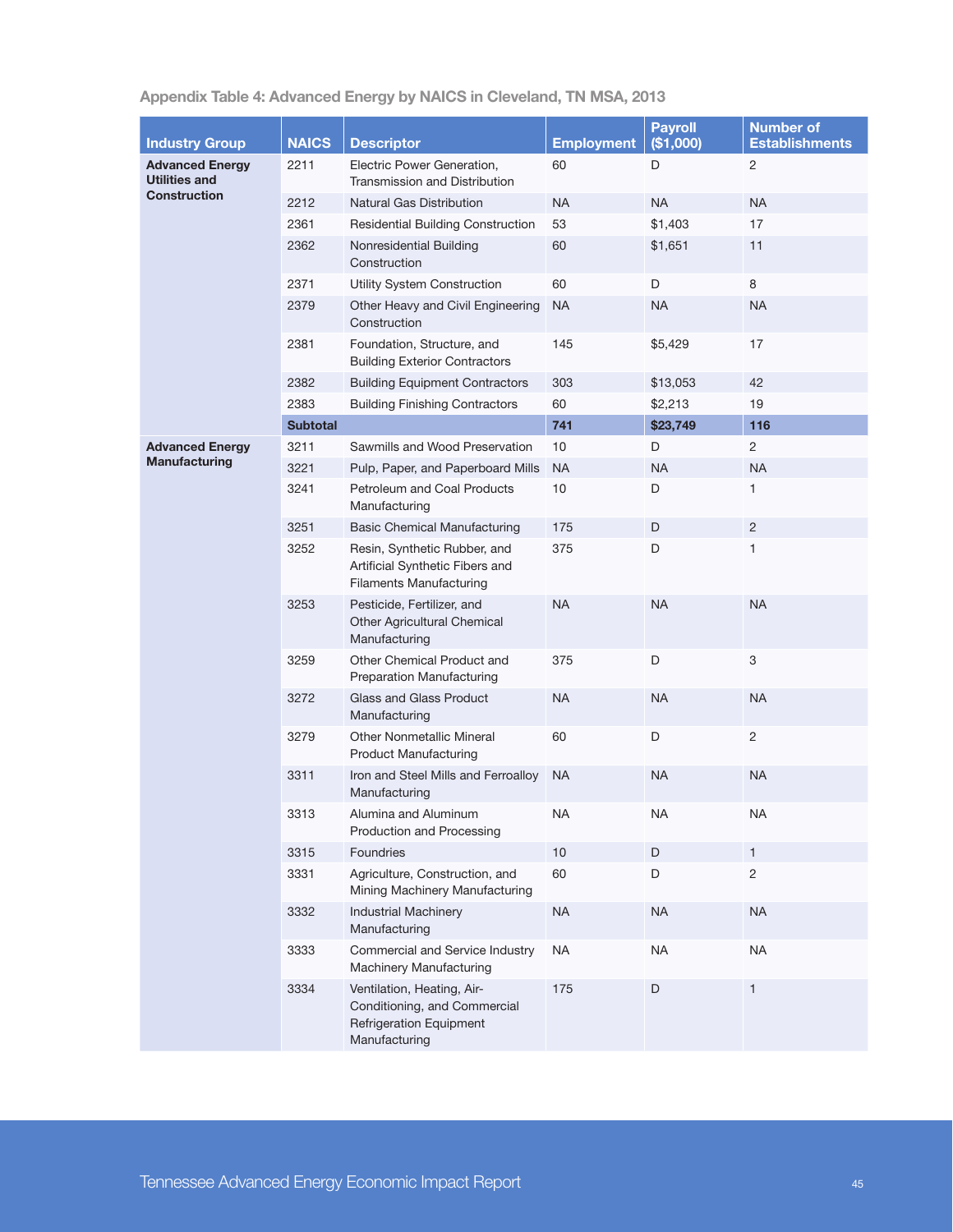### Appendix Table 4: Advanced Energy by NAICS in Cleveland, TN MSA, 2013

| Industry Group | NAICS | Descriptor | Employment | Payroll ($1,000) | Number of Establishments |
|---|---|---|---|---|---|
| **Advanced Energy Utilities and Construction** | 2211 | Electric Power Generation, Transmission and Distribution | 60 | D | 2 |
| | 2212 | Natural Gas Distribution | NA | NA | NA |
| | 2361 | Residential Building Construction | 53 | $1,403 | 17 |
| | 2362 | Nonresidential Building Construction | 60 | $1,651 | 11 |
| | 2371 | Utility System Construction | 60 | D | 8 |
| | 2379 | Other Heavy and Civil Engineering Construction | NA | NA | NA |
| | 2381 | Foundation, Structure, and Building Exterior Contractors | 145 | $5,429 | 17 |
| | 2382 | Building Equipment Contractors | 303 | $13,053 | 42 |
| | 2383 | Building Finishing Contractors | 60 | $2,213 | 19 |
| | **Subtotal** | | **741** | **$23,749** | **116** |
| **Advanced Energy Manufacturing** | 3211 | Sawmills and Wood Preservation | 10 | D | 2 |
| | 3221 | Pulp, Paper, and Paperboard Mills | NA | NA | NA |
| | 3241 | Petroleum and Coal Products Manufacturing | 10 | D | 1 |
| | 3251 | Basic Chemical Manufacturing | 175 | D | 2 |
| | 3252 | Resin, Synthetic Rubber, and Artificial Synthetic Fibers and Filaments Manufacturing | 375 | D | 1 |
| | 3253 | Pesticide, Fertilizer, and Other Agricultural Chemical Manufacturing | NA | NA | NA |
| | 3259 | Other Chemical Product and Preparation Manufacturing | 375 | D | 3 |
| | 3272 | Glass and Glass Product Manufacturing | NA | NA | NA |
| | 3279 | Other Nonmetallic Mineral Product Manufacturing | 60 | D | 2 |
| | 3311 | Iron and Steel Mills and Ferroalloy Manufacturing | NA | NA | NA |
| | 3313 | Alumina and Aluminum Production and Processing | NA | NA | NA |
| | 3315 | Foundries | 10 | D | 1 |
| | 3331 | Agriculture, Construction, and Mining Machinery Manufacturing | 60 | D | 2 |
| | 3332 | Industrial Machinery Manufacturing | NA | NA | NA |
| | 3333 | Commercial and Service Industry Machinery Manufacturing | NA | NA | NA |
| | 3334 | Ventilation, Heating, Air-Conditioning, and Commercial Refrigeration Equipment Manufacturing | 175 | D | 1 |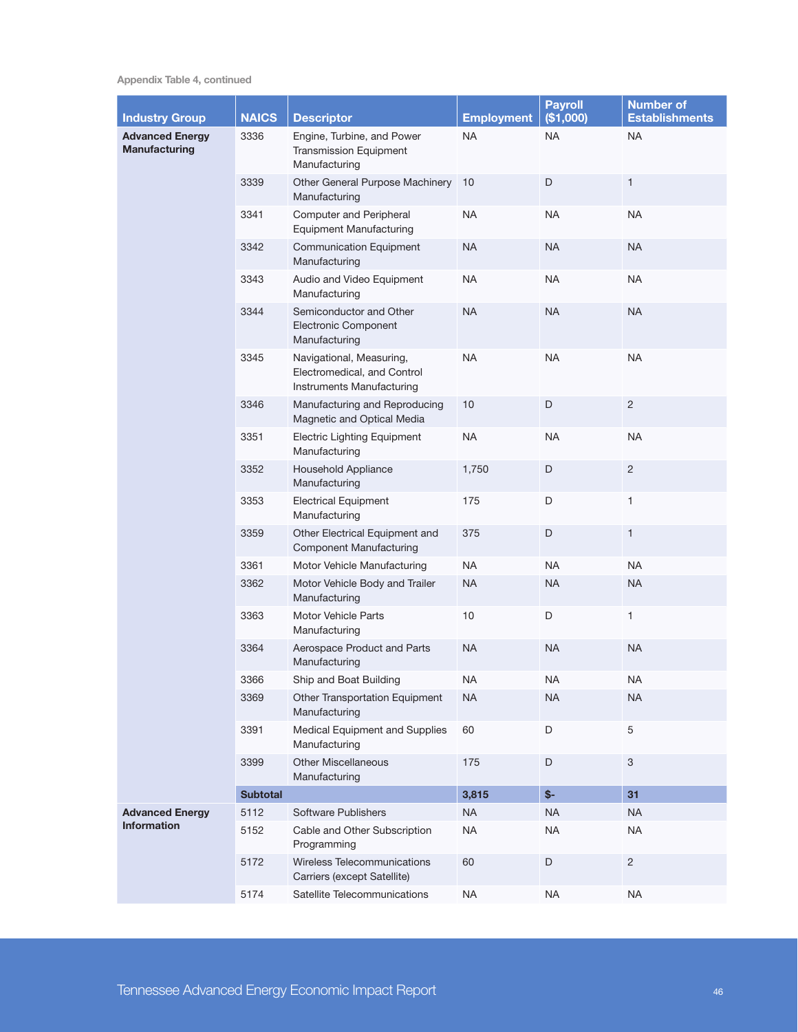Appendix Table 4, continued

| Industry Group | NAICS | Descriptor | Employment | Payroll ($1,000) | Number of Establishments |
|---|---|---|---|---|---|
| **Advanced Energy Manufacturing** | 3336 | Engine, Turbine, and Power Transmission Equipment Manufacturing | NA | NA | NA |
| | 3339 | Other General Purpose Machinery Manufacturing | 10 | D | 1 |
| | 3341 | Computer and Peripheral Equipment Manufacturing | NA | NA | NA |
| | 3342 | Communication Equipment Manufacturing | NA | NA | NA |
| | 3343 | Audio and Video Equipment Manufacturing | NA | NA | NA |
| | 3344 | Semiconductor and Other Electronic Component Manufacturing | NA | NA | NA |
| | 3345 | Navigational, Measuring, Electromedical, and Control Instruments Manufacturing | NA | NA | NA |
| | 3346 | Manufacturing and Reproducing Magnetic and Optical Media | 10 | D | 2 |
| | 3351 | Electric Lighting Equipment Manufacturing | NA | NA | NA |
| | 3352 | Household Appliance Manufacturing | 1,750 | D | 2 |
| | 3353 | Electrical Equipment Manufacturing | 175 | D | 1 |
| | 3359 | Other Electrical Equipment and Component Manufacturing | 375 | D | 1 |
| | 3361 | Motor Vehicle Manufacturing | NA | NA | NA |
| | 3362 | Motor Vehicle Body and Trailer Manufacturing | NA | NA | NA |
| | 3363 | Motor Vehicle Parts Manufacturing | 10 | D | 1 |
| | 3364 | Aerospace Product and Parts Manufacturing | NA | NA | NA |
| | 3366 | Ship and Boat Building | NA | NA | NA |
| | 3369 | Other Transportation Equipment Manufacturing | NA | NA | NA |
| | 3391 | Medical Equipment and Supplies Manufacturing | 60 | D | 5 |
| | 3399 | Other Miscellaneous Manufacturing | 175 | D | 3 |
| | **Subtotal** | | **3,815** | **$-** | **31** |
| **Advanced Energy Information** | 5112 | Software Publishers | NA | NA | NA |
| | 5152 | Cable and Other Subscription Programming | NA | NA | NA |
| | 5172 | Wireless Telecommunications Carriers (except Satellite) | 60 | D | 2 |
| | 5174 | Satellite Telecommunications | NA | NA | NA |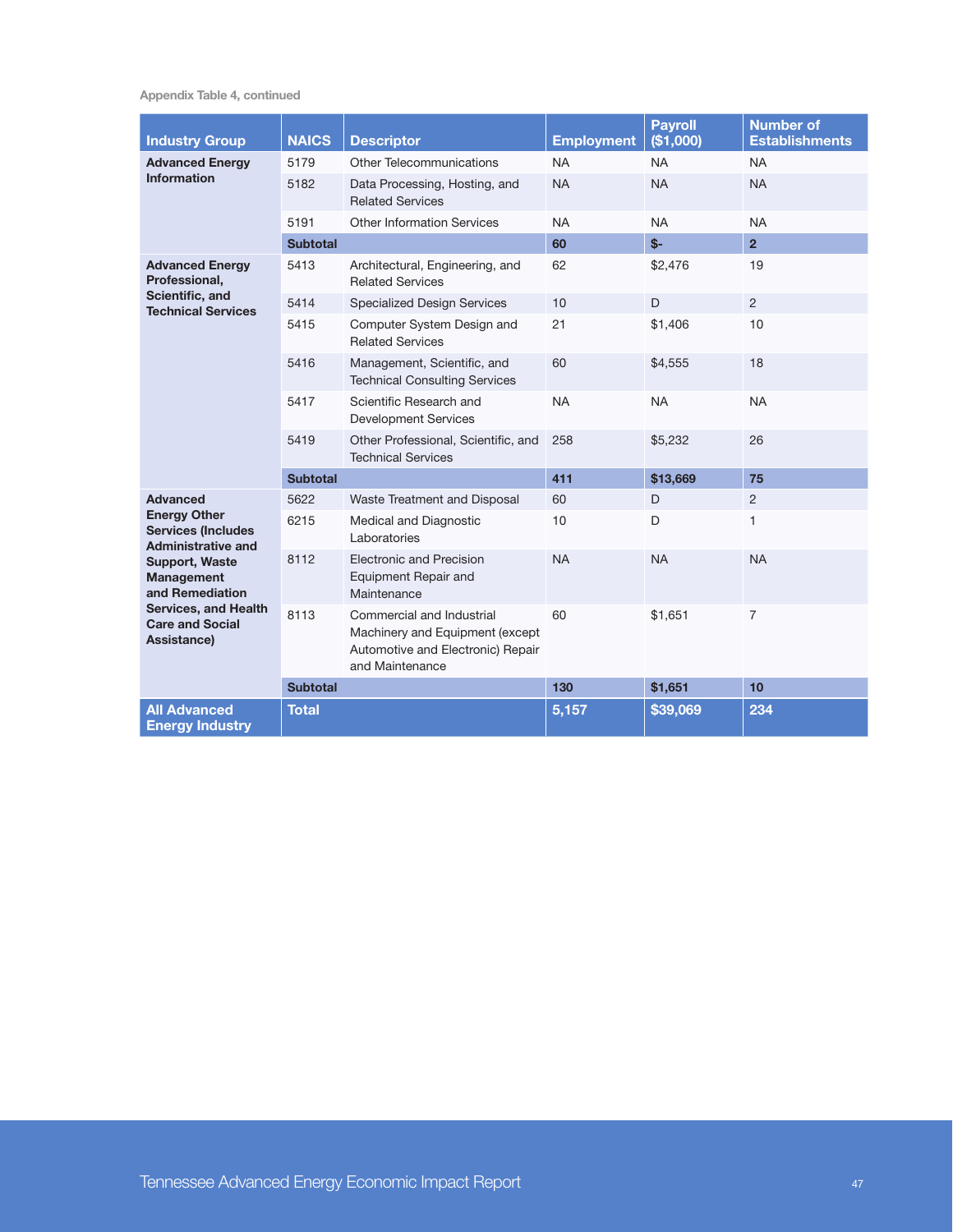Appendix Table 4, continued

| Industry Group | NAICS | Descriptor | Employment | Payroll ($1,000) | Number of Establishments |
|---|---|---|---|---|---|
| **Advanced Energy Information** | 5179 | Other Telecommunications | NA | NA | NA |
| | 5182 | Data Processing, Hosting, and Related Services | NA | NA | NA |
| | 5191 | Other Information Services | NA | NA | NA |
| | **Subtotal** | | **60** | **$-** | **2** |
| **Advanced Energy Professional, Scientific, and Technical Services** | 5413 | Architectural, Engineering, and Related Services | 62 | $2,476 | 19 |
| | 5414 | Specialized Design Services | 10 | D | 2 |
| | 5415 | Computer System Design and Related Services | 21 | $1,406 | 10 |
| | 5416 | Management, Scientific, and Technical Consulting Services | 60 | $4,555 | 18 |
| | 5417 | Scientific Research and Development Services | NA | NA | NA |
| | 5419 | Other Professional, Scientific, and Technical Services | 258 | $5,232 | 26 |
| | **Subtotal** | | **411** | **$13,669** | **75** |
| **Advanced Energy Other Services (Includes Administrative and Support, Waste Management and Remediation Services, and Health Care and Social Assistance)** | 5622 | Waste Treatment and Disposal | 60 | D | 2 |
| | 6215 | Medical and Diagnostic Laboratories | 10 | D | 1 |
| | 8112 | Electronic and Precision Equipment Repair and Maintenance | NA | NA | NA |
| | 8113 | Commercial and Industrial Machinery and Equipment (except Automotive and Electronic) Repair and Maintenance | 60 | $1,651 | 7 |
| | **Subtotal** | | **130** | **$1,651** | **10** |
| **All Advanced Energy Industry** | **Total** | | **5,157** | **$39,069** | **234** |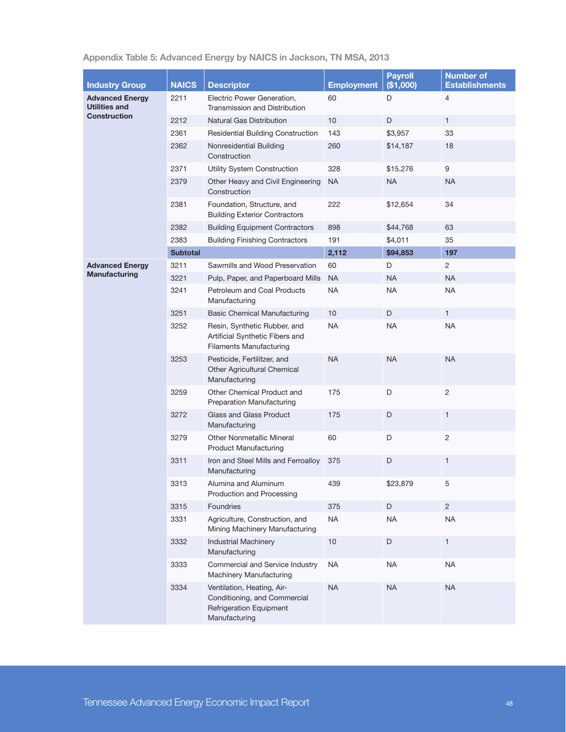Appendix Table 5: Advanced Energy by NAICS in Jackson, TN MSA, 2013

| Industry Group | NAICS | Descriptor | Employment | Payroll ($1,000) | Number of Establishments |
|---|---|---|---|---|---|
| **Advanced Energy Utilities and Construction** | 2211 | Electric Power Generation, Transmission and Distribution | 60 | D | 4 |
| | 2212 | Natural Gas Distribution | 10 | D | 1 |
| | 2361 | Residential Building Construction | 143 | $3,957 | 33 |
| | 2362 | Nonresidential Building Construction | 260 | $14,187 | 18 |
| | 2371 | Utility System Construction | 328 | $15,276 | 9 |
| | 2379 | Other Heavy and Civil Engineering Construction | NA | NA | NA |
| | 2381 | Foundation, Structure, and Building Exterior Contractors | 222 | $12,654 | 34 |
| | 2382 | Building Equipment Contractors | 898 | $44,768 | 63 |
| | 2383 | Building Finishing Contractors | 191 | $4,011 | 35 |
| | **Subtotal** | | **2,112** | **$94,853** | **197** |
| **Advanced Energy Manufacturing** | 3211 | Sawmills and Wood Preservation | 60 | D | 2 |
| | 3221 | Pulp, Paper, and Paperboard Mills | NA | NA | NA |
| | 3241 | Petroleum and Coal Products Manufacturing | NA | NA | NA |
| | 3251 | Basic Chemical Manufacturing | 10 | D | 1 |
| | 3252 | Resin, Synthetic Rubber, and Artificial Synthetic Fibers and Filaments Manufacturing | NA | NA | NA |
| | 3253 | Pesticide, Fertilitzer, and Other Agricultural Chemical Manufacturing | NA | NA | NA |
| | 3259 | Other Chemical Product and Preparation Manufacturing | 175 | D | 2 |
| | 3272 | Glass and Glass Product Manufacturing | 175 | D | 1 |
| | 3279 | Other Nonmetallic Mineral Product Manufacturing | 60 | D | 2 |
| | 3311 | Iron and Steel Mills and Ferroalloy Manufacturing | 375 | D | 1 |
| | 3313 | Alumina and Aluminum Production and Processing | 439 | $23,879 | 5 |
| | 3315 | Foundries | 375 | D | 2 |
| | 3331 | Agriculture, Construction, and Mining Machinery Manufacturing | NA | NA | NA |
| | 3332 | Industrial Machinery Manufacturing | 10 | D | 1 |
| | 3333 | Commercial and Service Industry Machinery Manufacturing | NA | NA | NA |
| | 3334 | Ventilation, Heating, Air-Conditioning, and Commercial Refrigeration Equipment Manufacturing | NA | NA | NA |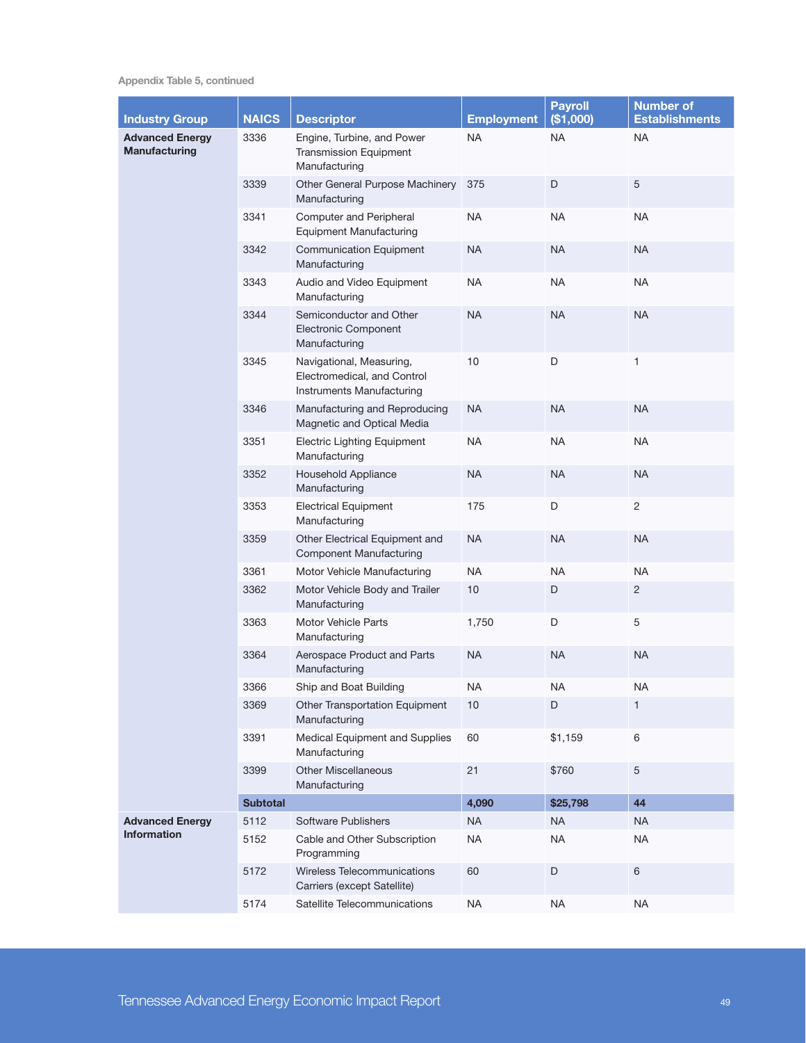Appendix Table 5, continued

| Industry Group | NAICS | Descriptor | Employment | Payroll ($1,000) | Number of Establishments |
|---|---|---|---|---|---|
| **Advanced Energy Manufacturing** | 3336 | Engine, Turbine, and Power Transmission Equipment Manufacturing | NA | NA | NA |
| | 3339 | Other General Purpose Machinery Manufacturing | 375 | D | 5 |
| | 3341 | Computer and Peripheral Equipment Manufacturing | NA | NA | NA |
| | 3342 | Communication Equipment Manufacturing | NA | NA | NA |
| | 3343 | Audio and Video Equipment Manufacturing | NA | NA | NA |
| | 3344 | Semiconductor and Other Electronic Component Manufacturing | NA | NA | NA |
| | 3345 | Navigational, Measuring, Electromedical, and Control Instruments Manufacturing | 10 | D | 1 |
| | 3346 | Manufacturing and Reproducing Magnetic and Optical Media | NA | NA | NA |
| | 3351 | Electric Lighting Equipment Manufacturing | NA | NA | NA |
| | 3352 | Household Appliance Manufacturing | NA | NA | NA |
| | 3353 | Electrical Equipment Manufacturing | 175 | D | 2 |
| | 3359 | Other Electrical Equipment and Component Manufacturing | NA | NA | NA |
| | 3361 | Motor Vehicle Manufacturing | NA | NA | NA |
| | 3362 | Motor Vehicle Body and Trailer Manufacturing | 10 | D | 2 |
| | 3363 | Motor Vehicle Parts Manufacturing | 1,750 | D | 5 |
| | 3364 | Aerospace Product and Parts Manufacturing | NA | NA | NA |
| | 3366 | Ship and Boat Building | NA | NA | NA |
| | 3369 | Other Transportation Equipment Manufacturing | 10 | D | 1 |
| | 3391 | Medical Equipment and Supplies Manufacturing | 60 | $1,159 | 6 |
| | 3399 | Other Miscellaneous Manufacturing | 21 | $760 | 5 |
| | **Subtotal** | | **4,090** | **$25,798** | **44** |
| **Advanced Energy Information** | 5112 | Software Publishers | NA | NA | NA |
| | 5152 | Cable and Other Subscription Programming | NA | NA | NA |
| | 5172 | Wireless Telecommunications Carriers (except Satellite) | 60 | D | 6 |
| | 5174 | Satellite Telecommunications | NA | NA | NA |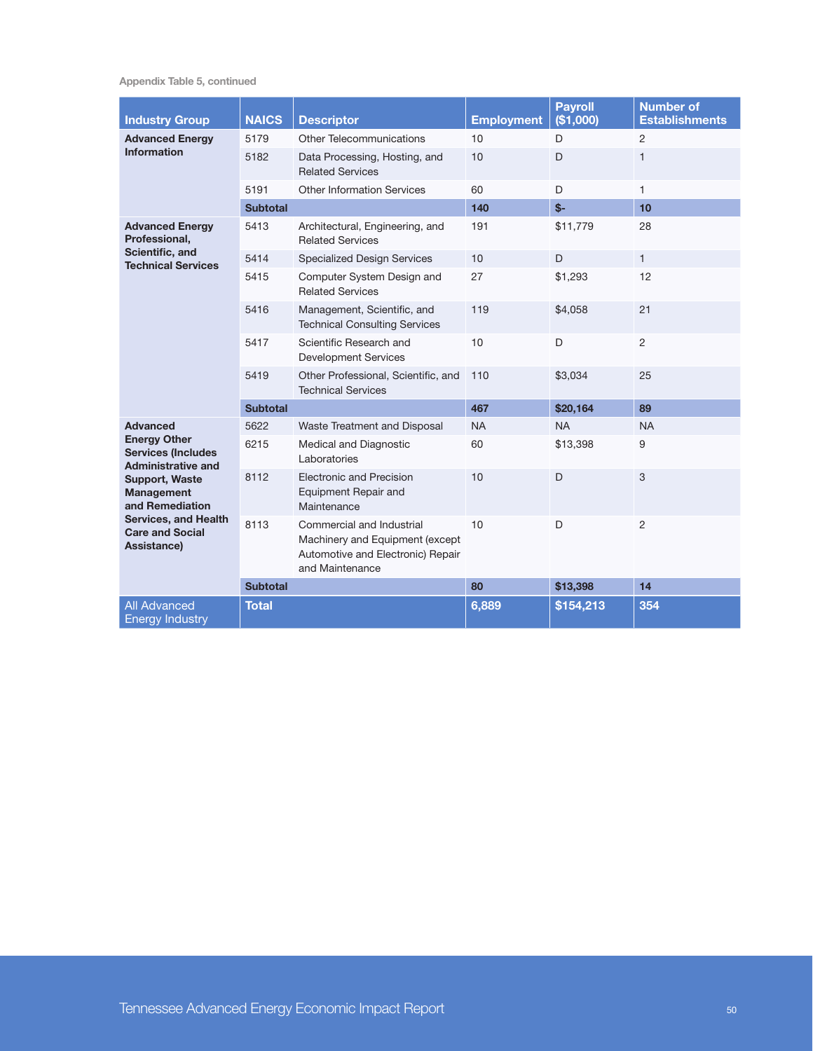Appendix Table 5, continued

| Industry Group | NAICS | Descriptor | Employment | Payroll ($1,000) | Number of Establishments |
|---|---|---|---|---|---|
| **Advanced Energy Information** | 5179 | Other Telecommunications | 10 | D | 2 |
| | 5182 | Data Processing, Hosting, and Related Services | 10 | D | 1 |
| | 5191 | Other Information Services | 60 | D | 1 |
| | **Subtotal** | | **140** | **$-** | **10** |
| **Advanced Energy Professional, Scientific, and Technical Services** | 5413 | Architectural, Engineering, and Related Services | 191 | $11,779 | 28 |
| | 5414 | Specialized Design Services | 10 | D | 1 |
| | 5415 | Computer System Design and Related Services | 27 | $1,293 | 12 |
| | 5416 | Management, Scientific, and Technical Consulting Services | 119 | $4,058 | 21 |
| | 5417 | Scientific Research and Development Services | 10 | D | 2 |
| | 5419 | Other Professional, Scientific, and Technical Services | 110 | $3,034 | 25 |
| | **Subtotal** | | **467** | **$20,164** | **89** |
| **Advanced Energy Other Services (Includes Administrative and Support, Waste Management and Remediation Services, and Health Care and Social Assistance)** | 5622 | Waste Treatment and Disposal | NA | NA | NA |
| | 6215 | Medical and Diagnostic Laboratories | 60 | $13,398 | 9 |
| | 8112 | Electronic and Precision Equipment Repair and Maintenance | 10 | D | 3 |
| | 8113 | Commercial and Industrial Machinery and Equipment (except Automotive and Electronic) Repair and Maintenance | 10 | D | 2 |
| | **Subtotal** | | **80** | **$13,398** | **14** |
| All Advanced Energy Industry | **Total** | | **6,889** | **$154,213** | **354** |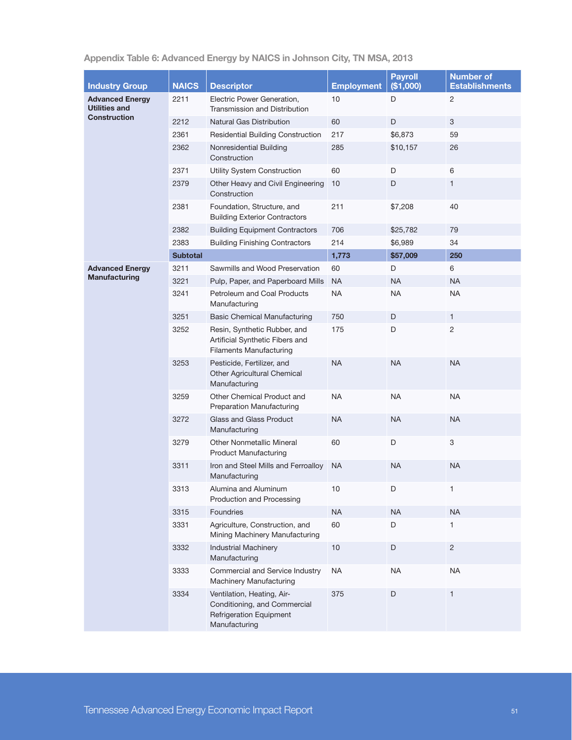## Appendix Table 6: Advanced Energy by NAICS in Johnson City, TN MSA, 2013

| Industry Group | NAICS | Descriptor | Employment | Payroll ($1,000) | Number of Establishments |
|---|---|---|---|---|---|
| **Advanced Energy Utilities and Construction** | 2211 | Electric Power Generation, Transmission and Distribution | 10 | D | 2 |
| | 2212 | Natural Gas Distribution | 60 | D | 3 |
| | 2361 | Residential Building Construction | 217 | $6,873 | 59 |
| | 2362 | Nonresidential Building Construction | 285 | $10,157 | 26 |
| | 2371 | Utility System Construction | 60 | D | 6 |
| | 2379 | Other Heavy and Civil Engineering Construction | 10 | D | 1 |
| | 2381 | Foundation, Structure, and Building Exterior Contractors | 211 | $7,208 | 40 |
| | 2382 | Building Equipment Contractors | 706 | $25,782 | 79 |
| | 2383 | Building Finishing Contractors | 214 | $6,989 | 34 |
| | **Subtotal** | | **1,773** | **$57,009** | **250** |
| **Advanced Energy Manufacturing** | 3211 | Sawmills and Wood Preservation | 60 | D | 6 |
| | 3221 | Pulp, Paper, and Paperboard Mills | NA | NA | NA |
| | 3241 | Petroleum and Coal Products Manufacturing | NA | NA | NA |
| | 3251 | Basic Chemical Manufacturing | 750 | D | 1 |
| | 3252 | Resin, Synthetic Rubber, and Artificial Synthetic Fibers and Filaments Manufacturing | 175 | D | 2 |
| | 3253 | Pesticide, Fertilizer, and Other Agricultural Chemical Manufacturing | NA | NA | NA |
| | 3259 | Other Chemical Product and Preparation Manufacturing | NA | NA | NA |
| | 3272 | Glass and Glass Product Manufacturing | NA | NA | NA |
| | 3279 | Other Nonmetallic Mineral Product Manufacturing | 60 | D | 3 |
| | 3311 | Iron and Steel Mills and Ferroalloy Manufacturing | NA | NA | NA |
| | 3313 | Alumina and Aluminum Production and Processing | 10 | D | 1 |
| | 3315 | Foundries | NA | NA | NA |
| | 3331 | Agriculture, Construction, and Mining Machinery Manufacturing | 60 | D | 1 |
| | 3332 | Industrial Machinery Manufacturing | 10 | D | 2 |
| | 3333 | Commercial and Service Industry Machinery Manufacturing | NA | NA | NA |
| | 3334 | Ventilation, Heating, Air-Conditioning, and Commercial Refrigeration Equipment Manufacturing | 375 | D | 1 |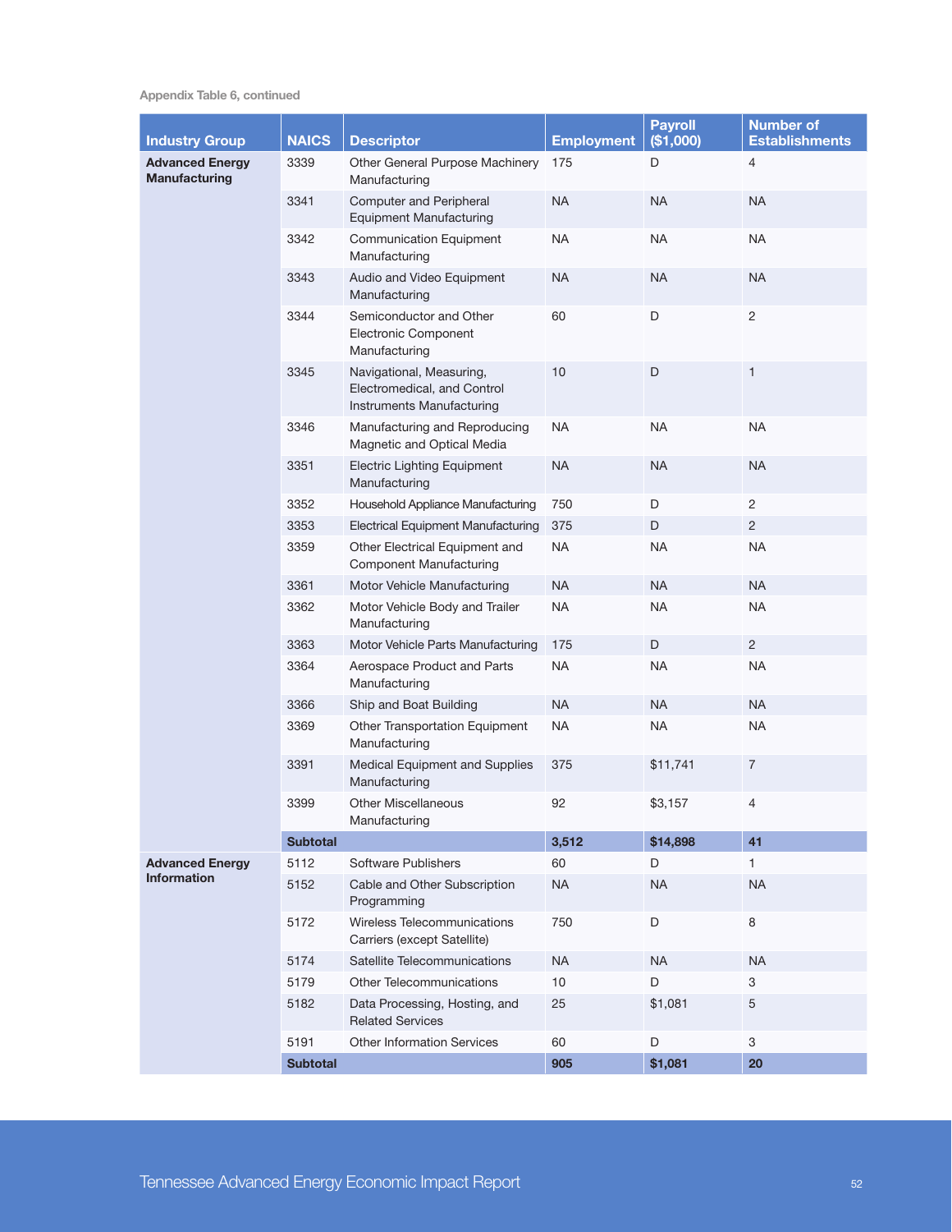Appendix Table 6, continued

| Industry Group | NAICS | Descriptor | Employment | Payroll ($1,000) | Number of Establishments |
|---|---|---|---|---|---|
| **Advanced Energy Manufacturing** | 3339 | Other General Purpose Machinery Manufacturing | 175 | D | 4 |
| | 3341 | Computer and Peripheral Equipment Manufacturing | NA | NA | NA |
| | 3342 | Communication Equipment Manufacturing | NA | NA | NA |
| | 3343 | Audio and Video Equipment Manufacturing | NA | NA | NA |
| | 3344 | Semiconductor and Other Electronic Component Manufacturing | 60 | D | 2 |
| | 3345 | Navigational, Measuring, Electromedical, and Control Instruments Manufacturing | 10 | D | 1 |
| | 3346 | Manufacturing and Reproducing Magnetic and Optical Media | NA | NA | NA |
| | 3351 | Electric Lighting Equipment Manufacturing | NA | NA | NA |
| | 3352 | Household Appliance Manufacturing | 750 | D | 2 |
| | 3353 | Electrical Equipment Manufacturing | 375 | D | 2 |
| | 3359 | Other Electrical Equipment and Component Manufacturing | NA | NA | NA |
| | 3361 | Motor Vehicle Manufacturing | NA | NA | NA |
| | 3362 | Motor Vehicle Body and Trailer Manufacturing | NA | NA | NA |
| | 3363 | Motor Vehicle Parts Manufacturing | 175 | D | 2 |
| | 3364 | Aerospace Product and Parts Manufacturing | NA | NA | NA |
| | 3366 | Ship and Boat Building | NA | NA | NA |
| | 3369 | Other Transportation Equipment Manufacturing | NA | NA | NA |
| | 3391 | Medical Equipment and Supplies Manufacturing | 375 | $11,741 | 7 |
| | 3399 | Other Miscellaneous Manufacturing | 92 | $3,157 | 4 |
| | **Subtotal** | | **3,512** | **$14,898** | **41** |
| **Advanced Energy Information** | 5112 | Software Publishers | 60 | D | 1 |
| | 5152 | Cable and Other Subscription Programming | NA | NA | NA |
| | 5172 | Wireless Telecommunications Carriers (except Satellite) | 750 | D | 8 |
| | 5174 | Satellite Telecommunications | NA | NA | NA |
| | 5179 | Other Telecommunications | 10 | D | 3 |
| | 5182 | Data Processing, Hosting, and Related Services | 25 | $1,081 | 5 |
| | 5191 | Other Information Services | 60 | D | 3 |
| | **Subtotal** | | **905** | **$1,081** | **20** |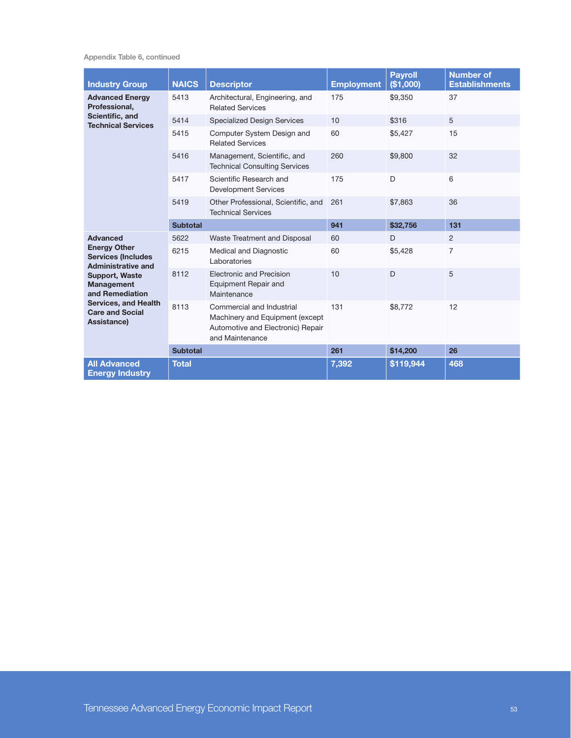Appendix Table 6, continued

| Industry Group | NAICS | Descriptor | Employment | Payroll ($1,000) | Number of Establishments |
|---|---|---|---|---|---|
| **Advanced Energy Professional, Scientific, and Technical Services** | 5413 | Architectural, Engineering, and Related Services | 175 | $9,350 | 37 |
| | 5414 | Specialized Design Services | 10 | $316 | 5 |
| | 5415 | Computer System Design and Related Services | 60 | $5,427 | 15 |
| | 5416 | Management, Scientific, and Technical Consulting Services | 260 | $9,800 | 32 |
| | 5417 | Scientific Research and Development Services | 175 | D | 6 |
| | 5419 | Other Professional, Scientific, and Technical Services | 261 | $7,863 | 36 |
| | **Subtotal** | | **941** | **$32,756** | **131** |
| **Advanced Energy Other Services (Includes Administrative and Support, Waste Management and Remediation Services, and Health Care and Social Assistance)** | 5622 | Waste Treatment and Disposal | 60 | D | 2 |
| | 6215 | Medical and Diagnostic Laboratories | 60 | $5,428 | 7 |
| | 8112 | Electronic and Precision Equipment Repair and Maintenance | 10 | D | 5 |
| | 8113 | Commercial and Industrial Machinery and Equipment (except Automotive and Electronic) Repair and Maintenance | 131 | $8,772 | 12 |
| | **Subtotal** | | **261** | **$14,200** | **26** |
| **All Advanced Energy Industry** | **Total** | | **7,392** | **$119,944** | **468** |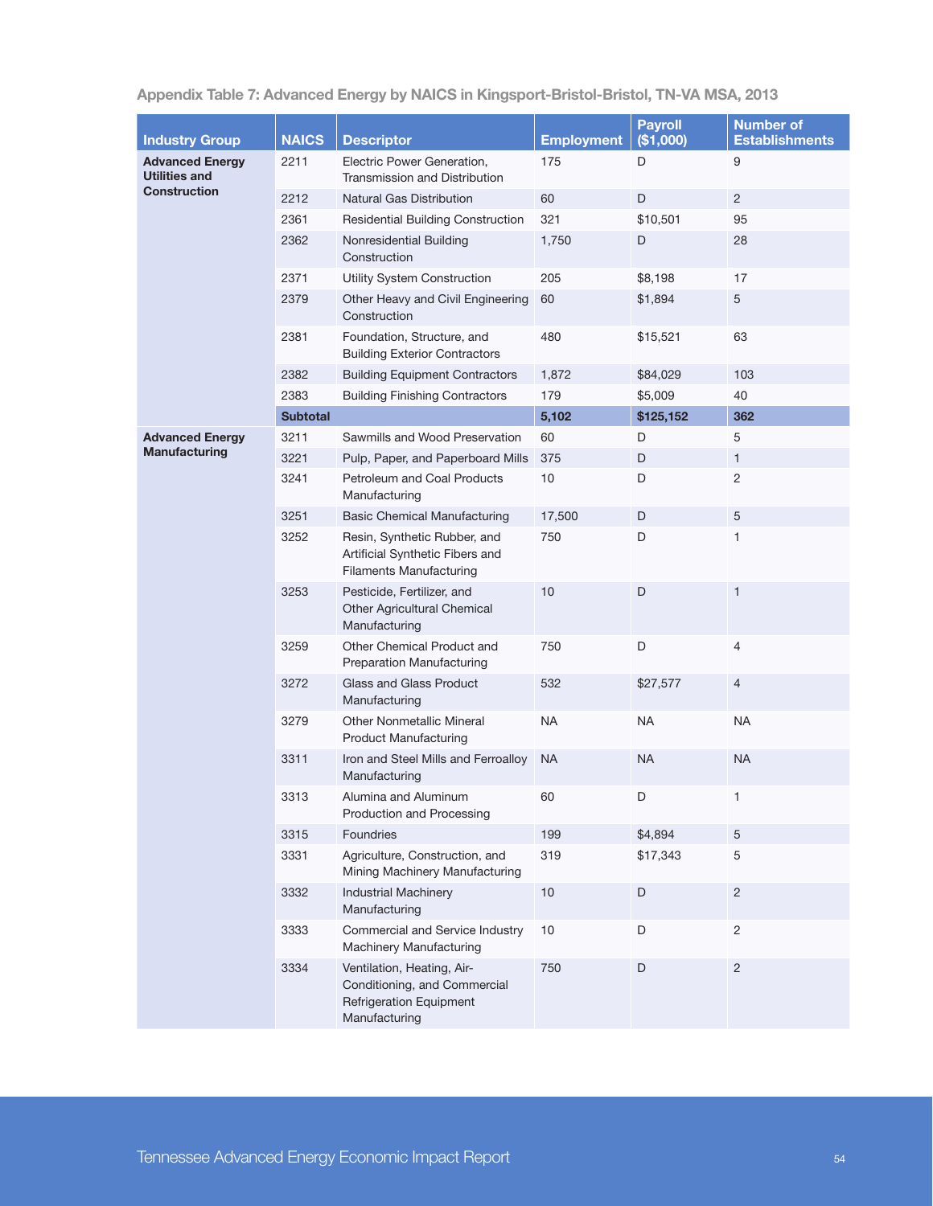### Appendix Table 7: Advanced Energy by NAICS in Kingsport-Bristol-Bristol, TN-VA MSA, 2013

| Industry Group | NAICS | Descriptor | Employment | Payroll ($1,000) | Number of Establishments |
|---|---|---|---|---|---|
| **Advanced Energy Utilities and Construction** | 2211 | Electric Power Generation, Transmission and Distribution | 175 | D | 9 |
| | 2212 | Natural Gas Distribution | 60 | D | 2 |
| | 2361 | Residential Building Construction | 321 | $10,501 | 95 |
| | 2362 | Nonresidential Building Construction | 1,750 | D | 28 |
| | 2371 | Utility System Construction | 205 | $8,198 | 17 |
| | 2379 | Other Heavy and Civil Engineering Construction | 60 | $1,894 | 5 |
| | 2381 | Foundation, Structure, and Building Exterior Contractors | 480 | $15,521 | 63 |
| | 2382 | Building Equipment Contractors | 1,872 | $84,029 | 103 |
| | 2383 | Building Finishing Contractors | 179 | $5,009 | 40 |
| | **Subtotal** | | **5,102** | **$125,152** | **362** |
| **Advanced Energy Manufacturing** | 3211 | Sawmills and Wood Preservation | 60 | D | 5 |
| | 3221 | Pulp, Paper, and Paperboard Mills | 375 | D | 1 |
| | 3241 | Petroleum and Coal Products Manufacturing | 10 | D | 2 |
| | 3251 | Basic Chemical Manufacturing | 17,500 | D | 5 |
| | 3252 | Resin, Synthetic Rubber, and Artificial Synthetic Fibers and Filaments Manufacturing | 750 | D | 1 |
| | 3253 | Pesticide, Fertilizer, and Other Agricultural Chemical Manufacturing | 10 | D | 1 |
| | 3259 | Other Chemical Product and Preparation Manufacturing | 750 | D | 4 |
| | 3272 | Glass and Glass Product Manufacturing | 532 | $27,577 | 4 |
| | 3279 | Other Nonmetallic Mineral Product Manufacturing | NA | NA | NA |
| | 3311 | Iron and Steel Mills and Ferroalloy Manufacturing | NA | NA | NA |
| | 3313 | Alumina and Aluminum Production and Processing | 60 | D | 1 |
| | 3315 | Foundries | 199 | $4,894 | 5 |
| | 3331 | Agriculture, Construction, and Mining Machinery Manufacturing | 319 | $17,343 | 5 |
| | 3332 | Industrial Machinery Manufacturing | 10 | D | 2 |
| | 3333 | Commercial and Service Industry Machinery Manufacturing | 10 | D | 2 |
| | 3334 | Ventilation, Heating, Air-Conditioning, and Commercial Refrigeration Equipment Manufacturing | 750 | D | 2 |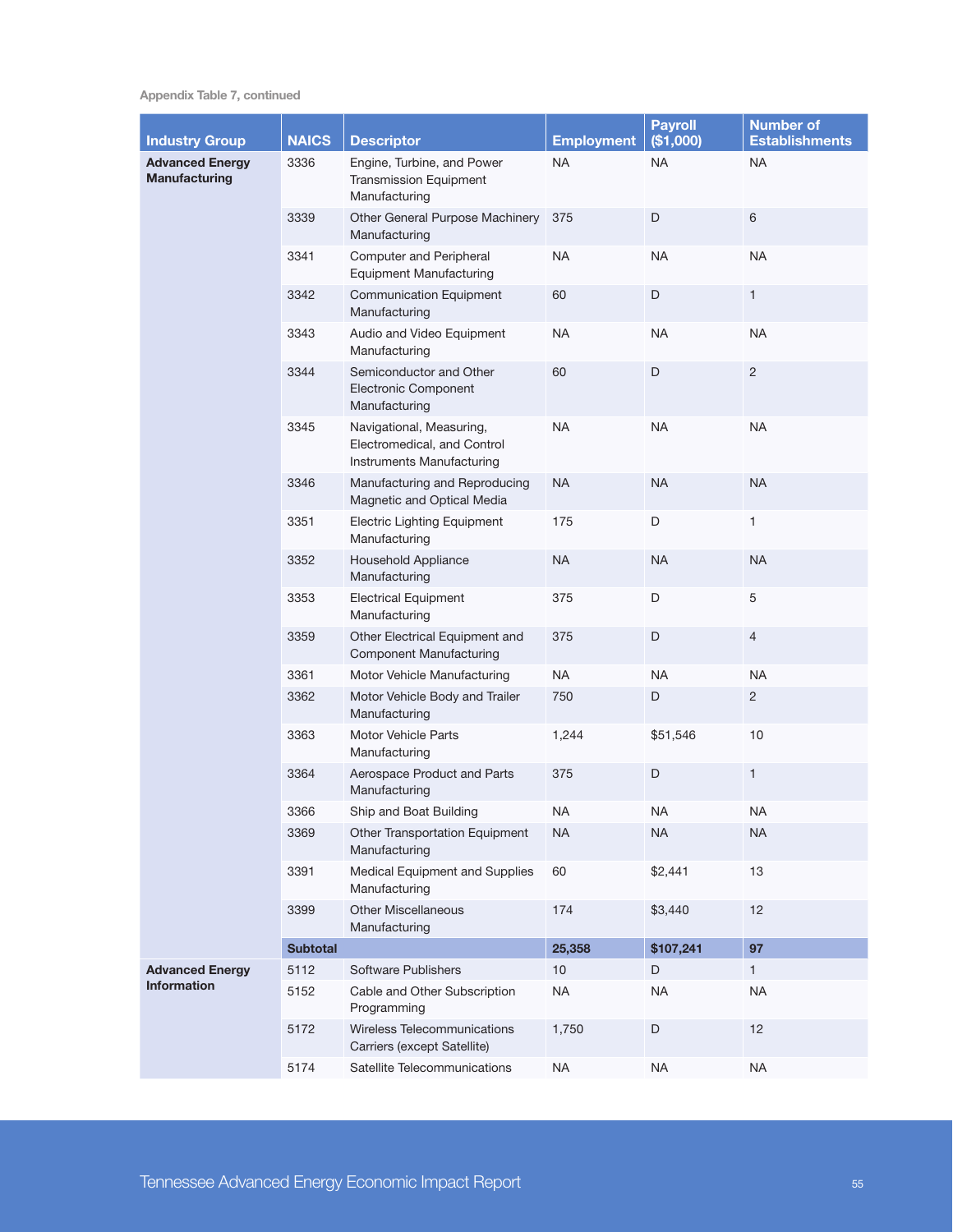Appendix Table 7, continued

| Industry Group | NAICS | Descriptor | Employment | Payroll ($1,000) | Number of Establishments |
|---|---|---|---|---|---|
| **Advanced Energy Manufacturing** | 3336 | Engine, Turbine, and Power Transmission Equipment Manufacturing | NA | NA | NA |
| | 3339 | Other General Purpose Machinery Manufacturing | 375 | D | 6 |
| | 3341 | Computer and Peripheral Equipment Manufacturing | NA | NA | NA |
| | 3342 | Communication Equipment Manufacturing | 60 | D | 1 |
| | 3343 | Audio and Video Equipment Manufacturing | NA | NA | NA |
| | 3344 | Semiconductor and Other Electronic Component Manufacturing | 60 | D | 2 |
| | 3345 | Navigational, Measuring, Electromedical, and Control Instruments Manufacturing | NA | NA | NA |
| | 3346 | Manufacturing and Reproducing Magnetic and Optical Media | NA | NA | NA |
| | 3351 | Electric Lighting Equipment Manufacturing | 175 | D | 1 |
| | 3352 | Household Appliance Manufacturing | NA | NA | NA |
| | 3353 | Electrical Equipment Manufacturing | 375 | D | 5 |
| | 3359 | Other Electrical Equipment and Component Manufacturing | 375 | D | 4 |
| | 3361 | Motor Vehicle Manufacturing | NA | NA | NA |
| | 3362 | Motor Vehicle Body and Trailer Manufacturing | 750 | D | 2 |
| | 3363 | Motor Vehicle Parts Manufacturing | 1,244 | $51,546 | 10 |
| | 3364 | Aerospace Product and Parts Manufacturing | 375 | D | 1 |
| | 3366 | Ship and Boat Building | NA | NA | NA |
| | 3369 | Other Transportation Equipment Manufacturing | NA | NA | NA |
| | 3391 | Medical Equipment and Supplies Manufacturing | 60 | $2,441 | 13 |
| | 3399 | Other Miscellaneous Manufacturing | 174 | $3,440 | 12 |
| | **Subtotal** | | **25,358** | **$107,241** | **97** |
| **Advanced Energy Information** | 5112 | Software Publishers | 10 | D | 1 |
| | 5152 | Cable and Other Subscription Programming | NA | NA | NA |
| | 5172 | Wireless Telecommunications Carriers (except Satellite) | 1,750 | D | 12 |
| | 5174 | Satellite Telecommunications | NA | NA | NA |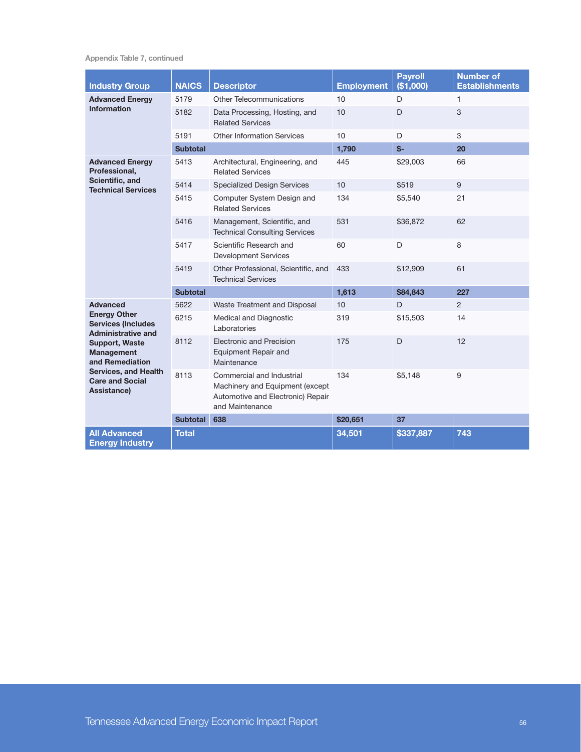Appendix Table 7, continued

| Industry Group | NAICS | Descriptor | Employment | Payroll ($1,000) | Number of Establishments |
|---|---|---|---|---|---|
| **Advanced Energy Information** | 5179 | Other Telecommunications | 10 | D | 1 |
| | 5182 | Data Processing, Hosting, and Related Services | 10 | D | 3 |
| | 5191 | Other Information Services | 10 | D | 3 |
| | **Subtotal** | | **1,790** | **$-** | **20** |
| **Advanced Energy Professional, Scientific, and Technical Services** | 5413 | Architectural, Engineering, and Related Services | 445 | $29,003 | 66 |
| | 5414 | Specialized Design Services | 10 | $519 | 9 |
| | 5415 | Computer System Design and Related Services | 134 | $5,540 | 21 |
| | 5416 | Management, Scientific, and Technical Consulting Services | 531 | $36,872 | 62 |
| | 5417 | Scientific Research and Development Services | 60 | D | 8 |
| | 5419 | Other Professional, Scientific, and Technical Services | 433 | $12,909 | 61 |
| | **Subtotal** | | **1,613** | **$84,843** | **227** |
| **Advanced Energy Other Services (Includes Administrative and Support, Waste Management and Remediation Services, and Health Care and Social Assistance)** | 5622 | Waste Treatment and Disposal | 10 | D | 2 |
| | 6215 | Medical and Diagnostic Laboratories | 319 | $15,503 | 14 |
| | 8112 | Electronic and Precision Equipment Repair and Maintenance | 175 | D | 12 |
| | 8113 | Commercial and Industrial Machinery and Equipment (except Automotive and Electronic) Repair and Maintenance | 134 | $5,148 | 9 |
| | **Subtotal** | **638** | **$20,651** | **37** | |
| **All Advanced Energy Industry** | **Total** | | **34,501** | **$337,887** | **743** |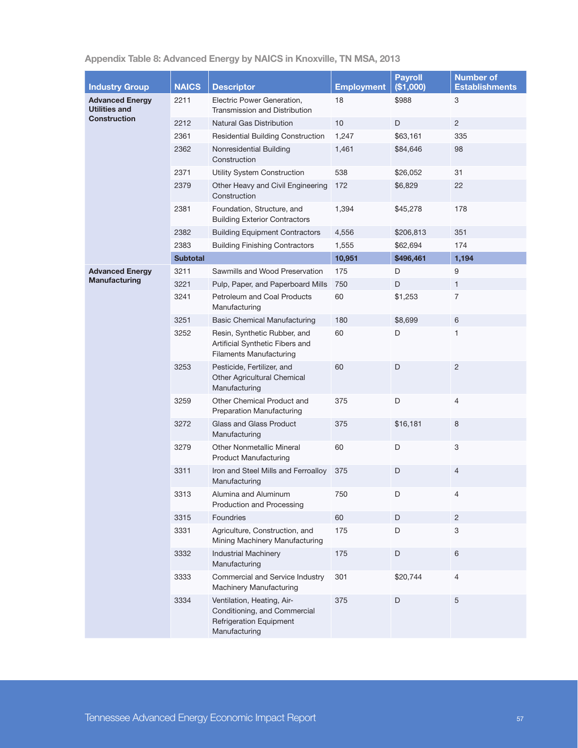### Appendix Table 8: Advanced Energy by NAICS in Knoxville, TN MSA, 2013

| Industry Group | NAICS | Descriptor | Employment | Payroll ($1,000) | Number of Establishments |
|---|---|---|---|---|---|
| **Advanced Energy Utilities and Construction** | 2211 | Electric Power Generation, Transmission and Distribution | 18 | $988 | 3 |
| | 2212 | Natural Gas Distribution | 10 | D | 2 |
| | 2361 | Residential Building Construction | 1,247 | $63,161 | 335 |
| | 2362 | Nonresidential Building Construction | 1,461 | $84,646 | 98 |
| | 2371 | Utility System Construction | 538 | $26,052 | 31 |
| | 2379 | Other Heavy and Civil Engineering Construction | 172 | $6,829 | 22 |
| | 2381 | Foundation, Structure, and Building Exterior Contractors | 1,394 | $45,278 | 178 |
| | 2382 | Building Equipment Contractors | 4,556 | $206,813 | 351 |
| | 2383 | Building Finishing Contractors | 1,555 | $62,694 | 174 |
| | **Subtotal** | | **10,951** | **$496,461** | **1,194** |
| **Advanced Energy Manufacturing** | 3211 | Sawmills and Wood Preservation | 175 | D | 9 |
| | 3221 | Pulp, Paper, and Paperboard Mills | 750 | D | 1 |
| | 3241 | Petroleum and Coal Products Manufacturing | 60 | $1,253 | 7 |
| | 3251 | Basic Chemical Manufacturing | 180 | $8,699 | 6 |
| | 3252 | Resin, Synthetic Rubber, and Artificial Synthetic Fibers and Filaments Manufacturing | 60 | D | 1 |
| | 3253 | Pesticide, Fertilizer, and Other Agricultural Chemical Manufacturing | 60 | D | 2 |
| | 3259 | Other Chemical Product and Preparation Manufacturing | 375 | D | 4 |
| | 3272 | Glass and Glass Product Manufacturing | 375 | $16,181 | 8 |
| | 3279 | Other Nonmetallic Mineral Product Manufacturing | 60 | D | 3 |
| | 3311 | Iron and Steel Mills and Ferroalloy Manufacturing | 375 | D | 4 |
| | 3313 | Alumina and Aluminum Production and Processing | 750 | D | 4 |
| | 3315 | Foundries | 60 | D | 2 |
| | 3331 | Agriculture, Construction, and Mining Machinery Manufacturing | 175 | D | 3 |
| | 3332 | Industrial Machinery Manufacturing | 175 | D | 6 |
| | 3333 | Commercial and Service Industry Machinery Manufacturing | 301 | $20,744 | 4 |
| | 3334 | Ventilation, Heating, Air-Conditioning, and Commercial Refrigeration Equipment Manufacturing | 375 | D | 5 |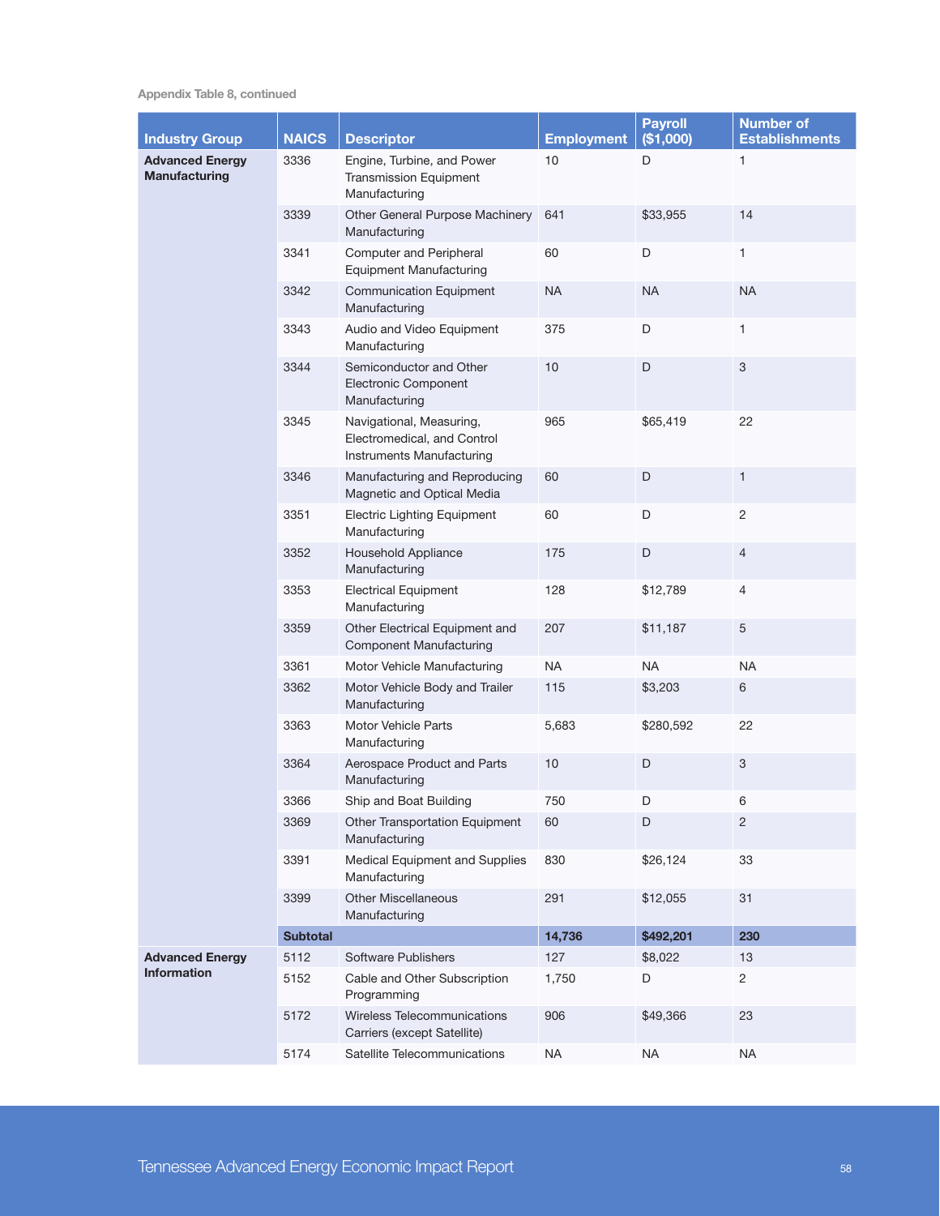Appendix Table 8, continued

| Industry Group | NAICS | Descriptor | Employment | Payroll ($1,000) | Number of Establishments |
|---|---|---|---|---|---|
| **Advanced Energy Manufacturing** | 3336 | Engine, Turbine, and Power Transmission Equipment Manufacturing | 10 | D | 1 |
| | 3339 | Other General Purpose Machinery Manufacturing | 641 | $33,955 | 14 |
| | 3341 | Computer and Peripheral Equipment Manufacturing | 60 | D | 1 |
| | 3342 | Communication Equipment Manufacturing | NA | NA | NA |
| | 3343 | Audio and Video Equipment Manufacturing | 375 | D | 1 |
| | 3344 | Semiconductor and Other Electronic Component Manufacturing | 10 | D | 3 |
| | 3345 | Navigational, Measuring, Electromedical, and Control Instruments Manufacturing | 965 | $65,419 | 22 |
| | 3346 | Manufacturing and Reproducing Magnetic and Optical Media | 60 | D | 1 |
| | 3351 | Electric Lighting Equipment Manufacturing | 60 | D | 2 |
| | 3352 | Household Appliance Manufacturing | 175 | D | 4 |
| | 3353 | Electrical Equipment Manufacturing | 128 | $12,789 | 4 |
| | 3359 | Other Electrical Equipment and Component Manufacturing | 207 | $11,187 | 5 |
| | 3361 | Motor Vehicle Manufacturing | NA | NA | NA |
| | 3362 | Motor Vehicle Body and Trailer Manufacturing | 115 | $3,203 | 6 |
| | 3363 | Motor Vehicle Parts Manufacturing | 5,683 | $280,592 | 22 |
| | 3364 | Aerospace Product and Parts Manufacturing | 10 | D | 3 |
| | 3366 | Ship and Boat Building | 750 | D | 6 |
| | 3369 | Other Transportation Equipment Manufacturing | 60 | D | 2 |
| | 3391 | Medical Equipment and Supplies Manufacturing | 830 | $26,124 | 33 |
| | 3399 | Other Miscellaneous Manufacturing | 291 | $12,055 | 31 |
| | **Subtotal** | | **14,736** | **$492,201** | **230** |
| **Advanced Energy Information** | 5112 | Software Publishers | 127 | $8,022 | 13 |
| | 5152 | Cable and Other Subscription Programming | 1,750 | D | 2 |
| | 5172 | Wireless Telecommunications Carriers (except Satellite) | 906 | $49,366 | 23 |
| | 5174 | Satellite Telecommunications | NA | NA | NA |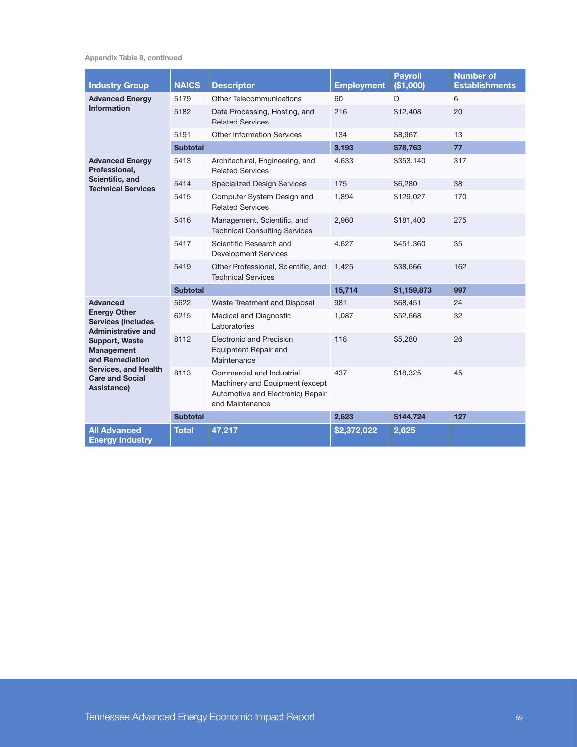Appendix Table 8, continued

| Industry Group | NAICS | Descriptor | Employment | Payroll ($1,000) | Number of Establishments |
|---|---|---|---|---|---|
| **Advanced Energy Information** | 5179 | Other Telecommunications | 60 | D | 6 |
| | 5182 | Data Processing, Hosting, and Related Services | 216 | $12,408 | 20 |
| | 5191 | Other Information Services | 134 | $8,967 | 13 |
| | **Subtotal** | | **3,193** | **$78,763** | **77** |
| **Advanced Energy Professional, Scientific, and Technical Services** | 5413 | Architectural, Engineering, and Related Services | 4,633 | $353,140 | 317 |
| | 5414 | Specialized Design Services | 175 | $6,280 | 38 |
| | 5415 | Computer System Design and Related Services | 1,894 | $129,027 | 170 |
| | 5416 | Management, Scientific, and Technical Consulting Services | 2,960 | $181,400 | 275 |
| | 5417 | Scientific Research and Development Services | 4,627 | $451,360 | 35 |
| | 5419 | Other Professional, Scientific, and Technical Services | 1,425 | $38,666 | 162 |
| | **Subtotal** | | **15,714** | **$1,159,873** | **997** |
| **Advanced Energy Other Services (Includes Administrative and Support, Waste Management and Remediation Services, and Health Care and Social Assistance)** | 5622 | Waste Treatment and Disposal | 981 | $68,451 | 24 |
| | 6215 | Medical and Diagnostic Laboratories | 1,087 | $52,668 | 32 |
| | 8112 | Electronic and Precision Equipment Repair and Maintenance | 118 | $5,280 | 26 |
| | 8113 | Commercial and Industrial Machinery and Equipment (except Automotive and Electronic) Repair and Maintenance | 437 | $18,325 | 45 |
| | **Subtotal** | | **2,623** | **$144,724** | **127** |
| **All Advanced Energy Industry** | **Total** | **47,217** | **$2,372,022** | **2,625** | |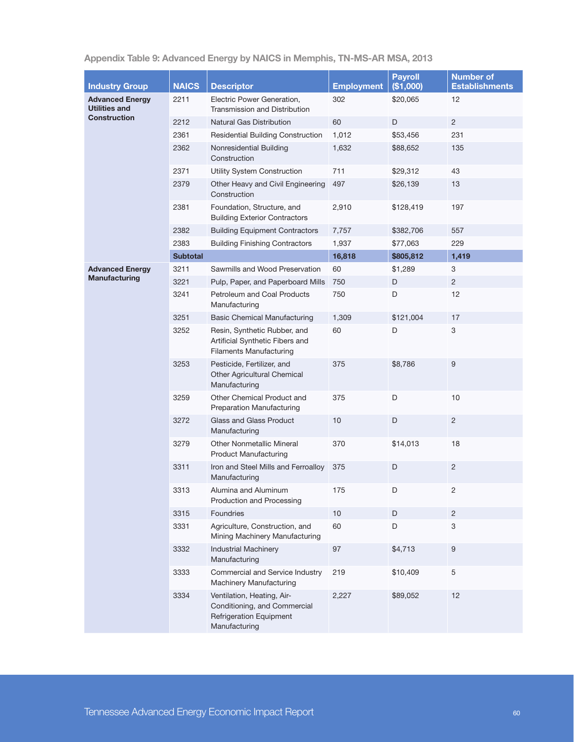### Appendix Table 9: Advanced Energy by NAICS in Memphis, TN-MS-AR MSA, 2013

| Industry Group | NAICS | Descriptor | Employment | Payroll ($1,000) | Number of Establishments |
|---|---|---|---|---|---|
| **Advanced Energy Utilities and Construction** | 2211 | Electric Power Generation, Transmission and Distribution | 302 | $20,065 | 12 |
| | 2212 | Natural Gas Distribution | 60 | D | 2 |
| | 2361 | Residential Building Construction | 1,012 | $53,456 | 231 |
| | 2362 | Nonresidential Building Construction | 1,632 | $88,652 | 135 |
| | 2371 | Utility System Construction | 711 | $29,312 | 43 |
| | 2379 | Other Heavy and Civil Engineering Construction | 497 | $26,139 | 13 |
| | 2381 | Foundation, Structure, and Building Exterior Contractors | 2,910 | $128,419 | 197 |
| | 2382 | Building Equipment Contractors | 7,757 | $382,706 | 557 |
| | 2383 | Building Finishing Contractors | 1,937 | $77,063 | 229 |
| | **Subtotal** | | **16,818** | **$805,812** | **1,419** |
| **Advanced Energy Manufacturing** | 3211 | Sawmills and Wood Preservation | 60 | $1,289 | 3 |
| | 3221 | Pulp, Paper, and Paperboard Mills | 750 | D | 2 |
| | 3241 | Petroleum and Coal Products Manufacturing | 750 | D | 12 |
| | 3251 | Basic Chemical Manufacturing | 1,309 | $121,004 | 17 |
| | 3252 | Resin, Synthetic Rubber, and Artificial Synthetic Fibers and Filaments Manufacturing | 60 | D | 3 |
| | 3253 | Pesticide, Fertilizer, and Other Agricultural Chemical Manufacturing | 375 | $8,786 | 9 |
| | 3259 | Other Chemical Product and Preparation Manufacturing | 375 | D | 10 |
| | 3272 | Glass and Glass Product Manufacturing | 10 | D | 2 |
| | 3279 | Other Nonmetallic Mineral Product Manufacturing | 370 | $14,013 | 18 |
| | 3311 | Iron and Steel Mills and Ferroalloy Manufacturing | 375 | D | 2 |
| | 3313 | Alumina and Aluminum Production and Processing | 175 | D | 2 |
| | 3315 | Foundries | 10 | D | 2 |
| | 3331 | Agriculture, Construction, and Mining Machinery Manufacturing | 60 | D | 3 |
| | 3332 | Industrial Machinery Manufacturing | 97 | $4,713 | 9 |
| | 3333 | Commercial and Service Industry Machinery Manufacturing | 219 | $10,409 | 5 |
| | 3334 | Ventilation, Heating, Air-Conditioning, and Commercial Refrigeration Equipment Manufacturing | 2,227 | $89,052 | 12 |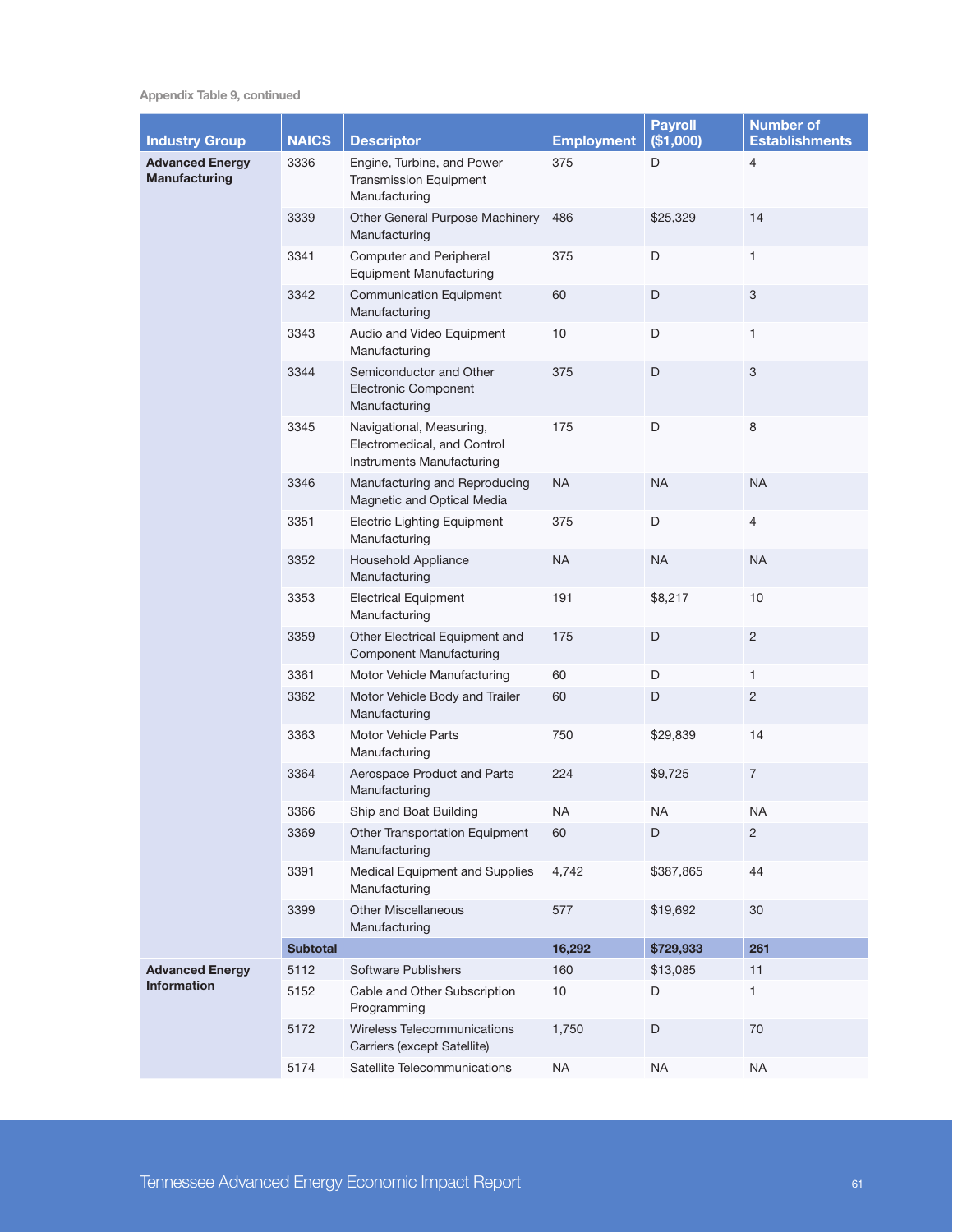Appendix Table 9, continued

| Industry Group | NAICS | Descriptor | Employment | Payroll ($1,000) | Number of Establishments |
|---|---|---|---|---|---|
| **Advanced Energy Manufacturing** | 3336 | Engine, Turbine, and Power Transmission Equipment Manufacturing | 375 | D | 4 |
| | 3339 | Other General Purpose Machinery Manufacturing | 486 | $25,329 | 14 |
| | 3341 | Computer and Peripheral Equipment Manufacturing | 375 | D | 1 |
| | 3342 | Communication Equipment Manufacturing | 60 | D | 3 |
| | 3343 | Audio and Video Equipment Manufacturing | 10 | D | 1 |
| | 3344 | Semiconductor and Other Electronic Component Manufacturing | 375 | D | 3 |
| | 3345 | Navigational, Measuring, Electromedical, and Control Instruments Manufacturing | 175 | D | 8 |
| | 3346 | Manufacturing and Reproducing Magnetic and Optical Media | NA | NA | NA |
| | 3351 | Electric Lighting Equipment Manufacturing | 375 | D | 4 |
| | 3352 | Household Appliance Manufacturing | NA | NA | NA |
| | 3353 | Electrical Equipment Manufacturing | 191 | $8,217 | 10 |
| | 3359 | Other Electrical Equipment and Component Manufacturing | 175 | D | 2 |
| | 3361 | Motor Vehicle Manufacturing | 60 | D | 1 |
| | 3362 | Motor Vehicle Body and Trailer Manufacturing | 60 | D | 2 |
| | 3363 | Motor Vehicle Parts Manufacturing | 750 | $29,839 | 14 |
| | 3364 | Aerospace Product and Parts Manufacturing | 224 | $9,725 | 7 |
| | 3366 | Ship and Boat Building | NA | NA | NA |
| | 3369 | Other Transportation Equipment Manufacturing | 60 | D | 2 |
| | 3391 | Medical Equipment and Supplies Manufacturing | 4,742 | $387,865 | 44 |
| | 3399 | Other Miscellaneous Manufacturing | 577 | $19,692 | 30 |
| | **Subtotal** | | **16,292** | **$729,933** | **261** |
| **Advanced Energy Information** | 5112 | Software Publishers | 160 | $13,085 | 11 |
| | 5152 | Cable and Other Subscription Programming | 10 | D | 1 |
| | 5172 | Wireless Telecommunications Carriers (except Satellite) | 1,750 | D | 70 |
| | 5174 | Satellite Telecommunications | NA | NA | NA |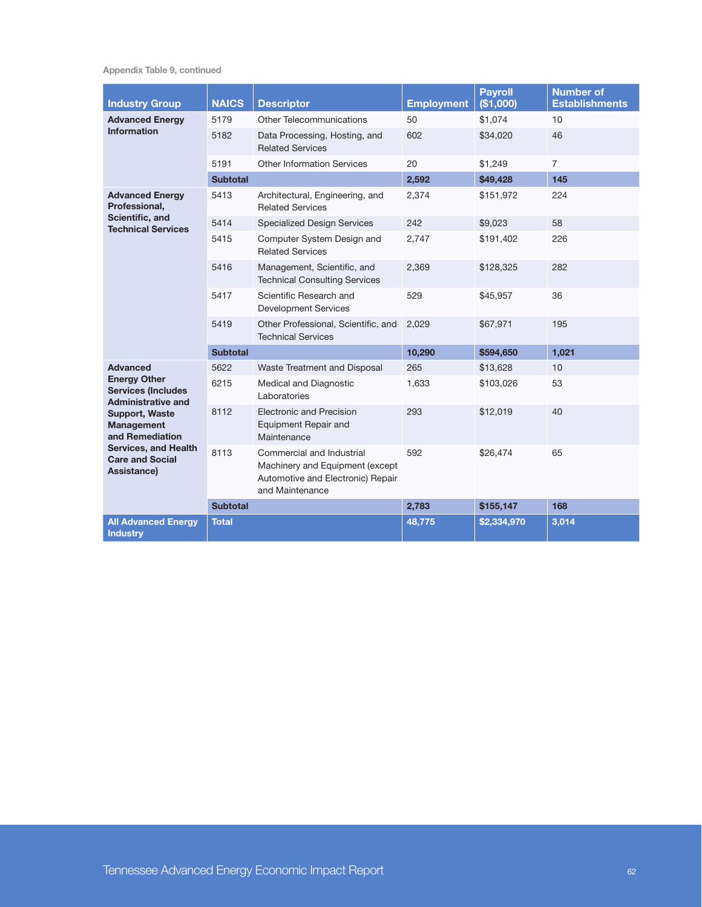Appendix Table 9, continued

| Industry Group | NAICS | Descriptor | Employment | Payroll ($1,000) | Number of Establishments |
|---|---|---|---|---|---|
| **Advanced Energy Information** | 5179 | Other Telecommunications | 50 | $1,074 | 10 |
| | 5182 | Data Processing, Hosting, and Related Services | 602 | $34,020 | 46 |
| | 5191 | Other Information Services | 20 | $1,249 | 7 |
| | **Subtotal** | | **2,592** | **$49,428** | **145** |
| **Advanced Energy Professional, Scientific, and Technical Services** | 5413 | Architectural, Engineering, and Related Services | 2,374 | $151,972 | 224 |
| | 5414 | Specialized Design Services | 242 | $9,023 | 58 |
| | 5415 | Computer System Design and Related Services | 2,747 | $191,402 | 226 |
| | 5416 | Management, Scientific, and Technical Consulting Services | 2,369 | $128,325 | 282 |
| | 5417 | Scientific Research and Development Services | 529 | $45,957 | 36 |
| | 5419 | Other Professional, Scientific, and Technical Services | 2,029 | $67,971 | 195 |
| | **Subtotal** | | **10,290** | **$594,650** | **1,021** |
| **Advanced Energy Other Services (Includes Administrative and Support, Waste Management and Remediation Services, and Health Care and Social Assistance)** | 5622 | Waste Treatment and Disposal | 265 | $13,628 | 10 |
| | 6215 | Medical and Diagnostic Laboratories | 1,633 | $103,026 | 53 |
| | 8112 | Electronic and Precision Equipment Repair and Maintenance | 293 | $12,019 | 40 |
| | 8113 | Commercial and Industrial Machinery and Equipment (except Automotive and Electronic) Repair and Maintenance | 592 | $26,474 | 65 |
| | **Subtotal** | | **2,783** | **$155,147** | **168** |
| **All Advanced Energy Industry** | **Total** | | **48,775** | **$2,334,970** | **3,014** |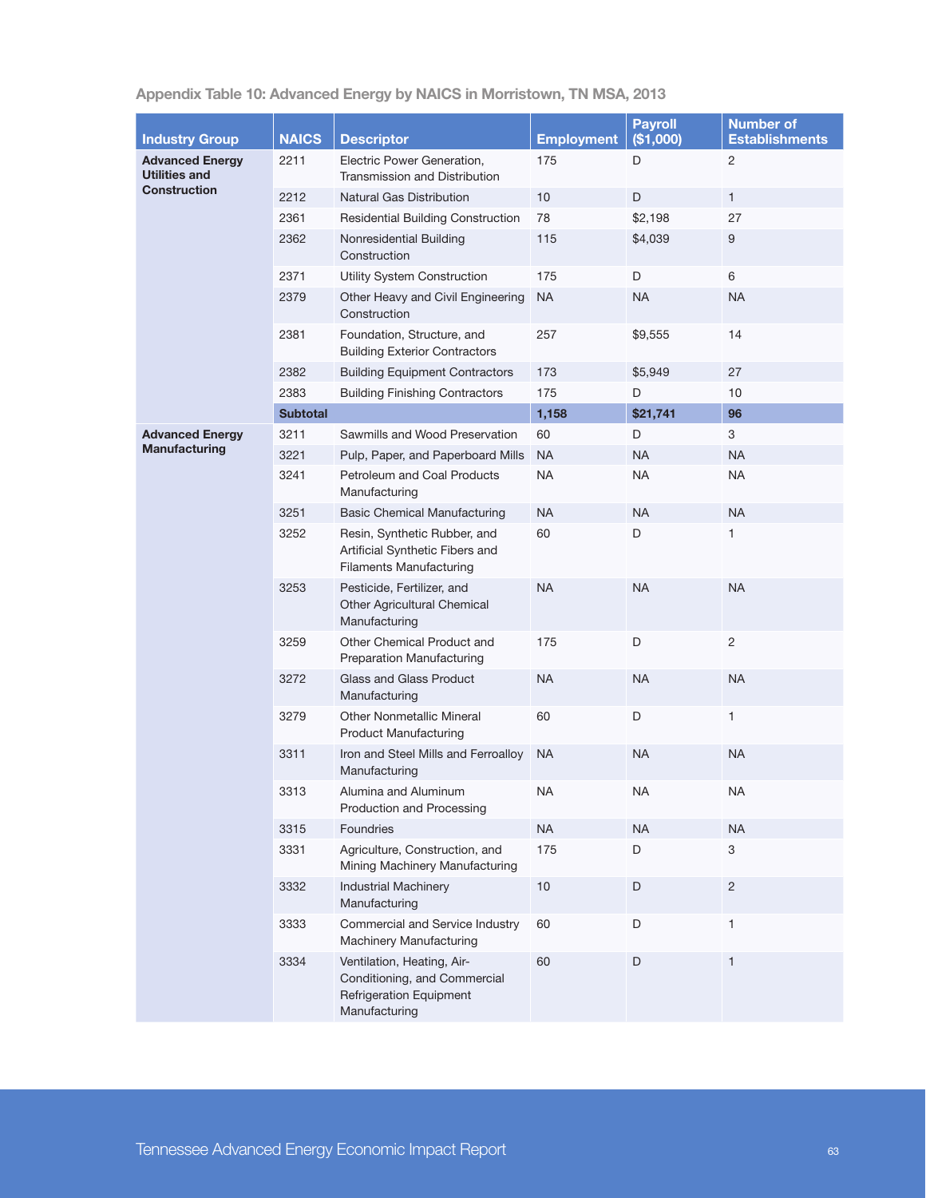Appendix Table 10: Advanced Energy by NAICS in Morristown, TN MSA, 2013

| Industry Group | NAICS | Descriptor | Employment | Payroll ($1,000) | Number of Establishments |
|---|---|---|---|---|---|
| **Advanced Energy Utilities and Construction** | 2211 | Electric Power Generation, Transmission and Distribution | 175 | D | 2 |
| | 2212 | Natural Gas Distribution | 10 | D | 1 |
| | 2361 | Residential Building Construction | 78 | $2,198 | 27 |
| | 2362 | Nonresidential Building Construction | 115 | $4,039 | 9 |
| | 2371 | Utility System Construction | 175 | D | 6 |
| | 2379 | Other Heavy and Civil Engineering Construction | NA | NA | NA |
| | 2381 | Foundation, Structure, and Building Exterior Contractors | 257 | $9,555 | 14 |
| | 2382 | Building Equipment Contractors | 173 | $5,949 | 27 |
| | 2383 | Building Finishing Contractors | 175 | D | 10 |
| | **Subtotal** | | **1,158** | **$21,741** | **96** |
| **Advanced Energy Manufacturing** | 3211 | Sawmills and Wood Preservation | 60 | D | 3 |
| | 3221 | Pulp, Paper, and Paperboard Mills | NA | NA | NA |
| | 3241 | Petroleum and Coal Products Manufacturing | NA | NA | NA |
| | 3251 | Basic Chemical Manufacturing | NA | NA | NA |
| | 3252 | Resin, Synthetic Rubber, and Artificial Synthetic Fibers and Filaments Manufacturing | 60 | D | 1 |
| | 3253 | Pesticide, Fertilizer, and Other Agricultural Chemical Manufacturing | NA | NA | NA |
| | 3259 | Other Chemical Product and Preparation Manufacturing | 175 | D | 2 |
| | 3272 | Glass and Glass Product Manufacturing | NA | NA | NA |
| | 3279 | Other Nonmetallic Mineral Product Manufacturing | 60 | D | 1 |
| | 3311 | Iron and Steel Mills and Ferroalloy Manufacturing | NA | NA | NA |
| | 3313 | Alumina and Aluminum Production and Processing | NA | NA | NA |
| | 3315 | Foundries | NA | NA | NA |
| | 3331 | Agriculture, Construction, and Mining Machinery Manufacturing | 175 | D | 3 |
| | 3332 | Industrial Machinery Manufacturing | 10 | D | 2 |
| | 3333 | Commercial and Service Industry Machinery Manufacturing | 60 | D | 1 |
| | 3334 | Ventilation, Heating, Air-Conditioning, and Commercial Refrigeration Equipment Manufacturing | 60 | D | 1 |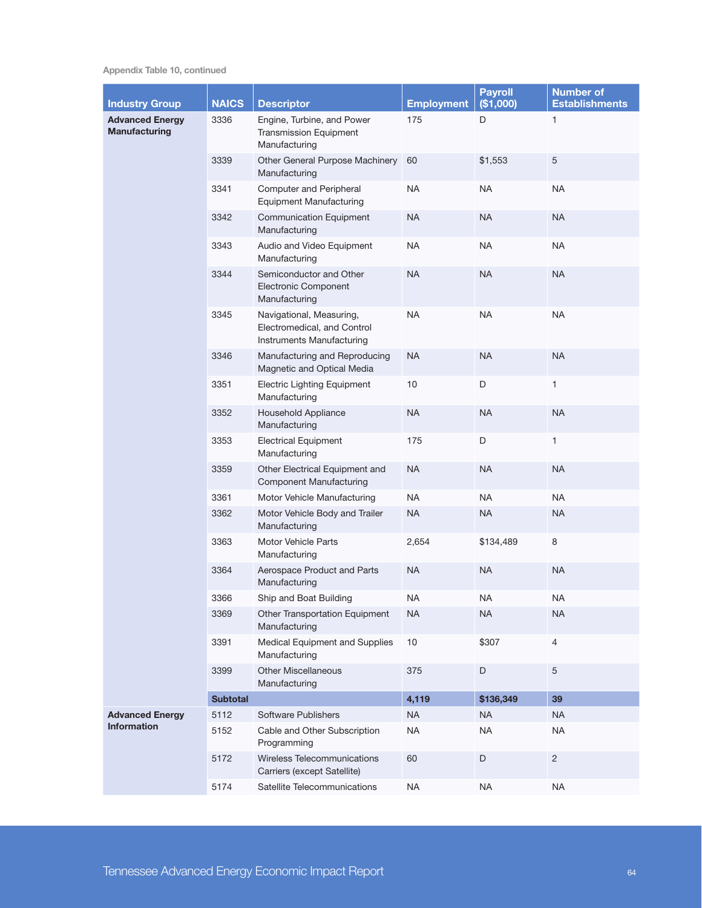Appendix Table 10, continued

| Industry Group | NAICS | Descriptor | Employment | Payroll ($1,000) | Number of Establishments |
|---|---|---|---|---|---|
| **Advanced Energy Manufacturing** | 3336 | Engine, Turbine, and Power Transmission Equipment Manufacturing | 175 | D | 1 |
| | 3339 | Other General Purpose Machinery Manufacturing | 60 | $1,553 | 5 |
| | 3341 | Computer and Peripheral Equipment Manufacturing | NA | NA | NA |
| | 3342 | Communication Equipment Manufacturing | NA | NA | NA |
| | 3343 | Audio and Video Equipment Manufacturing | NA | NA | NA |
| | 3344 | Semiconductor and Other Electronic Component Manufacturing | NA | NA | NA |
| | 3345 | Navigational, Measuring, Electromedical, and Control Instruments Manufacturing | NA | NA | NA |
| | 3346 | Manufacturing and Reproducing Magnetic and Optical Media | NA | NA | NA |
| | 3351 | Electric Lighting Equipment Manufacturing | 10 | D | 1 |
| | 3352 | Household Appliance Manufacturing | NA | NA | NA |
| | 3353 | Electrical Equipment Manufacturing | 175 | D | 1 |
| | 3359 | Other Electrical Equipment and Component Manufacturing | NA | NA | NA |
| | 3361 | Motor Vehicle Manufacturing | NA | NA | NA |
| | 3362 | Motor Vehicle Body and Trailer Manufacturing | NA | NA | NA |
| | 3363 | Motor Vehicle Parts Manufacturing | 2,654 | $134,489 | 8 |
| | 3364 | Aerospace Product and Parts Manufacturing | NA | NA | NA |
| | 3366 | Ship and Boat Building | NA | NA | NA |
| | 3369 | Other Transportation Equipment Manufacturing | NA | NA | NA |
| | 3391 | Medical Equipment and Supplies Manufacturing | 10 | $307 | 4 |
| | 3399 | Other Miscellaneous Manufacturing | 375 | D | 5 |
| | **Subtotal** | | **4,119** | **$136,349** | **39** |
| **Advanced Energy Information** | 5112 | Software Publishers | NA | NA | NA |
| | 5152 | Cable and Other Subscription Programming | NA | NA | NA |
| | 5172 | Wireless Telecommunications Carriers (except Satellite) | 60 | D | 2 |
| | 5174 | Satellite Telecommunications | NA | NA | NA |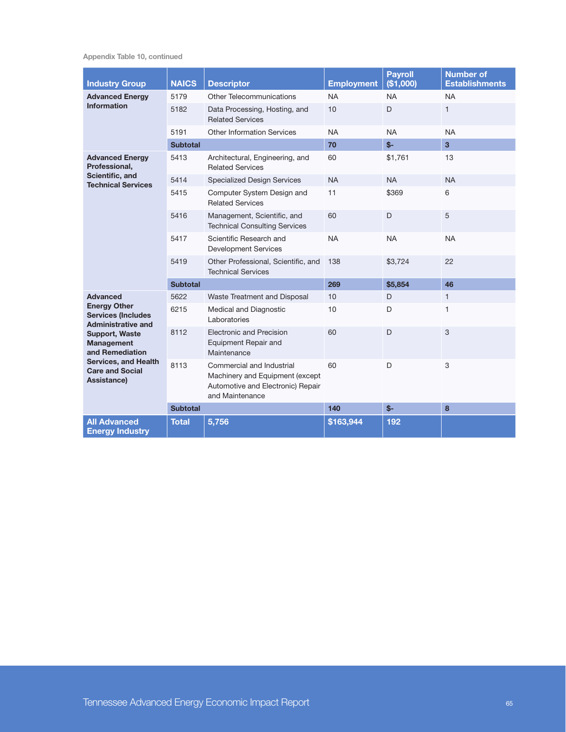Appendix Table 10, continued

| Industry Group | NAICS | Descriptor | Employment | Payroll ($1,000) | Number of Establishments |
|---|---|---|---|---|---|
| **Advanced Energy Information** | 5179 | Other Telecommunications | NA | NA | NA |
| | 5182 | Data Processing, Hosting, and Related Services | 10 | D | 1 |
| | 5191 | Other Information Services | NA | NA | NA |
| | **Subtotal** | | **70** | **$-** | **3** |
| **Advanced Energy Professional, Scientific, and Technical Services** | 5413 | Architectural, Engineering, and Related Services | 60 | $1,761 | 13 |
| | 5414 | Specialized Design Services | NA | NA | NA |
| | 5415 | Computer System Design and Related Services | 11 | $369 | 6 |
| | 5416 | Management, Scientific, and Technical Consulting Services | 60 | D | 5 |
| | 5417 | Scientific Research and Development Services | NA | NA | NA |
| | 5419 | Other Professional, Scientific, and Technical Services | 138 | $3,724 | 22 |
| | **Subtotal** | | **269** | **$5,854** | **46** |
| **Advanced Energy Other Services (Includes Administrative and Support, Waste Management and Remediation Services, and Health Care and Social Assistance)** | 5622 | Waste Treatment and Disposal | 10 | D | 1 |
| | 6215 | Medical and Diagnostic Laboratories | 10 | D | 1 |
| | 8112 | Electronic and Precision Equipment Repair and Maintenance | 60 | D | 3 |
| | 8113 | Commercial and Industrial Machinery and Equipment (except Automotive and Electronic) Repair and Maintenance | 60 | D | 3 |
| | **Subtotal** | | **140** | **$-** | **8** |
| **All Advanced Energy Industry** | **Total** | **5,756** | **$163,944** | **192** | |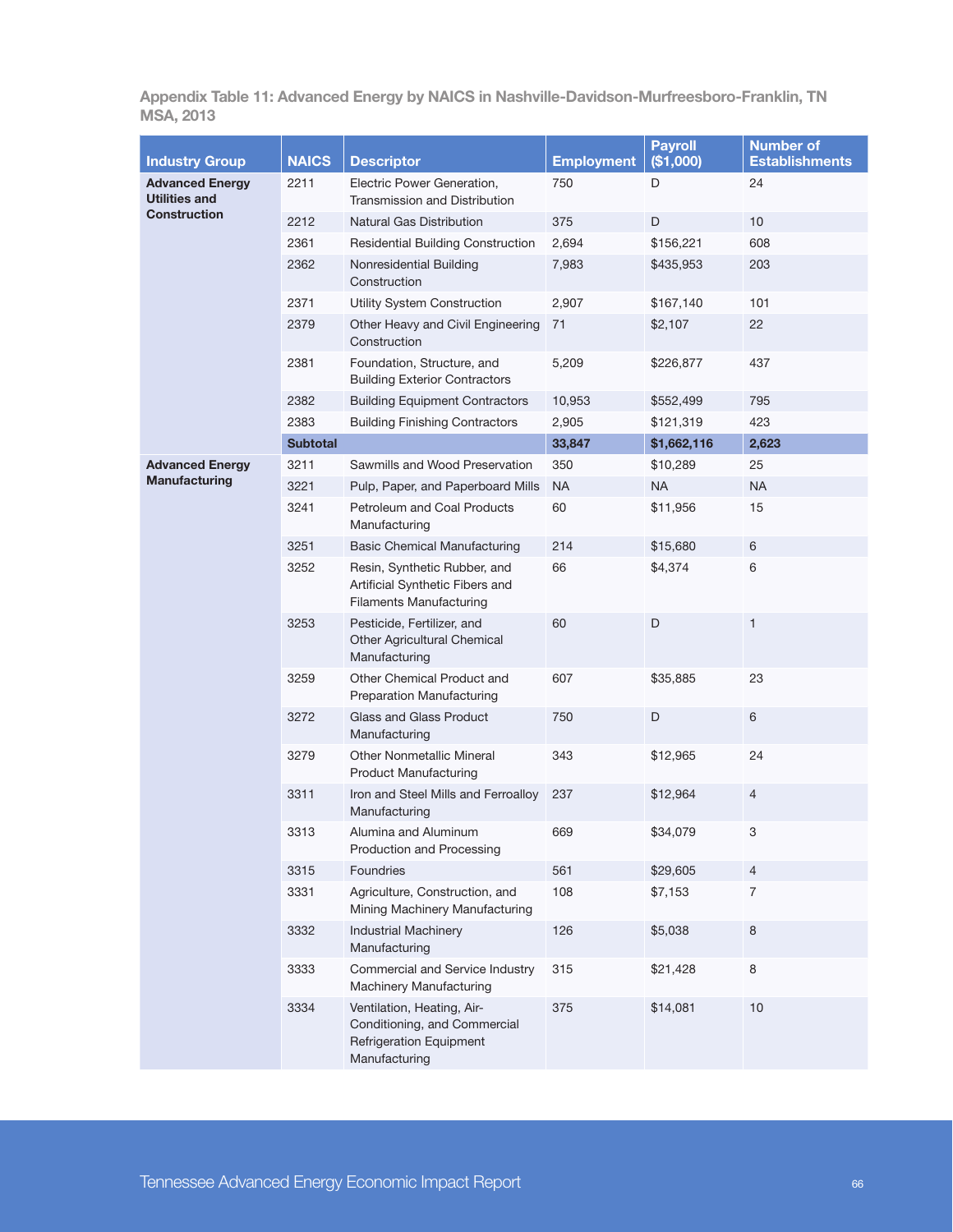**Appendix Table 11: Advanced Energy by NAICS in Nashville-Davidson-Murfreesboro-Franklin, TN MSA, 2013**

| Industry Group | NAICS | Descriptor | Employment | Payroll ($1,000) | Number of Establishments |
|---|---|---|---|---|---|
| **Advanced Energy Utilities and Construction** | 2211 | Electric Power Generation, Transmission and Distribution | 750 | D | 24 |
| | 2212 | Natural Gas Distribution | 375 | D | 10 |
| | 2361 | Residential Building Construction | 2,694 | $156,221 | 608 |
| | 2362 | Nonresidential Building Construction | 7,983 | $435,953 | 203 |
| | 2371 | Utility System Construction | 2,907 | $167,140 | 101 |
| | 2379 | Other Heavy and Civil Engineering Construction | 71 | $2,107 | 22 |
| | 2381 | Foundation, Structure, and Building Exterior Contractors | 5,209 | $226,877 | 437 |
| | 2382 | Building Equipment Contractors | 10,953 | $552,499 | 795 |
| | 2383 | Building Finishing Contractors | 2,905 | $121,319 | 423 |
| | **Subtotal** | | **33,847** | **$1,662,116** | **2,623** |
| **Advanced Energy Manufacturing** | 3211 | Sawmills and Wood Preservation | 350 | $10,289 | 25 |
| | 3221 | Pulp, Paper, and Paperboard Mills | NA | NA | NA |
| | 3241 | Petroleum and Coal Products Manufacturing | 60 | $11,956 | 15 |
| | 3251 | Basic Chemical Manufacturing | 214 | $15,680 | 6 |
| | 3252 | Resin, Synthetic Rubber, and Artificial Synthetic Fibers and Filaments Manufacturing | 66 | $4,374 | 6 |
| | 3253 | Pesticide, Fertilizer, and Other Agricultural Chemical Manufacturing | 60 | D | 1 |
| | 3259 | Other Chemical Product and Preparation Manufacturing | 607 | $35,885 | 23 |
| | 3272 | Glass and Glass Product Manufacturing | 750 | D | 6 |
| | 3279 | Other Nonmetallic Mineral Product Manufacturing | 343 | $12,965 | 24 |
| | 3311 | Iron and Steel Mills and Ferroalloy Manufacturing | 237 | $12,964 | 4 |
| | 3313 | Alumina and Aluminum Production and Processing | 669 | $34,079 | 3 |
| | 3315 | Foundries | 561 | $29,605 | 4 |
| | 3331 | Agriculture, Construction, and Mining Machinery Manufacturing | 108 | $7,153 | 7 |
| | 3332 | Industrial Machinery Manufacturing | 126 | $5,038 | 8 |
| | 3333 | Commercial and Service Industry Machinery Manufacturing | 315 | $21,428 | 8 |
| | 3334 | Ventilation, Heating, Air-Conditioning, and Commercial Refrigeration Equipment Manufacturing | 375 | $14,081 | 10 |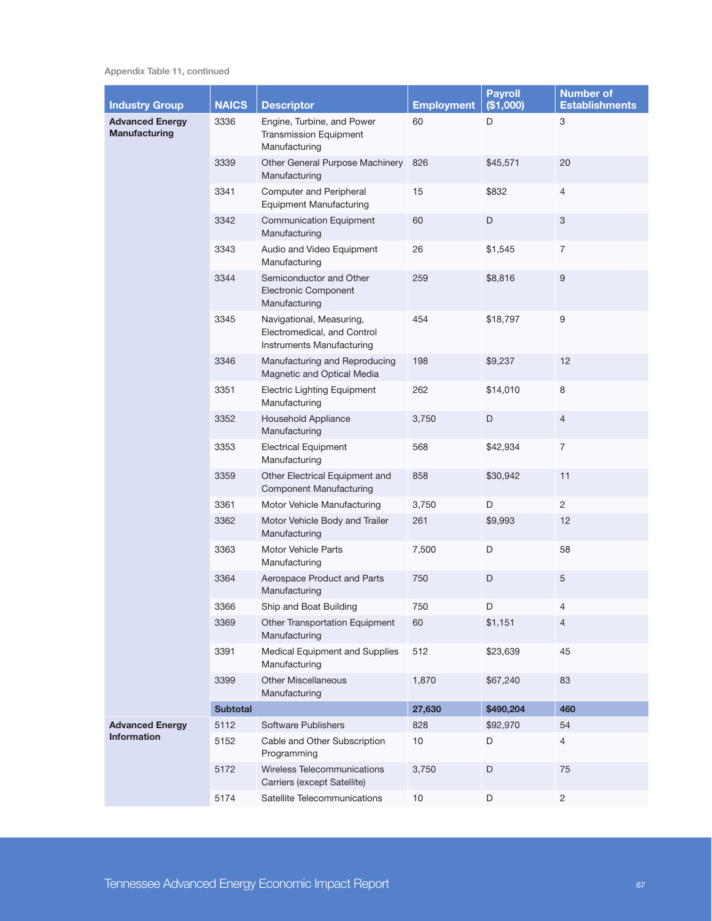Appendix Table 11, continued

| Industry Group | NAICS | Descriptor | Employment | Payroll ($1,000) | Number of Establishments |
|---|---|---|---|---|---|
| **Advanced Energy Manufacturing** | 3336 | Engine, Turbine, and Power Transmission Equipment Manufacturing | 60 | D | 3 |
| | 3339 | Other General Purpose Machinery Manufacturing | 826 | $45,571 | 20 |
| | 3341 | Computer and Peripheral Equipment Manufacturing | 15 | $832 | 4 |
| | 3342 | Communication Equipment Manufacturing | 60 | D | 3 |
| | 3343 | Audio and Video Equipment Manufacturing | 26 | $1,545 | 7 |
| | 3344 | Semiconductor and Other Electronic Component Manufacturing | 259 | $8,816 | 9 |
| | 3345 | Navigational, Measuring, Electromedical, and Control Instruments Manufacturing | 454 | $18,797 | 9 |
| | 3346 | Manufacturing and Reproducing Magnetic and Optical Media | 198 | $9,237 | 12 |
| | 3351 | Electric Lighting Equipment Manufacturing | 262 | $14,010 | 8 |
| | 3352 | Household Appliance Manufacturing | 3,750 | D | 4 |
| | 3353 | Electrical Equipment Manufacturing | 568 | $42,934 | 7 |
| | 3359 | Other Electrical Equipment and Component Manufacturing | 858 | $30,942 | 11 |
| | 3361 | Motor Vehicle Manufacturing | 3,750 | D | 2 |
| | 3362 | Motor Vehicle Body and Trailer Manufacturing | 261 | $9,993 | 12 |
| | 3363 | Motor Vehicle Parts Manufacturing | 7,500 | D | 58 |
| | 3364 | Aerospace Product and Parts Manufacturing | 750 | D | 5 |
| | 3366 | Ship and Boat Building | 750 | D | 4 |
| | 3369 | Other Transportation Equipment Manufacturing | 60 | $1,151 | 4 |
| | 3391 | Medical Equipment and Supplies Manufacturing | 512 | $23,639 | 45 |
| | 3399 | Other Miscellaneous Manufacturing | 1,870 | $67,240 | 83 |
| | **Subtotal** | | **27,630** | **$490,204** | **460** |
| **Advanced Energy Information** | 5112 | Software Publishers | 828 | $92,970 | 54 |
| | 5152 | Cable and Other Subscription Programming | 10 | D | 4 |
| | 5172 | Wireless Telecommunications Carriers (except Satellite) | 3,750 | D | 75 |
| | 5174 | Satellite Telecommunications | 10 | D | 2 |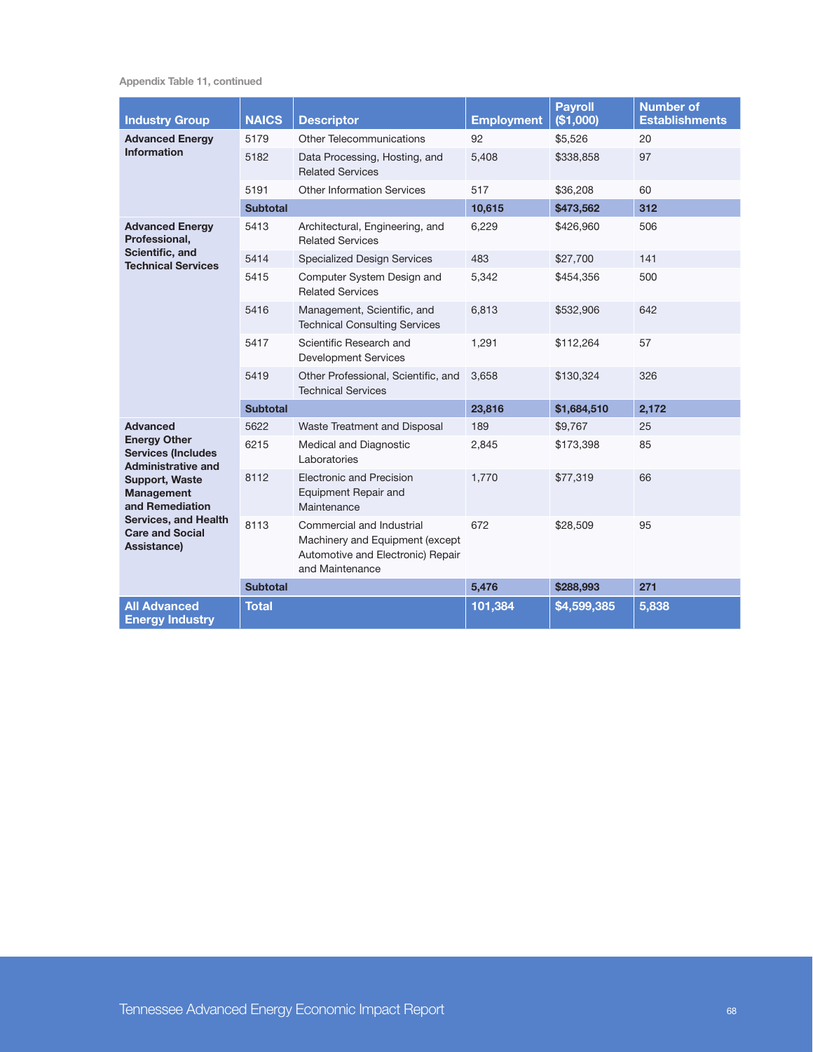Appendix Table 11, continued

| Industry Group | NAICS | Descriptor | Employment | Payroll ($1,000) | Number of Establishments |
|---|---|---|---|---|---|
| **Advanced Energy Information** | 5179 | Other Telecommunications | 92 | $5,526 | 20 |
| | 5182 | Data Processing, Hosting, and Related Services | 5,408 | $338,858 | 97 |
| | 5191 | Other Information Services | 517 | $36,208 | 60 |
| | **Subtotal** | | **10,615** | **$473,562** | **312** |
| **Advanced Energy Professional, Scientific, and Technical Services** | 5413 | Architectural, Engineering, and Related Services | 6,229 | $426,960 | 506 |
| | 5414 | Specialized Design Services | 483 | $27,700 | 141 |
| | 5415 | Computer System Design and Related Services | 5,342 | $454,356 | 500 |
| | 5416 | Management, Scientific, and Technical Consulting Services | 6,813 | $532,906 | 642 |
| | 5417 | Scientific Research and Development Services | 1,291 | $112,264 | 57 |
| | 5419 | Other Professional, Scientific, and Technical Services | 3,658 | $130,324 | 326 |
| | **Subtotal** | | **23,816** | **$1,684,510** | **2,172** |
| **Advanced Energy Other Services (Includes Administrative and Support, Waste Management and Remediation Services, and Health Care and Social Assistance)** | 5622 | Waste Treatment and Disposal | 189 | $9,767 | 25 |
| | 6215 | Medical and Diagnostic Laboratories | 2,845 | $173,398 | 85 |
| | 8112 | Electronic and Precision Equipment Repair and Maintenance | 1,770 | $77,319 | 66 |
| | 8113 | Commercial and Industrial Machinery and Equipment (except Automotive and Electronic) Repair and Maintenance | 672 | $28,509 | 95 |
| | **Subtotal** | | **5,476** | **$288,993** | **271** |
| **All Advanced Energy Industry** | **Total** | | **101,384** | **$4,599,385** | **5,838** |